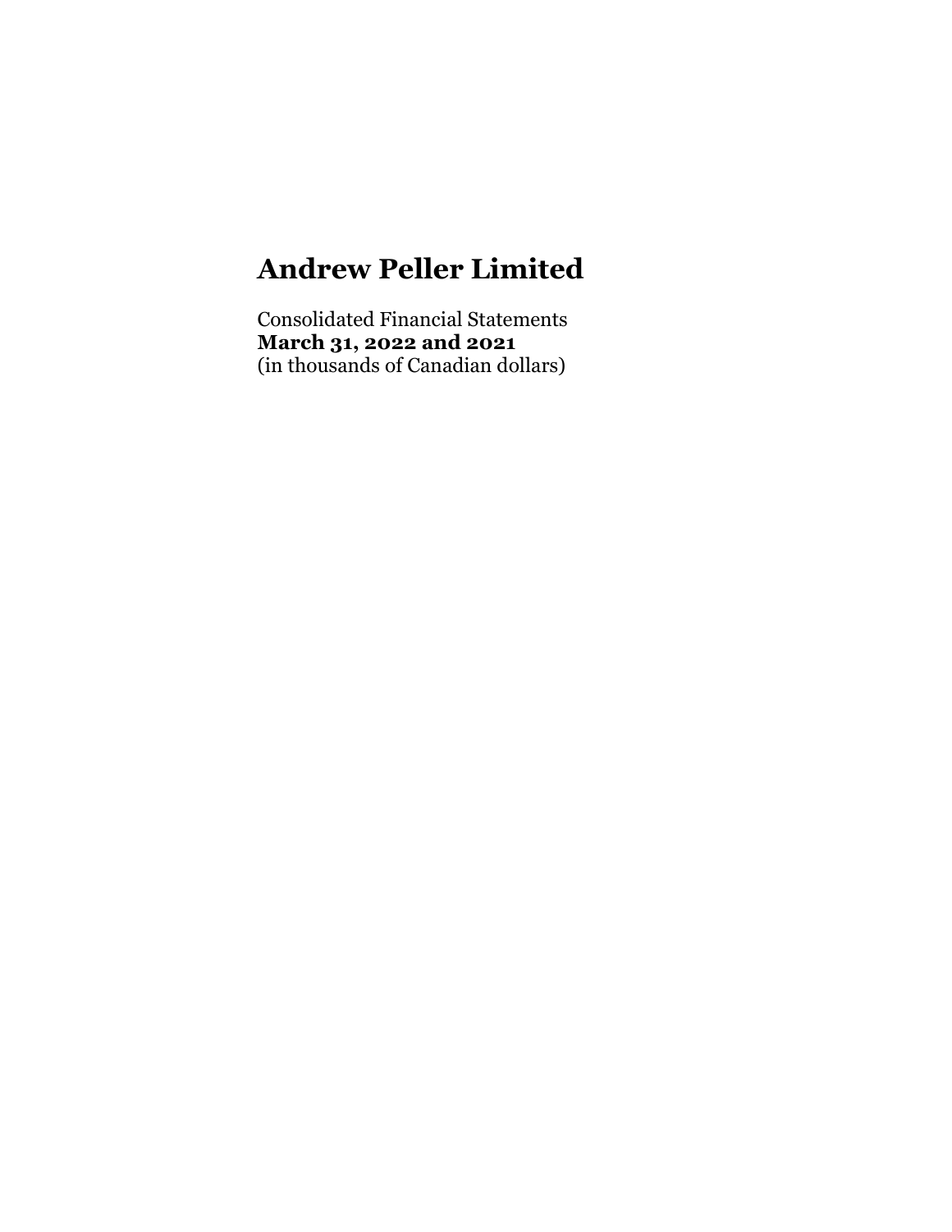# Andrew Peller Limited

Consolidated Financial Statements
**March 31, 2022 and 2021**
(in thousands of Canadian dollars)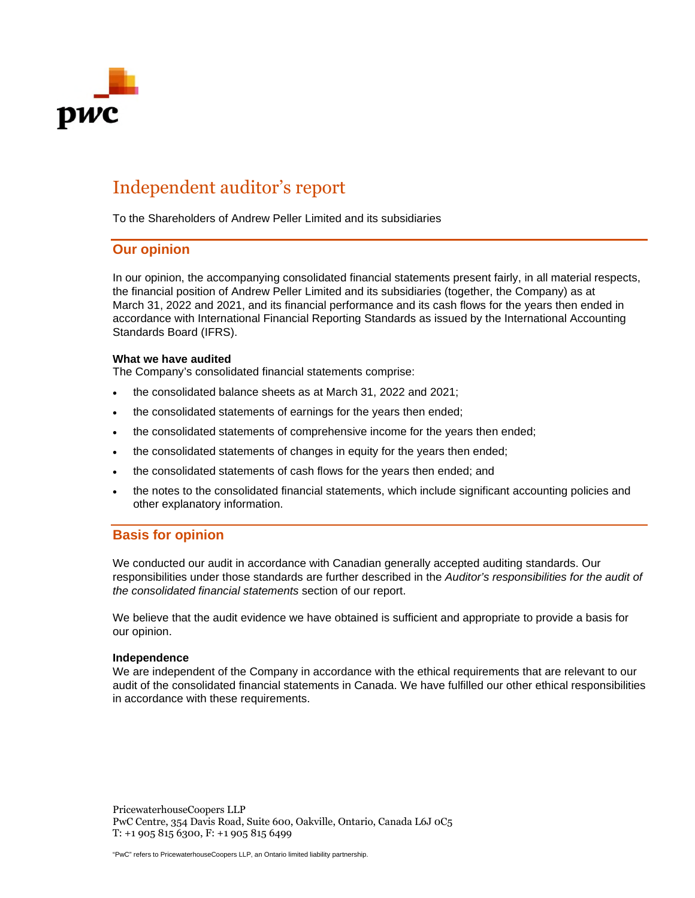# Independent auditor's report

To the Shareholders of Andrew Peller Limited and its subsidiaries

## Our opinion

In our opinion, the accompanying consolidated financial statements present fairly, in all material respects, the financial position of Andrew Peller Limited and its subsidiaries (together, the Company) as at March 31, 2022 and 2021, and its financial performance and its cash flows for the years then ended in accordance with International Financial Reporting Standards as issued by the International Accounting Standards Board (IFRS).

**What we have audited**

The Company's consolidated financial statements comprise:

- the consolidated balance sheets as at March 31, 2022 and 2021;
- the consolidated statements of earnings for the years then ended;
- the consolidated statements of comprehensive income for the years then ended;
- the consolidated statements of changes in equity for the years then ended;
- the consolidated statements of cash flows for the years then ended; and
- the notes to the consolidated financial statements, which include significant accounting policies and other explanatory information.

## Basis for opinion

We conducted our audit in accordance with Canadian generally accepted auditing standards. Our responsibilities under those standards are further described in the *Auditor's responsibilities for the audit of the consolidated financial statements* section of our report.

We believe that the audit evidence we have obtained is sufficient and appropriate to provide a basis for our opinion.

**Independence**

We are independent of the Company in accordance with the ethical requirements that are relevant to our audit of the consolidated financial statements in Canada. We have fulfilled our other ethical responsibilities in accordance with these requirements.

PricewaterhouseCoopers LLP
PwC Centre, 354 Davis Road, Suite 600, Oakville, Ontario, Canada L6J 0C5
T: +1 905 815 6300, F: +1 905 815 6499

"PwC" refers to PricewaterhouseCoopers LLP, an Ontario limited liability partnership.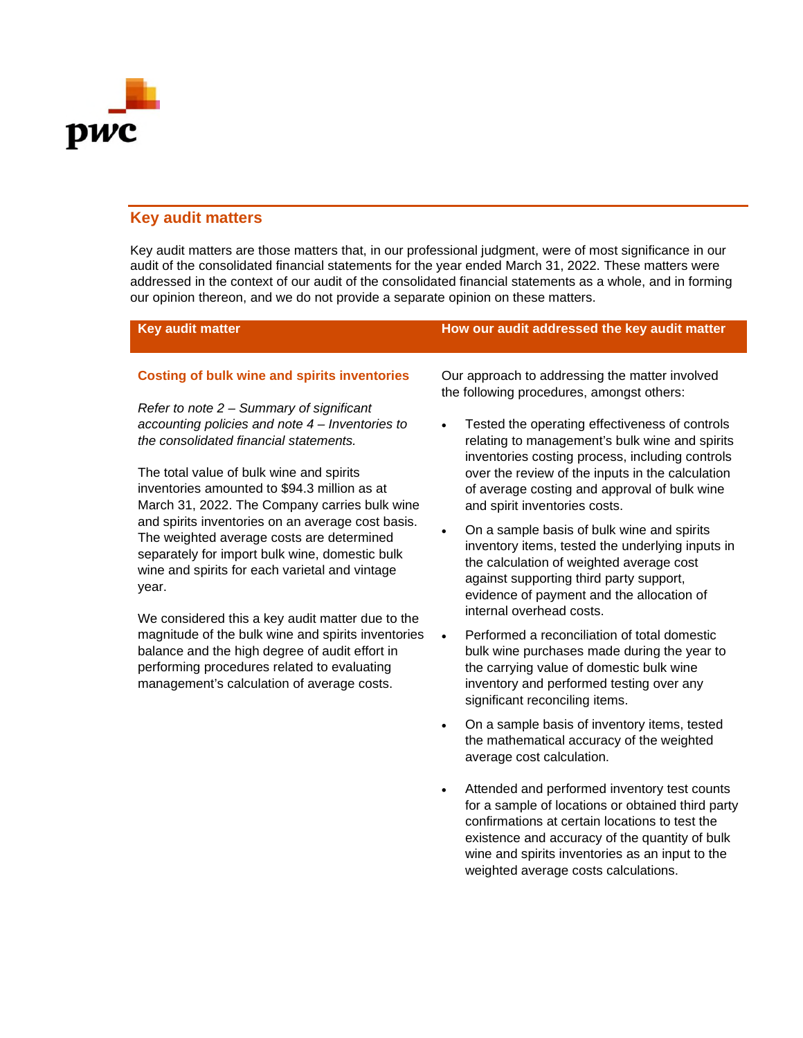## Key audit matters

Key audit matters are those matters that, in our professional judgment, were of most significance in our audit of the consolidated financial statements for the year ended March 31, 2022. These matters were addressed in the context of our audit of the consolidated financial statements as a whole, and in forming our opinion thereon, and we do not provide a separate opinion on these matters.

| Key audit matter | How our audit addressed the key audit matter |
|---|---|
| **Costing of bulk wine and spirits inventories**<br><br>*Refer to note 2 – Summary of significant accounting policies and note 4 – Inventories to the consolidated financial statements.*<br><br>The total value of bulk wine and spirits inventories amounted to $94.3 million as at March 31, 2022. The Company carries bulk wine and spirits inventories on an average cost basis. The weighted average costs are determined separately for import bulk wine, domestic bulk wine and spirits for each varietal and vintage year.<br><br>We considered this a key audit matter due to the magnitude of the bulk wine and spirits inventories balance and the high degree of audit effort in performing procedures related to evaluating management's calculation of average costs. | Our approach to addressing the matter involved the following procedures, amongst others:<br><br>• Tested the operating effectiveness of controls relating to management's bulk wine and spirits inventories costing process, including controls over the review of the inputs in the calculation of average costing and approval of bulk wine and spirit inventories costs.<br><br>• On a sample basis of bulk wine and spirits inventory items, tested the underlying inputs in the calculation of weighted average cost against supporting third party support, evidence of payment and the allocation of internal overhead costs.<br><br>• Performed a reconciliation of total domestic bulk wine purchases made during the year to the carrying value of domestic bulk wine inventory and performed testing over any significant reconciling items.<br><br>• On a sample basis of inventory items, tested the mathematical accuracy of the weighted average cost calculation.<br><br>• Attended and performed inventory test counts for a sample of locations or obtained third party confirmations at certain locations to test the existence and accuracy of the quantity of bulk wine and spirits inventories as an input to the weighted average costs calculations. |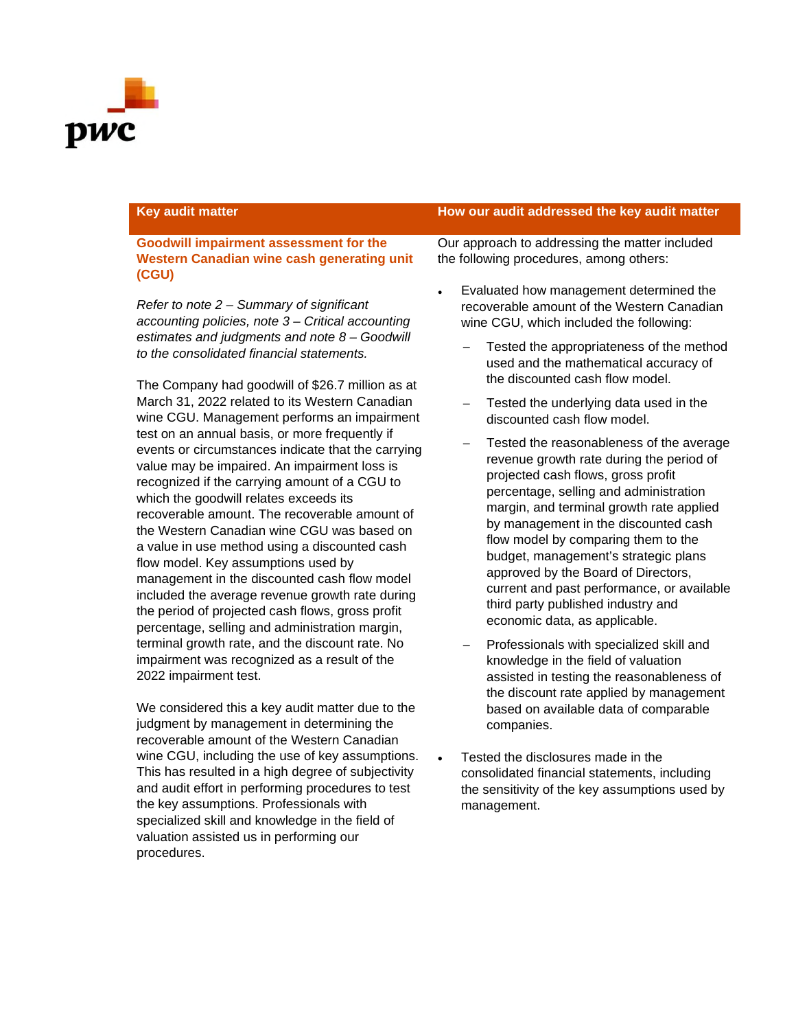| Key audit matter | How our audit addressed the key audit matter |
| --- | --- |
| **Goodwill impairment assessment for the Western Canadian wine cash generating unit (CGU)**<br><br>*Refer to note 2 – Summary of significant accounting policies, note 3 – Critical accounting estimates and judgments and note 8 – Goodwill to the consolidated financial statements.*<br><br>The Company had goodwill of $26.7 million as at March 31, 2022 related to its Western Canadian wine CGU. Management performs an impairment test on an annual basis, or more frequently if events or circumstances indicate that the carrying value may be impaired. An impairment loss is recognized if the carrying amount of a CGU to which the goodwill relates exceeds its recoverable amount. The recoverable amount of the Western Canadian wine CGU was based on a value in use method using a discounted cash flow model. Key assumptions used by management in the discounted cash flow model included the average revenue growth rate during the period of projected cash flows, gross profit percentage, selling and administration margin, terminal growth rate, and the discount rate. No impairment was recognized as a result of the 2022 impairment test.<br><br>We considered this a key audit matter due to the judgment by management in determining the recoverable amount of the Western Canadian wine CGU, including the use of key assumptions. This has resulted in a high degree of subjectivity and audit effort in performing procedures to test the key assumptions. Professionals with specialized skill and knowledge in the field of valuation assisted us in performing our procedures. | Our approach to addressing the matter included the following procedures, among others:<br><br>• Evaluated how management determined the recoverable amount of the Western Canadian wine CGU, which included the following:<br>&nbsp;&nbsp;– Tested the appropriateness of the method used and the mathematical accuracy of the discounted cash flow model.<br>&nbsp;&nbsp;– Tested the underlying data used in the discounted cash flow model.<br>&nbsp;&nbsp;– Tested the reasonableness of the average revenue growth rate during the period of projected cash flows, gross profit percentage, selling and administration margin, and terminal growth rate applied by management in the discounted cash flow model by comparing them to the budget, management's strategic plans approved by the Board of Directors, current and past performance, or available third party published industry and economic data, as applicable.<br>&nbsp;&nbsp;– Professionals with specialized skill and knowledge in the field of valuation assisted in testing the reasonableness of the discount rate applied by management based on available data of comparable companies.<br><br>• Tested the disclosures made in the consolidated financial statements, including the sensitivity of the key assumptions used by management. |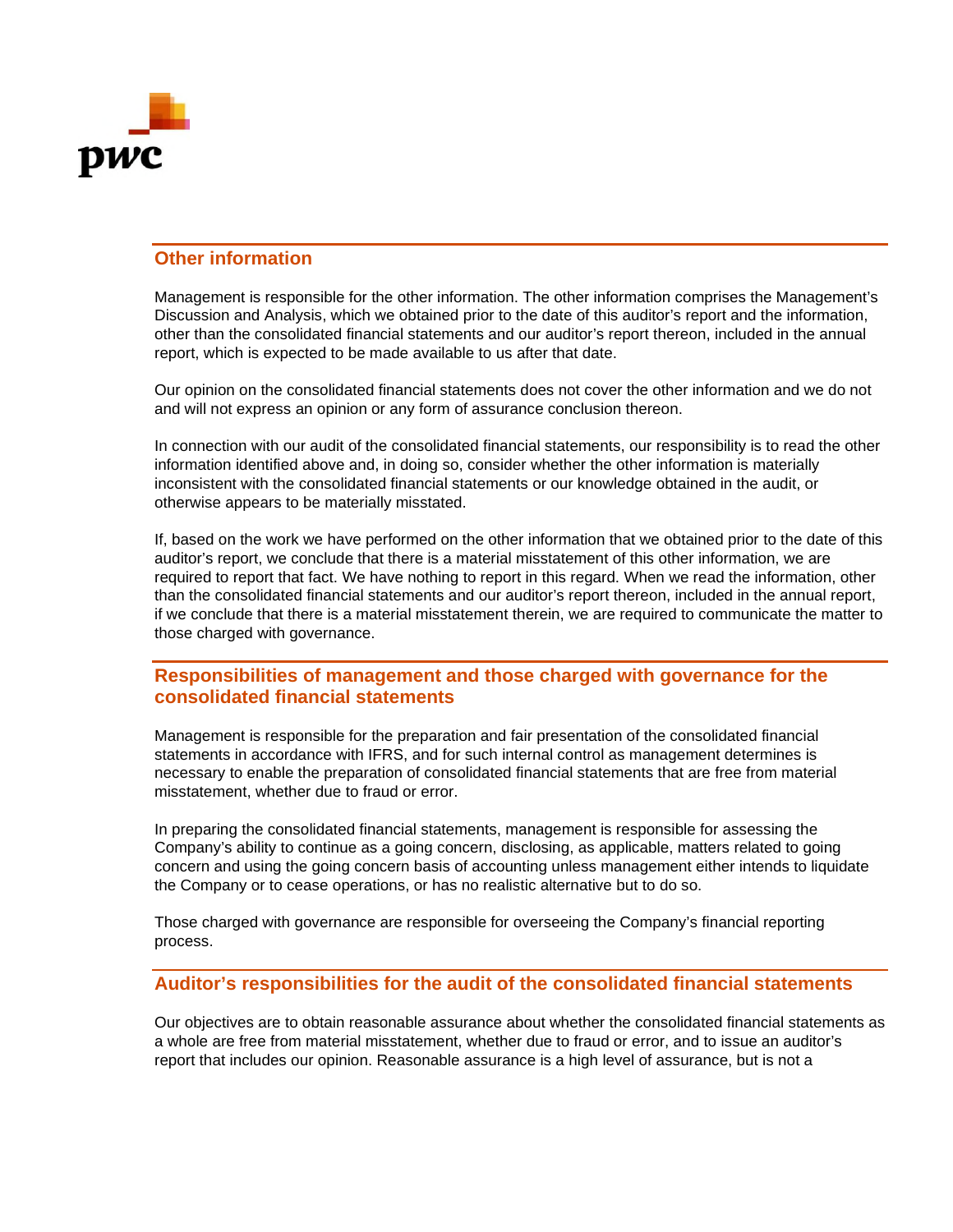## Other information

Management is responsible for the other information. The other information comprises the Management's Discussion and Analysis, which we obtained prior to the date of this auditor's report and the information, other than the consolidated financial statements and our auditor's report thereon, included in the annual report, which is expected to be made available to us after that date.

Our opinion on the consolidated financial statements does not cover the other information and we do not and will not express an opinion or any form of assurance conclusion thereon.

In connection with our audit of the consolidated financial statements, our responsibility is to read the other information identified above and, in doing so, consider whether the other information is materially inconsistent with the consolidated financial statements or our knowledge obtained in the audit, or otherwise appears to be materially misstated.

If, based on the work we have performed on the other information that we obtained prior to the date of this auditor's report, we conclude that there is a material misstatement of this other information, we are required to report that fact. We have nothing to report in this regard. When we read the information, other than the consolidated financial statements and our auditor's report thereon, included in the annual report, if we conclude that there is a material misstatement therein, we are required to communicate the matter to those charged with governance.

## Responsibilities of management and those charged with governance for the consolidated financial statements

Management is responsible for the preparation and fair presentation of the consolidated financial statements in accordance with IFRS, and for such internal control as management determines is necessary to enable the preparation of consolidated financial statements that are free from material misstatement, whether due to fraud or error.

In preparing the consolidated financial statements, management is responsible for assessing the Company's ability to continue as a going concern, disclosing, as applicable, matters related to going concern and using the going concern basis of accounting unless management either intends to liquidate the Company or to cease operations, or has no realistic alternative but to do so.

Those charged with governance are responsible for overseeing the Company's financial reporting process.

## Auditor's responsibilities for the audit of the consolidated financial statements

Our objectives are to obtain reasonable assurance about whether the consolidated financial statements as a whole are free from material misstatement, whether due to fraud or error, and to issue an auditor's report that includes our opinion. Reasonable assurance is a high level of assurance, but is not a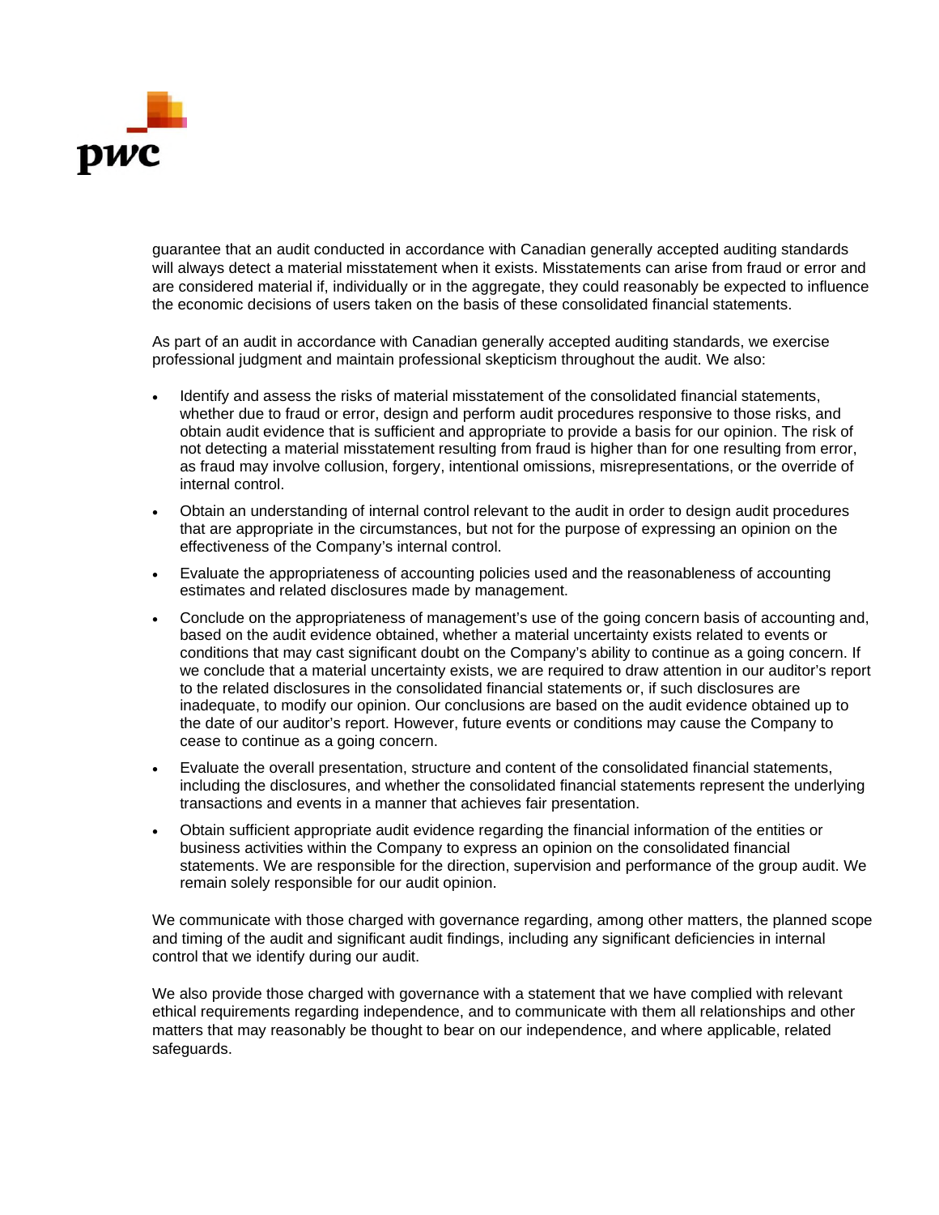guarantee that an audit conducted in accordance with Canadian generally accepted auditing standards will always detect a material misstatement when it exists. Misstatements can arise from fraud or error and are considered material if, individually or in the aggregate, they could reasonably be expected to influence the economic decisions of users taken on the basis of these consolidated financial statements.

As part of an audit in accordance with Canadian generally accepted auditing standards, we exercise professional judgment and maintain professional skepticism throughout the audit. We also:

- Identify and assess the risks of material misstatement of the consolidated financial statements, whether due to fraud or error, design and perform audit procedures responsive to those risks, and obtain audit evidence that is sufficient and appropriate to provide a basis for our opinion. The risk of not detecting a material misstatement resulting from fraud is higher than for one resulting from error, as fraud may involve collusion, forgery, intentional omissions, misrepresentations, or the override of internal control.
- Obtain an understanding of internal control relevant to the audit in order to design audit procedures that are appropriate in the circumstances, but not for the purpose of expressing an opinion on the effectiveness of the Company's internal control.
- Evaluate the appropriateness of accounting policies used and the reasonableness of accounting estimates and related disclosures made by management.
- Conclude on the appropriateness of management's use of the going concern basis of accounting and, based on the audit evidence obtained, whether a material uncertainty exists related to events or conditions that may cast significant doubt on the Company's ability to continue as a going concern. If we conclude that a material uncertainty exists, we are required to draw attention in our auditor's report to the related disclosures in the consolidated financial statements or, if such disclosures are inadequate, to modify our opinion. Our conclusions are based on the audit evidence obtained up to the date of our auditor's report. However, future events or conditions may cause the Company to cease to continue as a going concern.
- Evaluate the overall presentation, structure and content of the consolidated financial statements, including the disclosures, and whether the consolidated financial statements represent the underlying transactions and events in a manner that achieves fair presentation.
- Obtain sufficient appropriate audit evidence regarding the financial information of the entities or business activities within the Company to express an opinion on the consolidated financial statements. We are responsible for the direction, supervision and performance of the group audit. We remain solely responsible for our audit opinion.

We communicate with those charged with governance regarding, among other matters, the planned scope and timing of the audit and significant audit findings, including any significant deficiencies in internal control that we identify during our audit.

We also provide those charged with governance with a statement that we have complied with relevant ethical requirements regarding independence, and to communicate with them all relationships and other matters that may reasonably be thought to bear on our independence, and where applicable, related safeguards.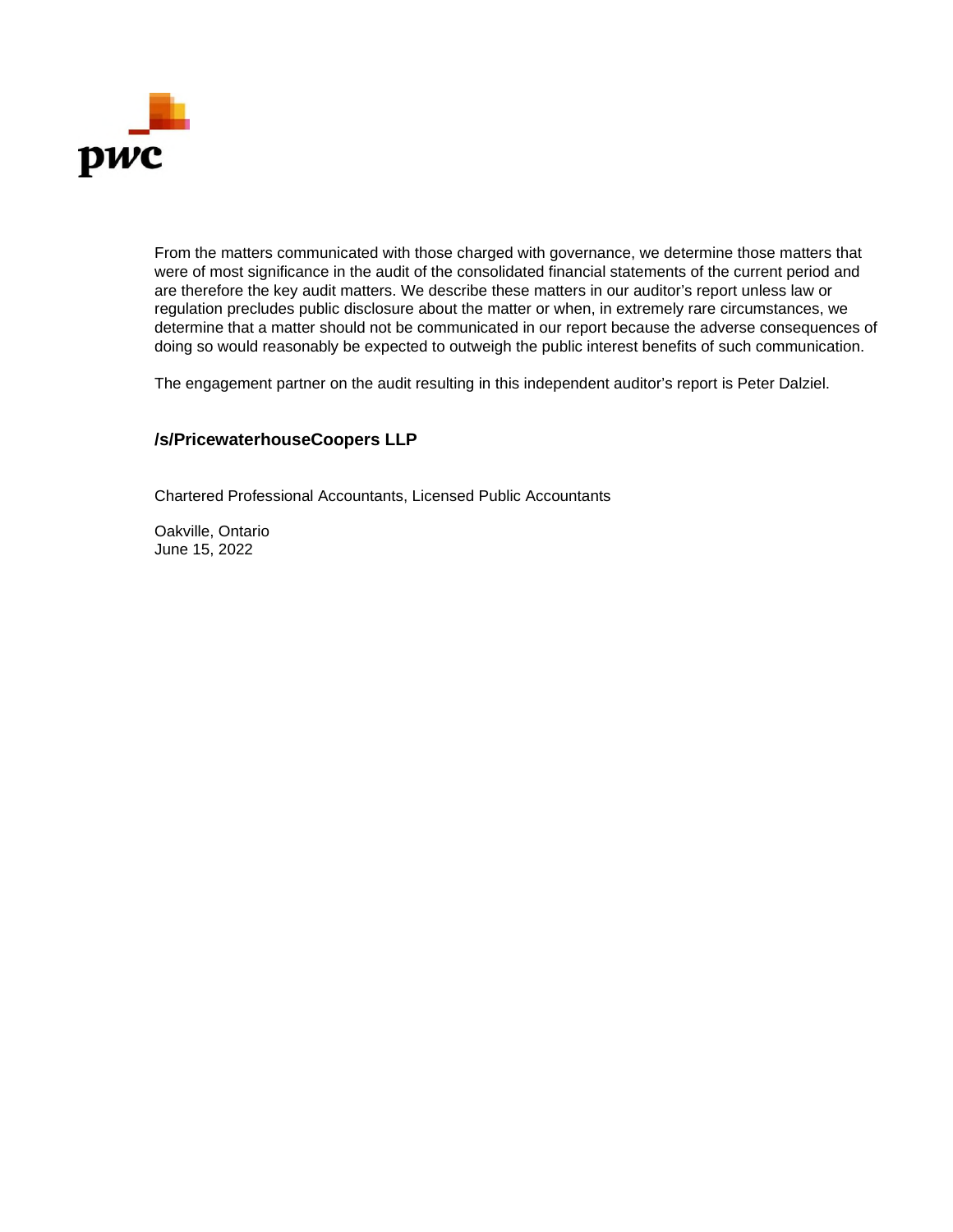From the matters communicated with those charged with governance, we determine those matters that were of most significance in the audit of the consolidated financial statements of the current period and are therefore the key audit matters. We describe these matters in our auditor's report unless law or regulation precludes public disclosure about the matter or when, in extremely rare circumstances, we determine that a matter should not be communicated in our report because the adverse consequences of doing so would reasonably be expected to outweigh the public interest benefits of such communication.

The engagement partner on the audit resulting in this independent auditor's report is Peter Dalziel.

**/s/PricewaterhouseCoopers LLP**

Chartered Professional Accountants, Licensed Public Accountants

Oakville, Ontario
June 15, 2022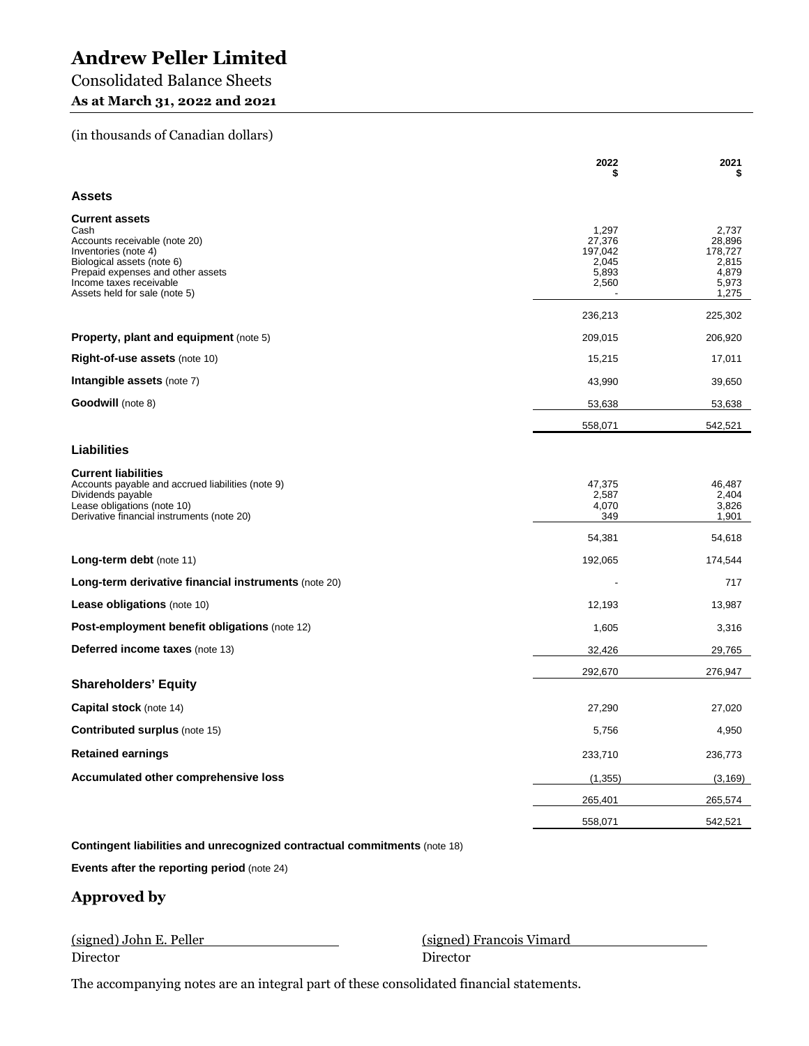# Andrew Peller Limited

## Consolidated Balance Sheets

### As at March 31, 2022 and 2021

(in thousands of Canadian dollars)

| | 2022 $ | 2021 $ |
|---|---|---|
| **Assets** | | |
| **Current assets** | | |
| Cash | 1,297 | 2,737 |
| Accounts receivable (note 20) | 27,376 | 28,896 |
| Inventories (note 4) | 197,042 | 178,727 |
| Biological assets (note 6) | 2,045 | 2,815 |
| Prepaid expenses and other assets | 5,893 | 4,879 |
| Income taxes receivable | 2,560 | 5,973 |
| Assets held for sale (note 5) | - | 1,275 |
| | 236,213 | 225,302 |
| **Property, plant and equipment** (note 5) | 209,015 | 206,920 |
| **Right-of-use assets** (note 10) | 15,215 | 17,011 |
| **Intangible assets** (note 7) | 43,990 | 39,650 |
| **Goodwill** (note 8) | 53,638 | 53,638 |
| | 558,071 | 542,521 |
| **Liabilities** | | |
| **Current liabilities** | | |
| Accounts payable and accrued liabilities (note 9) | 47,375 | 46,487 |
| Dividends payable | 2,587 | 2,404 |
| Lease obligations (note 10) | 4,070 | 3,826 |
| Derivative financial instruments (note 20) | 349 | 1,901 |
| | 54,381 | 54,618 |
| **Long-term debt** (note 11) | 192,065 | 174,544 |
| **Long-term derivative financial instruments** (note 20) | - | 717 |
| **Lease obligations** (note 10) | 12,193 | 13,987 |
| **Post-employment benefit obligations** (note 12) | 1,605 | 3,316 |
| **Deferred income taxes** (note 13) | 32,426 | 29,765 |
| | 292,670 | 276,947 |
| **Shareholders' Equity** | | |
| **Capital stock** (note 14) | 27,290 | 27,020 |
| **Contributed surplus** (note 15) | 5,756 | 4,950 |
| **Retained earnings** | 233,710 | 236,773 |
| **Accumulated other comprehensive loss** | (1,355) | (3,169) |
| | 265,401 | 265,574 |
| | 558,071 | 542,521 |

**Contingent liabilities and unrecognized contractual commitments** (note 18)

**Events after the reporting period** (note 24)

## Approved by

(signed) John E. Peller
Director

(signed) Francois Vimard
Director

The accompanying notes are an integral part of these consolidated financial statements.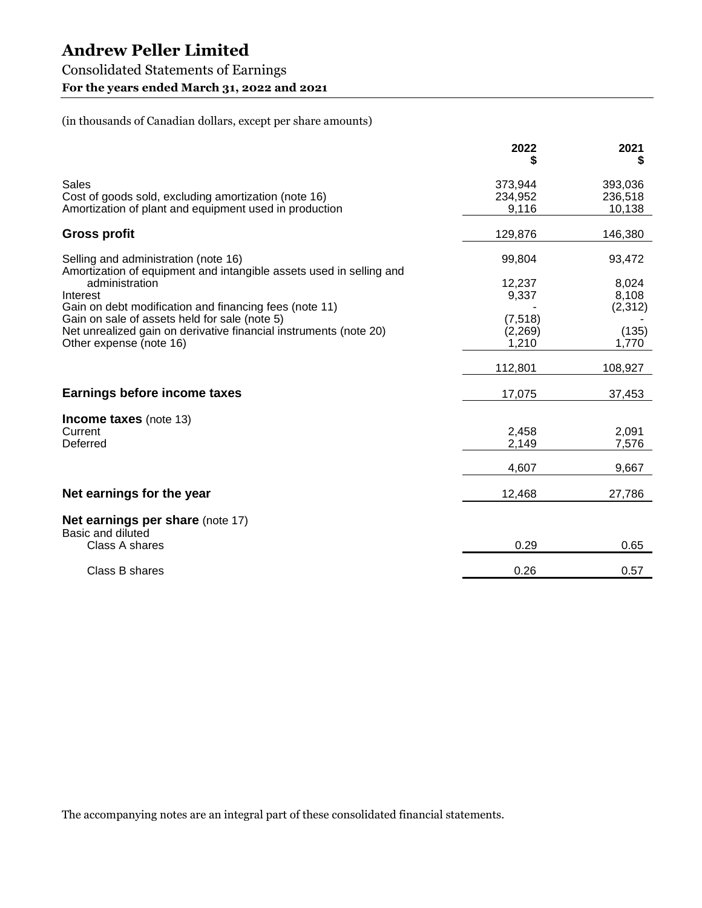# Andrew Peller Limited

## Consolidated Statements of Earnings

**For the years ended March 31, 2022 and 2021**

(in thousands of Canadian dollars, except per share amounts)

| | 2022<br>$ | 2021<br>$ |
|---|---|---|
| Sales | 373,944 | 393,036 |
| Cost of goods sold, excluding amortization (note 16) | 234,952 | 236,518 |
| Amortization of plant and equipment used in production | 9,116 | 10,138 |
| **Gross profit** | 129,876 | 146,380 |
| Selling and administration (note 16) | 99,804 | 93,472 |
| Amortization of equipment and intangible assets used in selling and administration | 12,237 | 8,024 |
| Interest | 9,337 | 8,108 |
| Gain on debt modification and financing fees (note 11) | - | (2,312) |
| Gain on sale of assets held for sale (note 5) | (7,518) | - |
| Net unrealized gain on derivative financial instruments (note 20) | (2,269) | (135) |
| Other expense (note 16) | 1,210 | 1,770 |
| | 112,801 | 108,927 |
| **Earnings before income taxes** | 17,075 | 37,453 |
| **Income taxes** (note 13) | | |
| Current | 2,458 | 2,091 |
| Deferred | 2,149 | 7,576 |
| | 4,607 | 9,667 |
| **Net earnings for the year** | 12,468 | 27,786 |
| **Net earnings per share** (note 17) | | |
| Basic and diluted | | |
| Class A shares | 0.29 | 0.65 |
| Class B shares | 0.26 | 0.57 |

The accompanying notes are an integral part of these consolidated financial statements.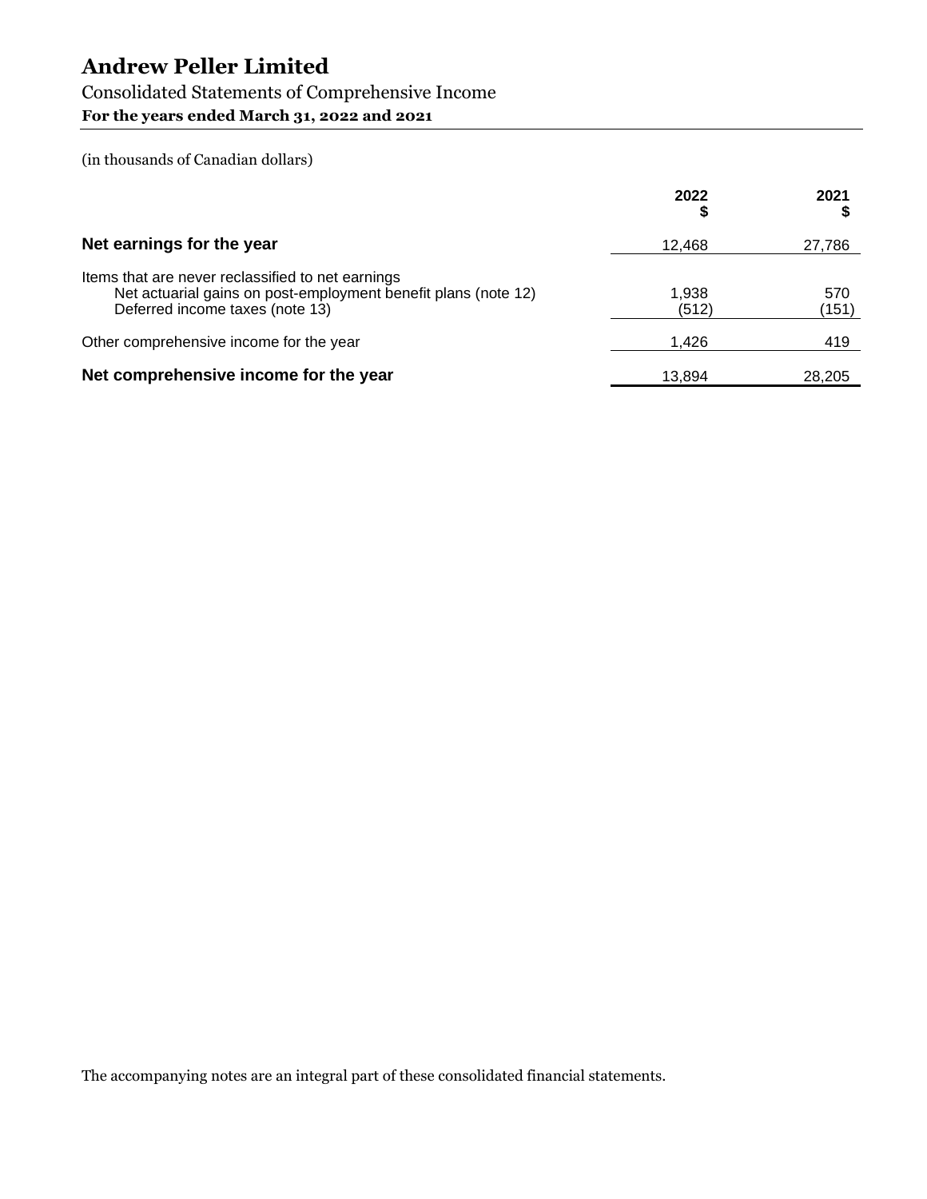# Andrew Peller Limited

## Consolidated Statements of Comprehensive Income

**For the years ended March 31, 2022 and 2021**

(in thousands of Canadian dollars)

| | 2022 $ | 2021 $ |
|---|---|---|
| **Net earnings for the year** | 12,468 | 27,786 |
| Items that are never reclassified to net earnings | | |
| Net actuarial gains on post-employment benefit plans (note 12) | 1,938 | 570 |
| Deferred income taxes (note 13) | (512) | (151) |
| Other comprehensive income for the year | 1,426 | 419 |
| **Net comprehensive income for the year** | 13,894 | 28,205 |

The accompanying notes are an integral part of these consolidated financial statements.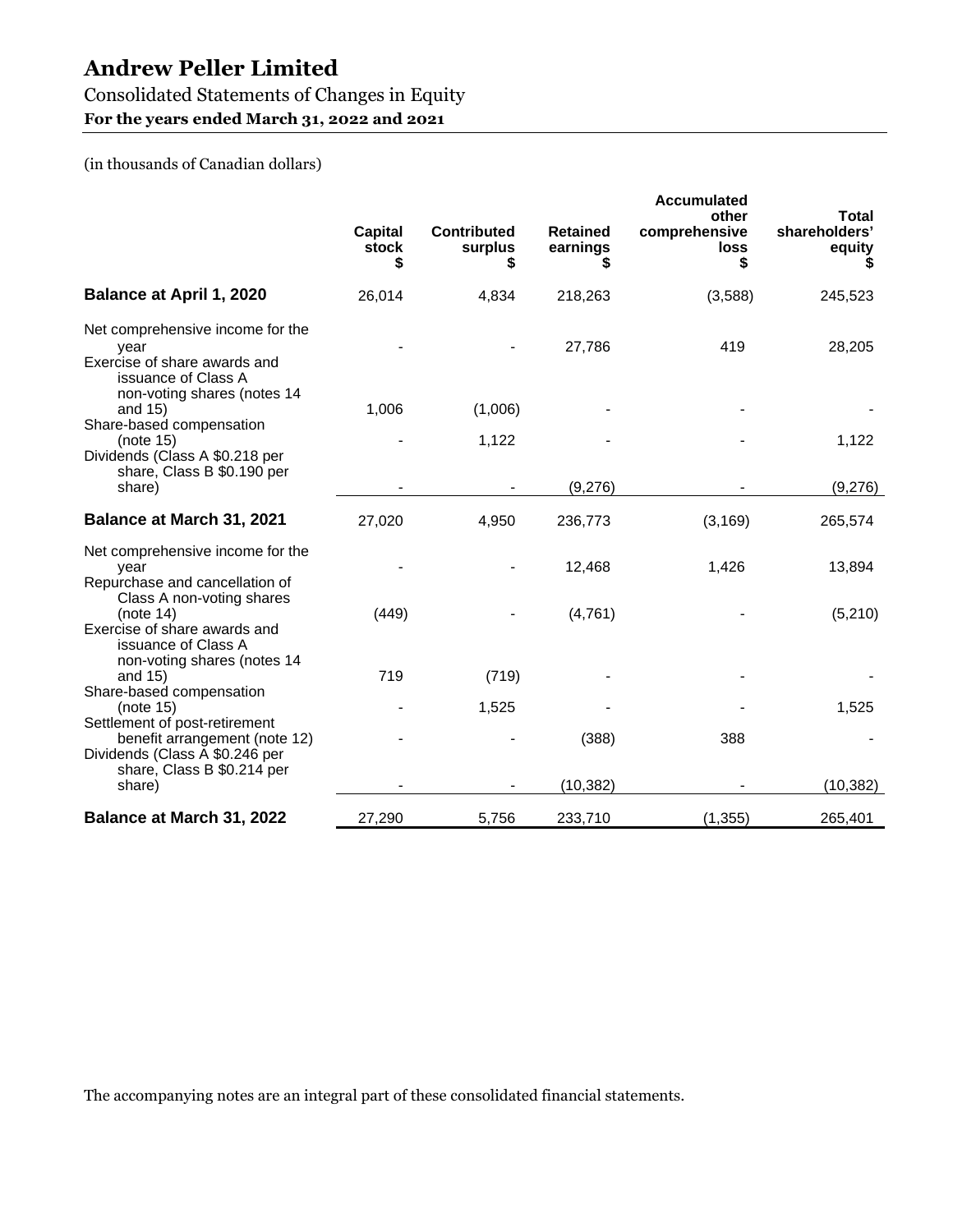# Andrew Peller Limited

## Consolidated Statements of Changes in Equity

**For the years ended March 31, 2022 and 2021**

(in thousands of Canadian dollars)

| | Capital stock $ | Contributed surplus $ | Retained earnings $ | Accumulated other comprehensive loss $ | Total shareholders' equity $ |
|---|---|---|---|---|---|
| **Balance at April 1, 2020** | 26,014 | 4,834 | 218,263 | (3,588) | 245,523 |
| Net comprehensive income for the year | - | - | 27,786 | 419 | 28,205 |
| Exercise of share awards and issuance of Class A non-voting shares (notes 14 and 15) | 1,006 | (1,006) | - | - | - |
| Share-based compensation (note 15) | - | 1,122 | - | - | 1,122 |
| Dividends (Class A $0.218 per share, Class B $0.190 per share) | - | - | (9,276) | - | (9,276) |
| **Balance at March 31, 2021** | 27,020 | 4,950 | 236,773 | (3,169) | 265,574 |
| Net comprehensive income for the year | - | - | 12,468 | 1,426 | 13,894 |
| Repurchase and cancellation of Class A non-voting shares (note 14) | (449) | - | (4,761) | - | (5,210) |
| Exercise of share awards and issuance of Class A non-voting shares (notes 14 and 15) | 719 | (719) | - | - | - |
| Share-based compensation (note 15) | - | 1,525 | - | - | 1,525 |
| Settlement of post-retirement benefit arrangement (note 12) | - | - | (388) | 388 | - |
| Dividends (Class A $0.246 per share, Class B $0.214 per share) | - | - | (10,382) | - | (10,382) |
| **Balance at March 31, 2022** | 27,290 | 5,756 | 233,710 | (1,355) | 265,401 |

The accompanying notes are an integral part of these consolidated financial statements.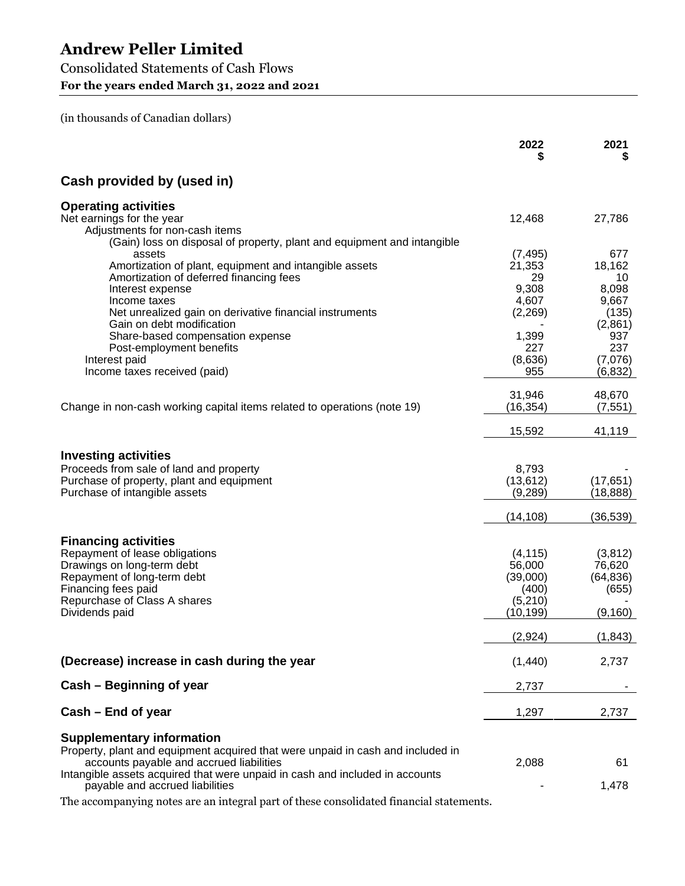# Andrew Peller Limited

## Consolidated Statements of Cash Flows

**For the years ended March 31, 2022 and 2021**

(in thousands of Canadian dollars)

| | 2022 $ | 2021 $ |
|---|---|---|
| **Cash provided by (used in)** | | |
| **Operating activities** | | |
| Net earnings for the year | 12,468 | 27,786 |
| Adjustments for non-cash items | | |
| (Gain) loss on disposal of property, plant and equipment and intangible assets | (7,495) | 677 |
| Amortization of plant, equipment and intangible assets | 21,353 | 18,162 |
| Amortization of deferred financing fees | 29 | 10 |
| Interest expense | 9,308 | 8,098 |
| Income taxes | 4,607 | 9,667 |
| Net unrealized gain on derivative financial instruments | (2,269) | (135) |
| Gain on debt modification | - | (2,861) |
| Share-based compensation expense | 1,399 | 937 |
| Post-employment benefits | 227 | 237 |
| Interest paid | (8,636) | (7,076) |
| Income taxes received (paid) | 955 | (6,832) |
| | 31,946 | 48,670 |
| Change in non-cash working capital items related to operations (note 19) | (16,354) | (7,551) |
| | 15,592 | 41,119 |
| **Investing activities** | | |
| Proceeds from sale of land and property | 8,793 | - |
| Purchase of property, plant and equipment | (13,612) | (17,651) |
| Purchase of intangible assets | (9,289) | (18,888) |
| | (14,108) | (36,539) |
| **Financing activities** | | |
| Repayment of lease obligations | (4,115) | (3,812) |
| Drawings on long-term debt | 56,000 | 76,620 |
| Repayment of long-term debt | (39,000) | (64,836) |
| Financing fees paid | (400) | (655) |
| Repurchase of Class A shares | (5,210) | - |
| Dividends paid | (10,199) | (9,160) |
| | (2,924) | (1,843) |
| **(Decrease) increase in cash during the year** | (1,440) | 2,737 |
| **Cash – Beginning of year** | 2,737 | - |
| **Cash – End of year** | 1,297 | 2,737 |
| **Supplementary information** | | |
| Property, plant and equipment acquired that were unpaid in cash and included in accounts payable and accrued liabilities | 2,088 | 61 |
| Intangible assets acquired that were unpaid in cash and included in accounts payable and accrued liabilities | - | 1,478 |

The accompanying notes are an integral part of these consolidated financial statements.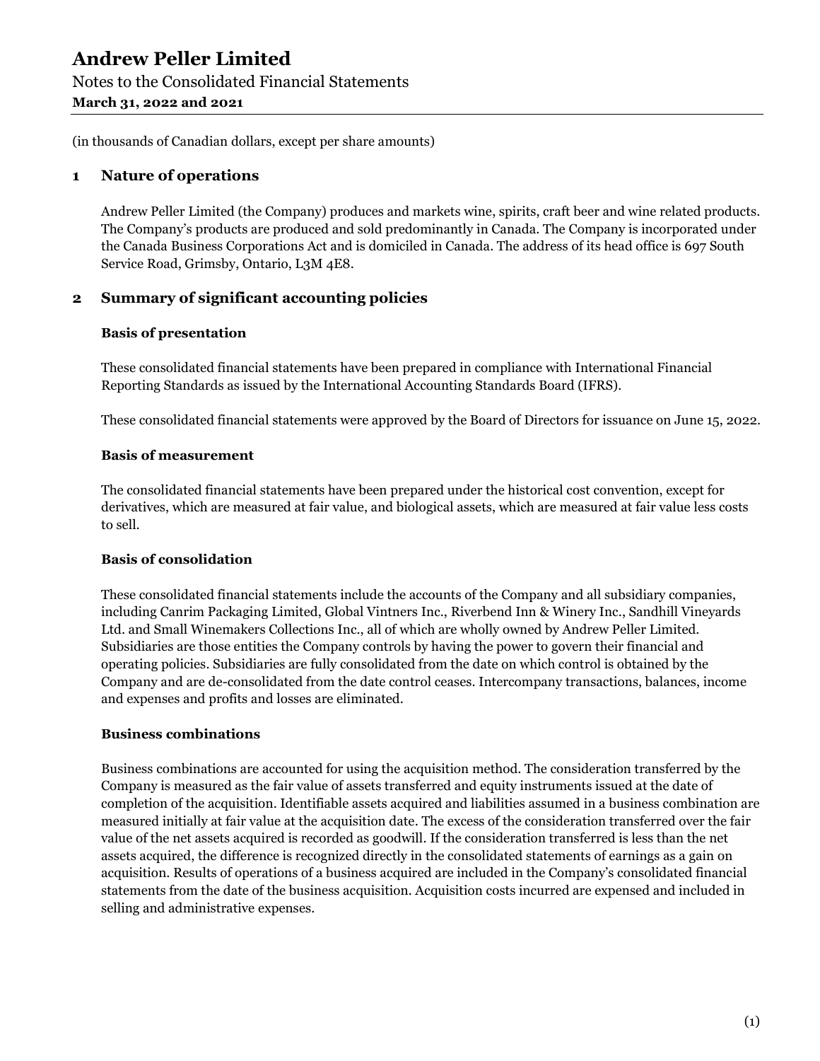# Andrew Peller Limited

Notes to the Consolidated Financial Statements

**March 31, 2022 and 2021**

(in thousands of Canadian dollars, except per share amounts)

## 1 Nature of operations

Andrew Peller Limited (the Company) produces and markets wine, spirits, craft beer and wine related products. The Company's products are produced and sold predominantly in Canada. The Company is incorporated under the Canada Business Corporations Act and is domiciled in Canada. The address of its head office is 697 South Service Road, Grimsby, Ontario, L3M 4E8.

## 2 Summary of significant accounting policies

### Basis of presentation

These consolidated financial statements have been prepared in compliance with International Financial Reporting Standards as issued by the International Accounting Standards Board (IFRS).

These consolidated financial statements were approved by the Board of Directors for issuance on June 15, 2022.

### Basis of measurement

The consolidated financial statements have been prepared under the historical cost convention, except for derivatives, which are measured at fair value, and biological assets, which are measured at fair value less costs to sell.

### Basis of consolidation

These consolidated financial statements include the accounts of the Company and all subsidiary companies, including Canrim Packaging Limited, Global Vintners Inc., Riverbend Inn & Winery Inc., Sandhill Vineyards Ltd. and Small Winemakers Collections Inc., all of which are wholly owned by Andrew Peller Limited. Subsidiaries are those entities the Company controls by having the power to govern their financial and operating policies. Subsidiaries are fully consolidated from the date on which control is obtained by the Company and are de-consolidated from the date control ceases. Intercompany transactions, balances, income and expenses and profits and losses are eliminated.

### Business combinations

Business combinations are accounted for using the acquisition method. The consideration transferred by the Company is measured as the fair value of assets transferred and equity instruments issued at the date of completion of the acquisition. Identifiable assets acquired and liabilities assumed in a business combination are measured initially at fair value at the acquisition date. The excess of the consideration transferred over the fair value of the net assets acquired is recorded as goodwill. If the consideration transferred is less than the net assets acquired, the difference is recognized directly in the consolidated statements of earnings as a gain on acquisition. Results of operations of a business acquired are included in the Company's consolidated financial statements from the date of the business acquisition. Acquisition costs incurred are expensed and included in selling and administrative expenses.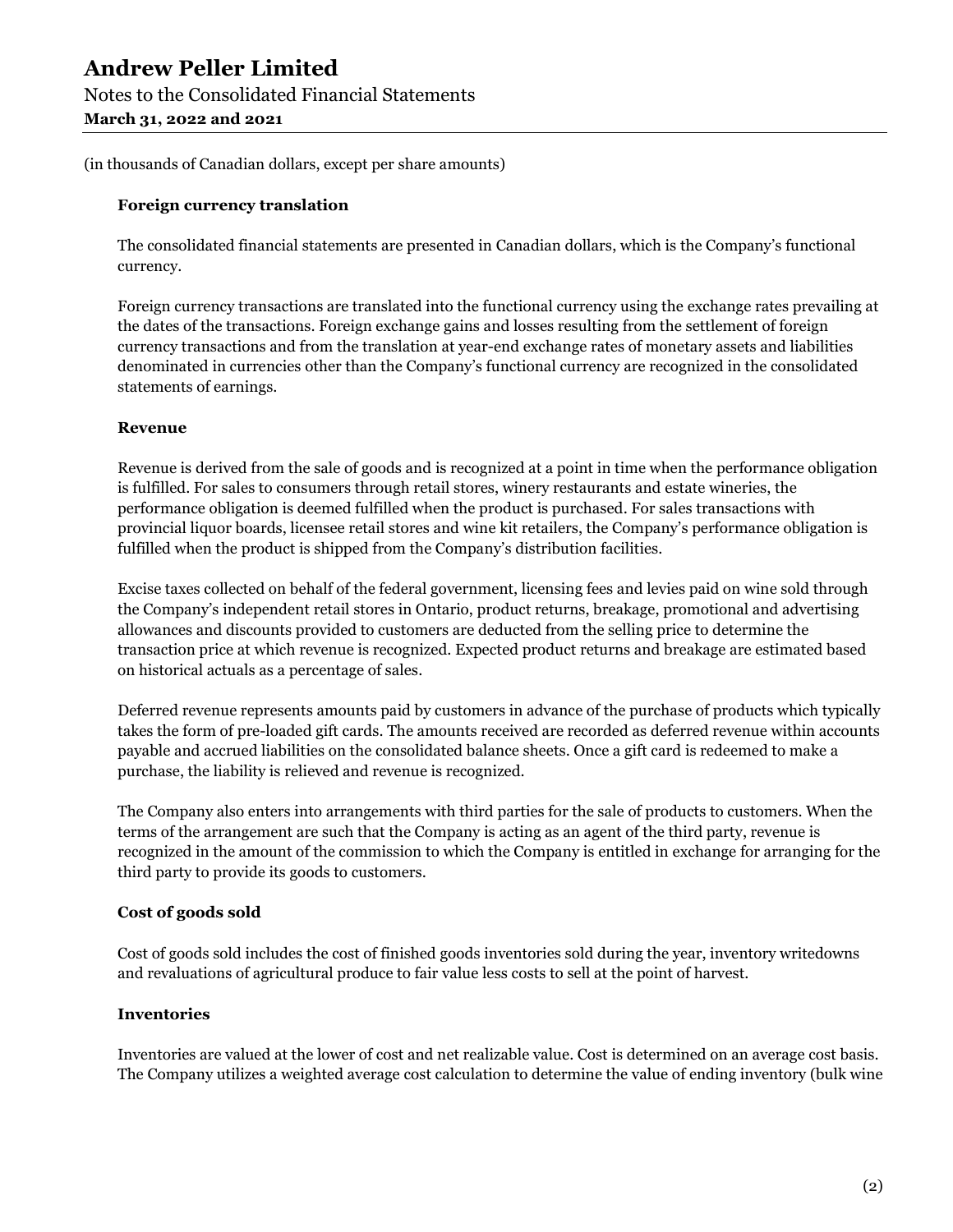(in thousands of Canadian dollars, except per share amounts)

**Foreign currency translation**

The consolidated financial statements are presented in Canadian dollars, which is the Company's functional currency.

Foreign currency transactions are translated into the functional currency using the exchange rates prevailing at the dates of the transactions. Foreign exchange gains and losses resulting from the settlement of foreign currency transactions and from the translation at year-end exchange rates of monetary assets and liabilities denominated in currencies other than the Company's functional currency are recognized in the consolidated statements of earnings.

**Revenue**

Revenue is derived from the sale of goods and is recognized at a point in time when the performance obligation is fulfilled. For sales to consumers through retail stores, winery restaurants and estate wineries, the performance obligation is deemed fulfilled when the product is purchased. For sales transactions with provincial liquor boards, licensee retail stores and wine kit retailers, the Company's performance obligation is fulfilled when the product is shipped from the Company's distribution facilities.

Excise taxes collected on behalf of the federal government, licensing fees and levies paid on wine sold through the Company's independent retail stores in Ontario, product returns, breakage, promotional and advertising allowances and discounts provided to customers are deducted from the selling price to determine the transaction price at which revenue is recognized. Expected product returns and breakage are estimated based on historical actuals as a percentage of sales.

Deferred revenue represents amounts paid by customers in advance of the purchase of products which typically takes the form of pre-loaded gift cards. The amounts received are recorded as deferred revenue within accounts payable and accrued liabilities on the consolidated balance sheets. Once a gift card is redeemed to make a purchase, the liability is relieved and revenue is recognized.

The Company also enters into arrangements with third parties for the sale of products to customers. When the terms of the arrangement are such that the Company is acting as an agent of the third party, revenue is recognized in the amount of the commission to which the Company is entitled in exchange for arranging for the third party to provide its goods to customers.

**Cost of goods sold**

Cost of goods sold includes the cost of finished goods inventories sold during the year, inventory writedowns and revaluations of agricultural produce to fair value less costs to sell at the point of harvest.

**Inventories**

Inventories are valued at the lower of cost and net realizable value. Cost is determined on an average cost basis. The Company utilizes a weighted average cost calculation to determine the value of ending inventory (bulk wine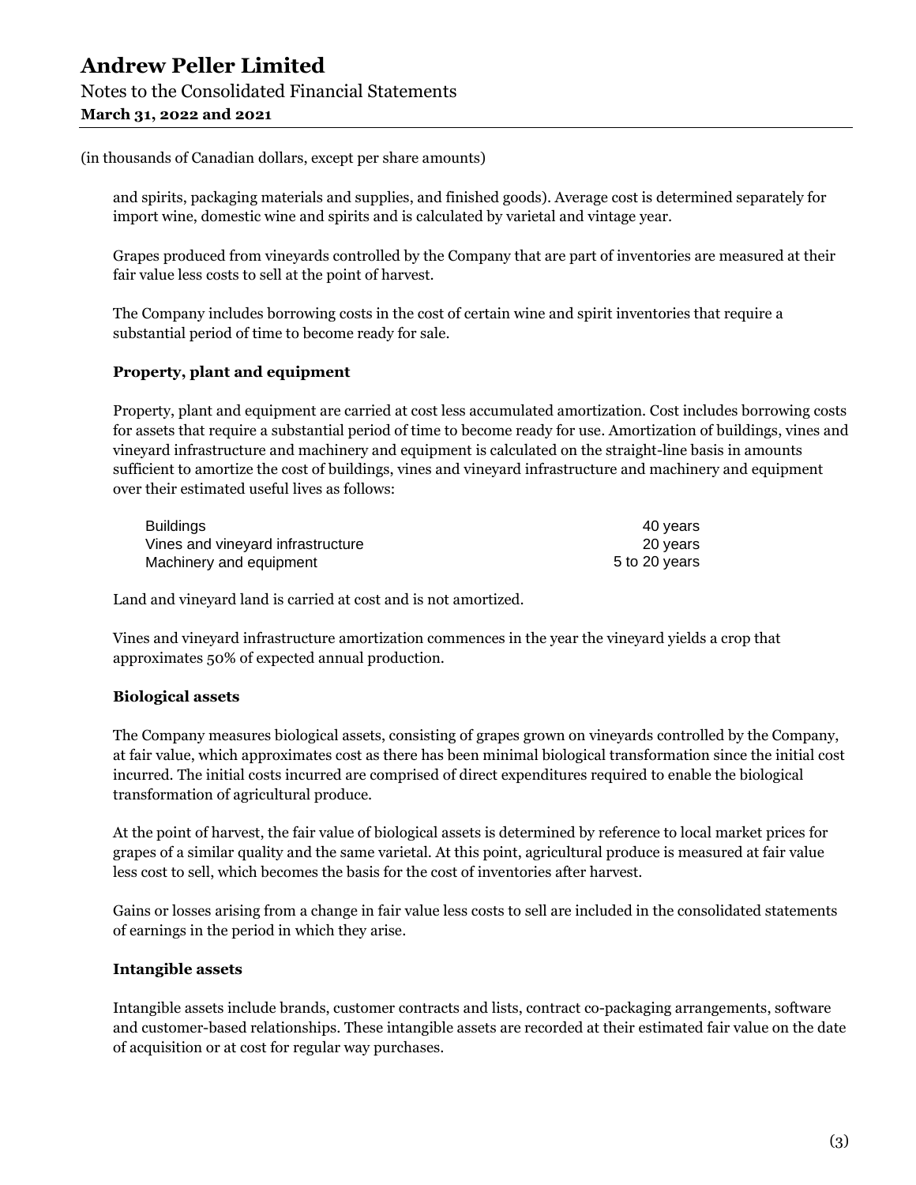(in thousands of Canadian dollars, except per share amounts)

and spirits, packaging materials and supplies, and finished goods). Average cost is determined separately for import wine, domestic wine and spirits and is calculated by varietal and vintage year.

Grapes produced from vineyards controlled by the Company that are part of inventories are measured at their fair value less costs to sell at the point of harvest.

The Company includes borrowing costs in the cost of certain wine and spirit inventories that require a substantial period of time to become ready for sale.

**Property, plant and equipment**

Property, plant and equipment are carried at cost less accumulated amortization. Cost includes borrowing costs for assets that require a substantial period of time to become ready for use. Amortization of buildings, vines and vineyard infrastructure and machinery and equipment is calculated on the straight-line basis in amounts sufficient to amortize the cost of buildings, vines and vineyard infrastructure and machinery and equipment over their estimated useful lives as follows:

| | |
|---|---|
| Buildings | 40 years |
| Vines and vineyard infrastructure | 20 years |
| Machinery and equipment | 5 to 20 years |

Land and vineyard land is carried at cost and is not amortized.

Vines and vineyard infrastructure amortization commences in the year the vineyard yields a crop that approximates 50% of expected annual production.

**Biological assets**

The Company measures biological assets, consisting of grapes grown on vineyards controlled by the Company, at fair value, which approximates cost as there has been minimal biological transformation since the initial cost incurred. The initial costs incurred are comprised of direct expenditures required to enable the biological transformation of agricultural produce.

At the point of harvest, the fair value of biological assets is determined by reference to local market prices for grapes of a similar quality and the same varietal. At this point, agricultural produce is measured at fair value less cost to sell, which becomes the basis for the cost of inventories after harvest.

Gains or losses arising from a change in fair value less costs to sell are included in the consolidated statements of earnings in the period in which they arise.

**Intangible assets**

Intangible assets include brands, customer contracts and lists, contract co-packaging arrangements, software and customer-based relationships. These intangible assets are recorded at their estimated fair value on the date of acquisition or at cost for regular way purchases.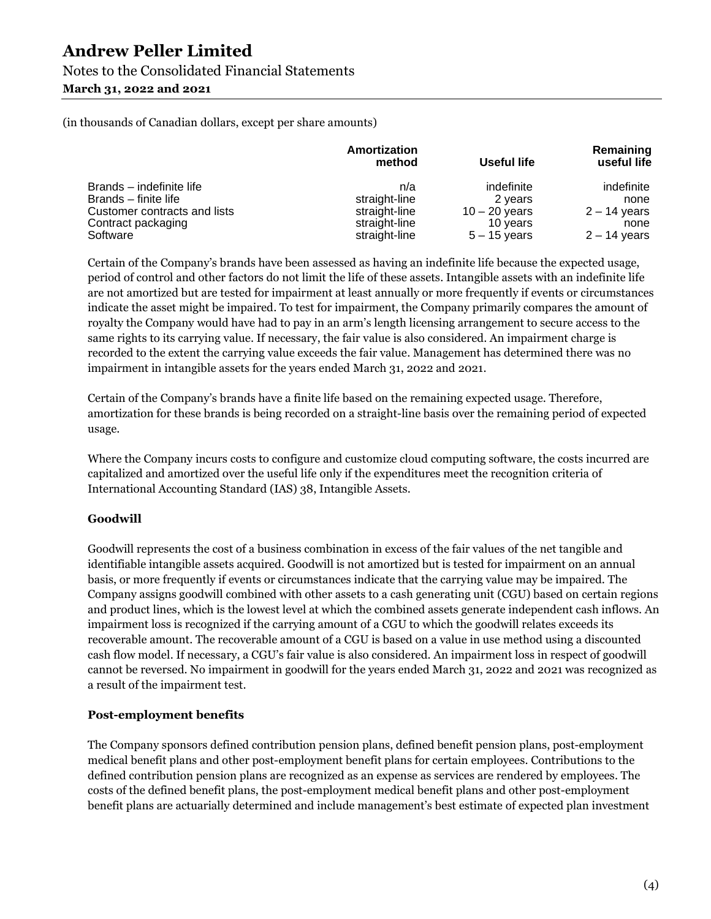(in thousands of Canadian dollars, except per share amounts)

| | Amortization method | Useful life | Remaining useful life |
|---|---|---|---|
| Brands – indefinite life | n/a | indefinite | indefinite |
| Brands – finite life | straight-line | 2 years | none |
| Customer contracts and lists | straight-line | 10 – 20 years | 2 – 14 years |
| Contract packaging | straight-line | 10 years | none |
| Software | straight-line | 5 – 15 years | 2 – 14 years |

Certain of the Company's brands have been assessed as having an indefinite life because the expected usage, period of control and other factors do not limit the life of these assets. Intangible assets with an indefinite life are not amortized but are tested for impairment at least annually or more frequently if events or circumstances indicate the asset might be impaired. To test for impairment, the Company primarily compares the amount of royalty the Company would have had to pay in an arm's length licensing arrangement to secure access to the same rights to its carrying value. If necessary, the fair value is also considered. An impairment charge is recorded to the extent the carrying value exceeds the fair value. Management has determined there was no impairment in intangible assets for the years ended March 31, 2022 and 2021.

Certain of the Company's brands have a finite life based on the remaining expected usage. Therefore, amortization for these brands is being recorded on a straight-line basis over the remaining period of expected usage.

Where the Company incurs costs to configure and customize cloud computing software, the costs incurred are capitalized and amortized over the useful life only if the expenditures meet the recognition criteria of International Accounting Standard (IAS) 38, Intangible Assets.

**Goodwill**

Goodwill represents the cost of a business combination in excess of the fair values of the net tangible and identifiable intangible assets acquired. Goodwill is not amortized but is tested for impairment on an annual basis, or more frequently if events or circumstances indicate that the carrying value may be impaired. The Company assigns goodwill combined with other assets to a cash generating unit (CGU) based on certain regions and product lines, which is the lowest level at which the combined assets generate independent cash inflows. An impairment loss is recognized if the carrying amount of a CGU to which the goodwill relates exceeds its recoverable amount. The recoverable amount of a CGU is based on a value in use method using a discounted cash flow model. If necessary, a CGU's fair value is also considered. An impairment loss in respect of goodwill cannot be reversed. No impairment in goodwill for the years ended March 31, 2022 and 2021 was recognized as a result of the impairment test.

**Post-employment benefits**

The Company sponsors defined contribution pension plans, defined benefit pension plans, post-employment medical benefit plans and other post-employment benefit plans for certain employees. Contributions to the defined contribution pension plans are recognized as an expense as services are rendered by employees. The costs of the defined benefit plans, the post-employment medical benefit plans and other post-employment benefit plans are actuarially determined and include management's best estimate of expected plan investment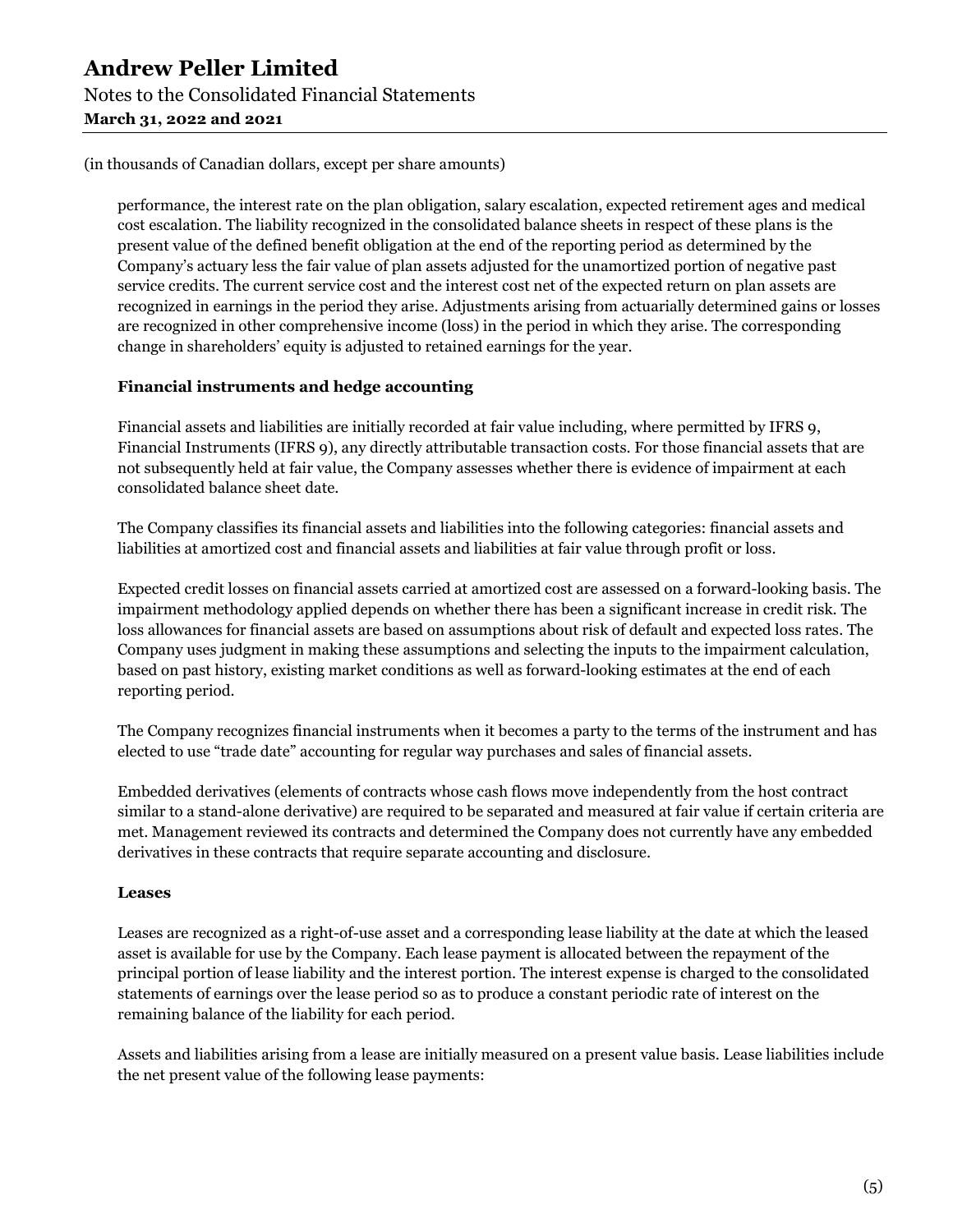(in thousands of Canadian dollars, except per share amounts)

performance, the interest rate on the plan obligation, salary escalation, expected retirement ages and medical cost escalation. The liability recognized in the consolidated balance sheets in respect of these plans is the present value of the defined benefit obligation at the end of the reporting period as determined by the Company's actuary less the fair value of plan assets adjusted for the unamortized portion of negative past service credits. The current service cost and the interest cost net of the expected return on plan assets are recognized in earnings in the period they arise. Adjustments arising from actuarially determined gains or losses are recognized in other comprehensive income (loss) in the period in which they arise. The corresponding change in shareholders' equity is adjusted to retained earnings for the year.

**Financial instruments and hedge accounting**

Financial assets and liabilities are initially recorded at fair value including, where permitted by IFRS 9, Financial Instruments (IFRS 9), any directly attributable transaction costs. For those financial assets that are not subsequently held at fair value, the Company assesses whether there is evidence of impairment at each consolidated balance sheet date.

The Company classifies its financial assets and liabilities into the following categories: financial assets and liabilities at amortized cost and financial assets and liabilities at fair value through profit or loss.

Expected credit losses on financial assets carried at amortized cost are assessed on a forward-looking basis. The impairment methodology applied depends on whether there has been a significant increase in credit risk. The loss allowances for financial assets are based on assumptions about risk of default and expected loss rates. The Company uses judgment in making these assumptions and selecting the inputs to the impairment calculation, based on past history, existing market conditions as well as forward-looking estimates at the end of each reporting period.

The Company recognizes financial instruments when it becomes a party to the terms of the instrument and has elected to use "trade date" accounting for regular way purchases and sales of financial assets.

Embedded derivatives (elements of contracts whose cash flows move independently from the host contract similar to a stand-alone derivative) are required to be separated and measured at fair value if certain criteria are met. Management reviewed its contracts and determined the Company does not currently have any embedded derivatives in these contracts that require separate accounting and disclosure.

**Leases**

Leases are recognized as a right-of-use asset and a corresponding lease liability at the date at which the leased asset is available for use by the Company. Each lease payment is allocated between the repayment of the principal portion of lease liability and the interest portion. The interest expense is charged to the consolidated statements of earnings over the lease period so as to produce a constant periodic rate of interest on the remaining balance of the liability for each period.

Assets and liabilities arising from a lease are initially measured on a present value basis. Lease liabilities include the net present value of the following lease payments: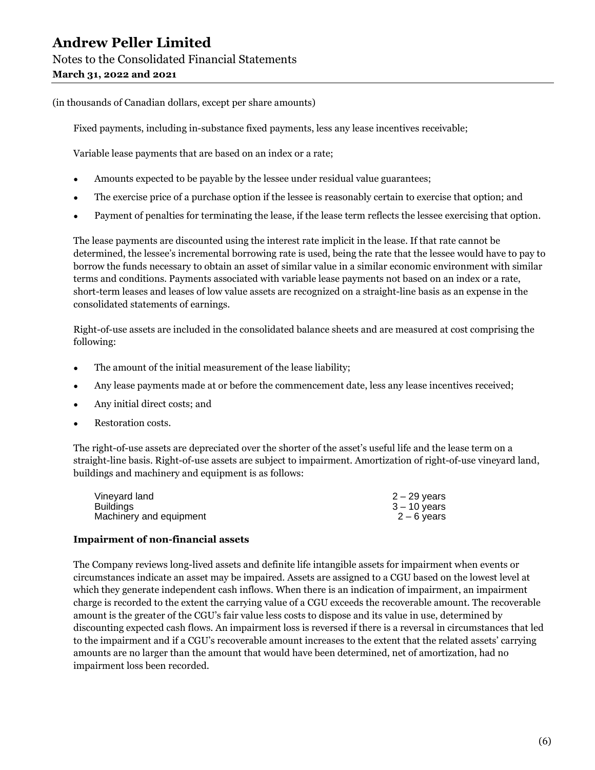(in thousands of Canadian dollars, except per share amounts)

Fixed payments, including in-substance fixed payments, less any lease incentives receivable;

Variable lease payments that are based on an index or a rate;

- Amounts expected to be payable by the lessee under residual value guarantees;
- The exercise price of a purchase option if the lessee is reasonably certain to exercise that option; and
- Payment of penalties for terminating the lease, if the lease term reflects the lessee exercising that option.

The lease payments are discounted using the interest rate implicit in the lease. If that rate cannot be determined, the lessee's incremental borrowing rate is used, being the rate that the lessee would have to pay to borrow the funds necessary to obtain an asset of similar value in a similar economic environment with similar terms and conditions. Payments associated with variable lease payments not based on an index or a rate, short-term leases and leases of low value assets are recognized on a straight-line basis as an expense in the consolidated statements of earnings.

Right-of-use assets are included in the consolidated balance sheets and are measured at cost comprising the following:

- The amount of the initial measurement of the lease liability;
- Any lease payments made at or before the commencement date, less any lease incentives received;
- Any initial direct costs; and
- Restoration costs.

The right-of-use assets are depreciated over the shorter of the asset's useful life and the lease term on a straight-line basis. Right-of-use assets are subject to impairment. Amortization of right-of-use vineyard land, buildings and machinery and equipment is as follows:

| | |
|---|---|
| Vineyard land | 2 – 29 years |
| Buildings | 3 – 10 years |
| Machinery and equipment | 2 – 6 years |

**Impairment of non-financial assets**

The Company reviews long-lived assets and definite life intangible assets for impairment when events or circumstances indicate an asset may be impaired. Assets are assigned to a CGU based on the lowest level at which they generate independent cash inflows. When there is an indication of impairment, an impairment charge is recorded to the extent the carrying value of a CGU exceeds the recoverable amount. The recoverable amount is the greater of the CGU's fair value less costs to dispose and its value in use, determined by discounting expected cash flows. An impairment loss is reversed if there is a reversal in circumstances that led to the impairment and if a CGU's recoverable amount increases to the extent that the related assets' carrying amounts are no larger than the amount that would have been determined, net of amortization, had no impairment loss been recorded.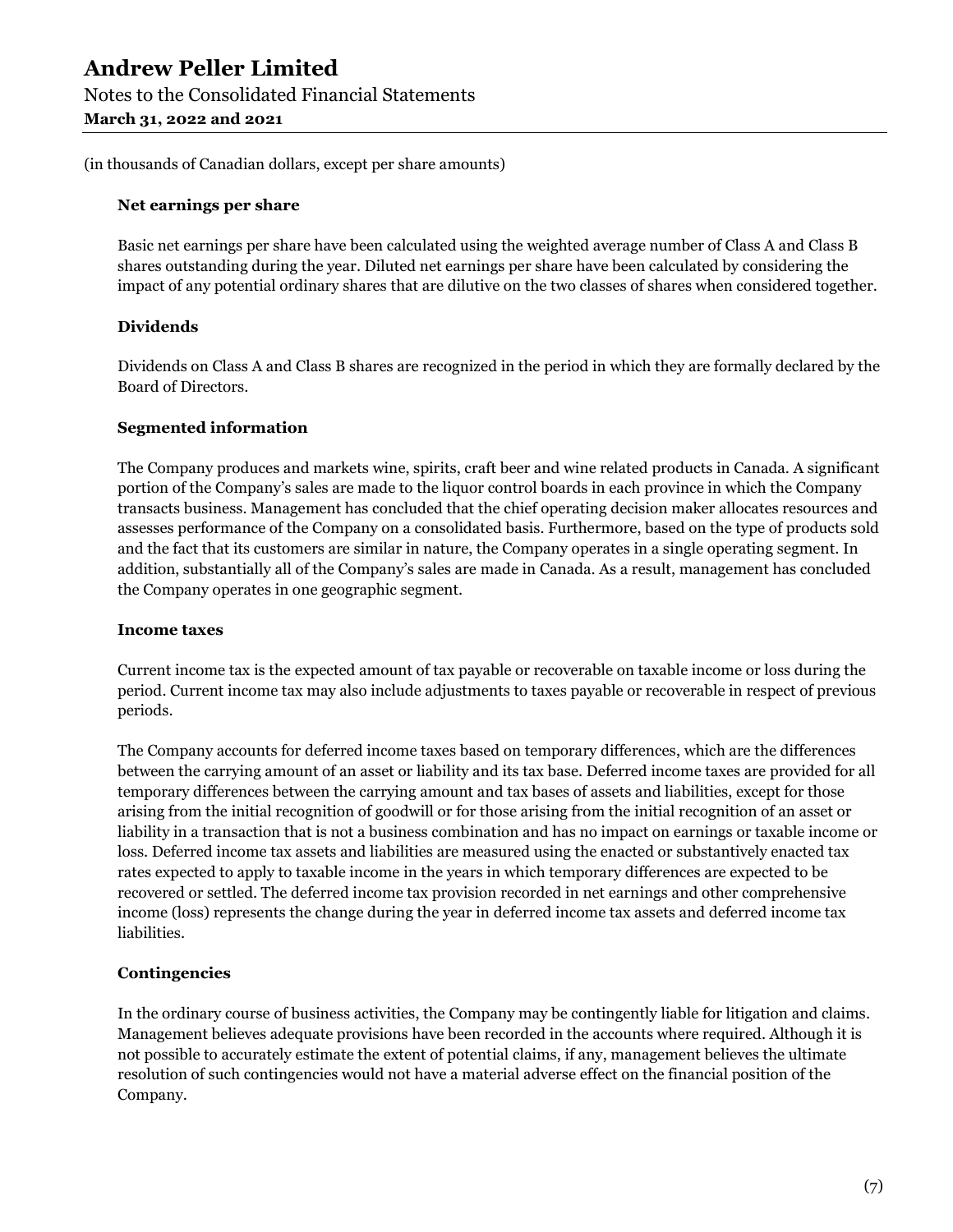(in thousands of Canadian dollars, except per share amounts)

**Net earnings per share**

Basic net earnings per share have been calculated using the weighted average number of Class A and Class B shares outstanding during the year. Diluted net earnings per share have been calculated by considering the impact of any potential ordinary shares that are dilutive on the two classes of shares when considered together.

**Dividends**

Dividends on Class A and Class B shares are recognized in the period in which they are formally declared by the Board of Directors.

**Segmented information**

The Company produces and markets wine, spirits, craft beer and wine related products in Canada. A significant portion of the Company's sales are made to the liquor control boards in each province in which the Company transacts business. Management has concluded that the chief operating decision maker allocates resources and assesses performance of the Company on a consolidated basis. Furthermore, based on the type of products sold and the fact that its customers are similar in nature, the Company operates in a single operating segment. In addition, substantially all of the Company's sales are made in Canada. As a result, management has concluded the Company operates in one geographic segment.

**Income taxes**

Current income tax is the expected amount of tax payable or recoverable on taxable income or loss during the period. Current income tax may also include adjustments to taxes payable or recoverable in respect of previous periods.

The Company accounts for deferred income taxes based on temporary differences, which are the differences between the carrying amount of an asset or liability and its tax base. Deferred income taxes are provided for all temporary differences between the carrying amount and tax bases of assets and liabilities, except for those arising from the initial recognition of goodwill or for those arising from the initial recognition of an asset or liability in a transaction that is not a business combination and has no impact on earnings or taxable income or loss. Deferred income tax assets and liabilities are measured using the enacted or substantively enacted tax rates expected to apply to taxable income in the years in which temporary differences are expected to be recovered or settled. The deferred income tax provision recorded in net earnings and other comprehensive income (loss) represents the change during the year in deferred income tax assets and deferred income tax liabilities.

**Contingencies**

In the ordinary course of business activities, the Company may be contingently liable for litigation and claims. Management believes adequate provisions have been recorded in the accounts where required. Although it is not possible to accurately estimate the extent of potential claims, if any, management believes the ultimate resolution of such contingencies would not have a material adverse effect on the financial position of the Company.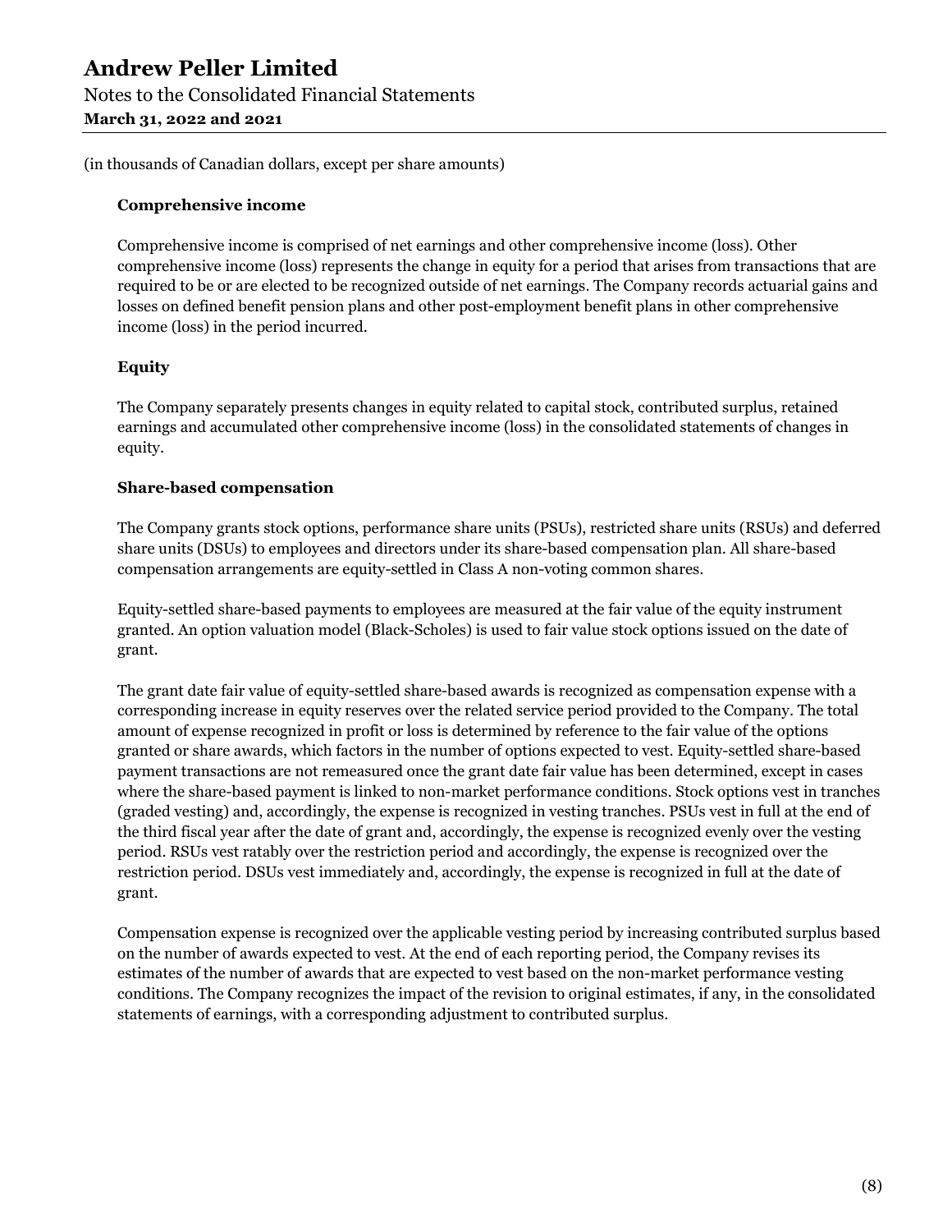(in thousands of Canadian dollars, except per share amounts)

### Comprehensive income

Comprehensive income is comprised of net earnings and other comprehensive income (loss). Other comprehensive income (loss) represents the change in equity for a period that arises from transactions that are required to be or are elected to be recognized outside of net earnings. The Company records actuarial gains and losses on defined benefit pension plans and other post-employment benefit plans in other comprehensive income (loss) in the period incurred.

### Equity

The Company separately presents changes in equity related to capital stock, contributed surplus, retained earnings and accumulated other comprehensive income (loss) in the consolidated statements of changes in equity.

### Share-based compensation

The Company grants stock options, performance share units (PSUs), restricted share units (RSUs) and deferred share units (DSUs) to employees and directors under its share-based compensation plan. All share-based compensation arrangements are equity-settled in Class A non-voting common shares.

Equity-settled share-based payments to employees are measured at the fair value of the equity instrument granted. An option valuation model (Black-Scholes) is used to fair value stock options issued on the date of grant.

The grant date fair value of equity-settled share-based awards is recognized as compensation expense with a corresponding increase in equity reserves over the related service period provided to the Company. The total amount of expense recognized in profit or loss is determined by reference to the fair value of the options granted or share awards, which factors in the number of options expected to vest. Equity-settled share-based payment transactions are not remeasured once the grant date fair value has been determined, except in cases where the share-based payment is linked to non-market performance conditions. Stock options vest in tranches (graded vesting) and, accordingly, the expense is recognized in vesting tranches. PSUs vest in full at the end of the third fiscal year after the date of grant and, accordingly, the expense is recognized evenly over the vesting period. RSUs vest ratably over the restriction period and accordingly, the expense is recognized over the restriction period. DSUs vest immediately and, accordingly, the expense is recognized in full at the date of grant.

Compensation expense is recognized over the applicable vesting period by increasing contributed surplus based on the number of awards expected to vest. At the end of each reporting period, the Company revises its estimates of the number of awards that are expected to vest based on the non-market performance vesting conditions. The Company recognizes the impact of the revision to original estimates, if any, in the consolidated statements of earnings, with a corresponding adjustment to contributed surplus.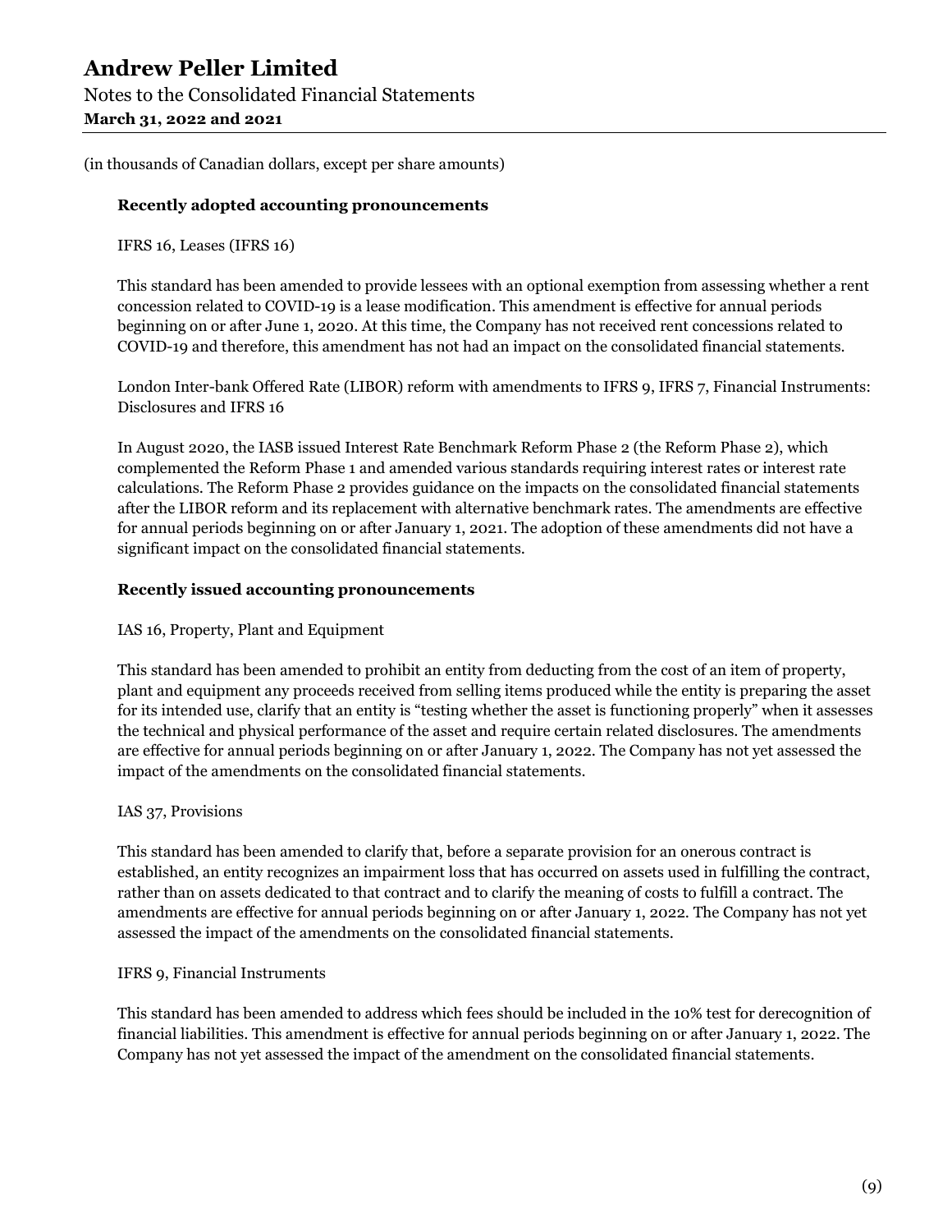(in thousands of Canadian dollars, except per share amounts)

**Recently adopted accounting pronouncements**

IFRS 16, Leases (IFRS 16)

This standard has been amended to provide lessees with an optional exemption from assessing whether a rent concession related to COVID-19 is a lease modification. This amendment is effective for annual periods beginning on or after June 1, 2020. At this time, the Company has not received rent concessions related to COVID-19 and therefore, this amendment has not had an impact on the consolidated financial statements.

London Inter-bank Offered Rate (LIBOR) reform with amendments to IFRS 9, IFRS 7, Financial Instruments: Disclosures and IFRS 16

In August 2020, the IASB issued Interest Rate Benchmark Reform Phase 2 (the Reform Phase 2), which complemented the Reform Phase 1 and amended various standards requiring interest rates or interest rate calculations. The Reform Phase 2 provides guidance on the impacts on the consolidated financial statements after the LIBOR reform and its replacement with alternative benchmark rates. The amendments are effective for annual periods beginning on or after January 1, 2021. The adoption of these amendments did not have a significant impact on the consolidated financial statements.

**Recently issued accounting pronouncements**

IAS 16, Property, Plant and Equipment

This standard has been amended to prohibit an entity from deducting from the cost of an item of property, plant and equipment any proceeds received from selling items produced while the entity is preparing the asset for its intended use, clarify that an entity is "testing whether the asset is functioning properly" when it assesses the technical and physical performance of the asset and require certain related disclosures. The amendments are effective for annual periods beginning on or after January 1, 2022. The Company has not yet assessed the impact of the amendments on the consolidated financial statements.

IAS 37, Provisions

This standard has been amended to clarify that, before a separate provision for an onerous contract is established, an entity recognizes an impairment loss that has occurred on assets used in fulfilling the contract, rather than on assets dedicated to that contract and to clarify the meaning of costs to fulfill a contract. The amendments are effective for annual periods beginning on or after January 1, 2022. The Company has not yet assessed the impact of the amendments on the consolidated financial statements.

IFRS 9, Financial Instruments

This standard has been amended to address which fees should be included in the 10% test for derecognition of financial liabilities. This amendment is effective for annual periods beginning on or after January 1, 2022. The Company has not yet assessed the impact of the amendment on the consolidated financial statements.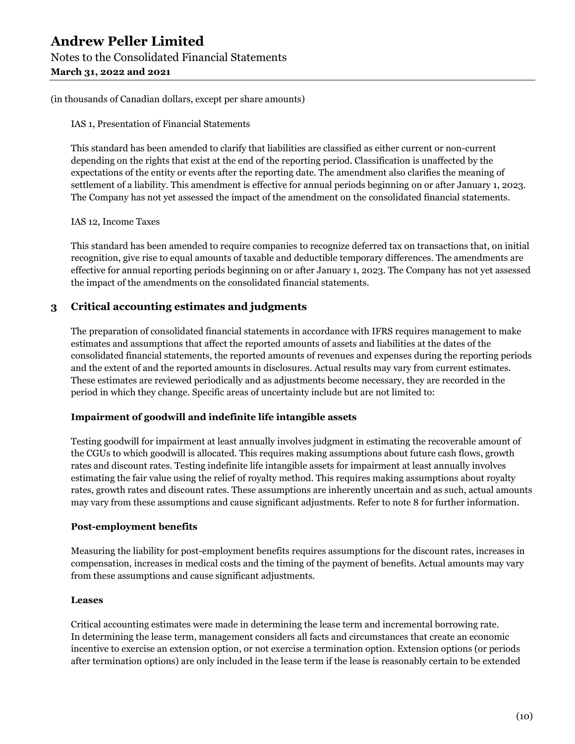(in thousands of Canadian dollars, except per share amounts)

IAS 1, Presentation of Financial Statements

This standard has been amended to clarify that liabilities are classified as either current or non-current depending on the rights that exist at the end of the reporting period. Classification is unaffected by the expectations of the entity or events after the reporting date. The amendment also clarifies the meaning of settlement of a liability. This amendment is effective for annual periods beginning on or after January 1, 2023. The Company has not yet assessed the impact of the amendment on the consolidated financial statements.

IAS 12, Income Taxes

This standard has been amended to require companies to recognize deferred tax on transactions that, on initial recognition, give rise to equal amounts of taxable and deductible temporary differences. The amendments are effective for annual reporting periods beginning on or after January 1, 2023. The Company has not yet assessed the impact of the amendments on the consolidated financial statements.

## 3 Critical accounting estimates and judgments

The preparation of consolidated financial statements in accordance with IFRS requires management to make estimates and assumptions that affect the reported amounts of assets and liabilities at the dates of the consolidated financial statements, the reported amounts of revenues and expenses during the reporting periods and the extent of and the reported amounts in disclosures. Actual results may vary from current estimates. These estimates are reviewed periodically and as adjustments become necessary, they are recorded in the period in which they change. Specific areas of uncertainty include but are not limited to:

**Impairment of goodwill and indefinite life intangible assets**

Testing goodwill for impairment at least annually involves judgment in estimating the recoverable amount of the CGUs to which goodwill is allocated. This requires making assumptions about future cash flows, growth rates and discount rates. Testing indefinite life intangible assets for impairment at least annually involves estimating the fair value using the relief of royalty method. This requires making assumptions about royalty rates, growth rates and discount rates. These assumptions are inherently uncertain and as such, actual amounts may vary from these assumptions and cause significant adjustments. Refer to note 8 for further information.

**Post-employment benefits**

Measuring the liability for post-employment benefits requires assumptions for the discount rates, increases in compensation, increases in medical costs and the timing of the payment of benefits. Actual amounts may vary from these assumptions and cause significant adjustments.

**Leases**

Critical accounting estimates were made in determining the lease term and incremental borrowing rate. In determining the lease term, management considers all facts and circumstances that create an economic incentive to exercise an extension option, or not exercise a termination option. Extension options (or periods after termination options) are only included in the lease term if the lease is reasonably certain to be extended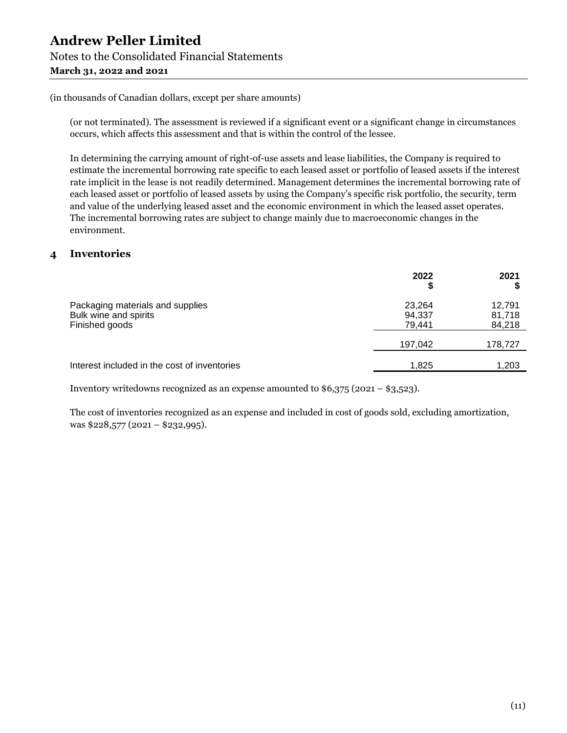(in thousands of Canadian dollars, except per share amounts)

(or not terminated). The assessment is reviewed if a significant event or a significant change in circumstances occurs, which affects this assessment and that is within the control of the lessee.

In determining the carrying amount of right-of-use assets and lease liabilities, the Company is required to estimate the incremental borrowing rate specific to each leased asset or portfolio of leased assets if the interest rate implicit in the lease is not readily determined. Management determines the incremental borrowing rate of each leased asset or portfolio of leased assets by using the Company's specific risk portfolio, the security, term and value of the underlying leased asset and the economic environment in which the leased asset operates. The incremental borrowing rates are subject to change mainly due to macroeconomic changes in the environment.

## 4 Inventories

| | 2022<br>$ | 2021<br>$ |
|---|---|---|
| Packaging materials and supplies | 23,264 | 12,791 |
| Bulk wine and spirits | 94,337 | 81,718 |
| Finished goods | 79,441 | 84,218 |
| | 197,042 | 178,727 |
| Interest included in the cost of inventories | 1,825 | 1,203 |

Inventory writedowns recognized as an expense amounted to $6,375 (2021 – $3,523).

The cost of inventories recognized as an expense and included in cost of goods sold, excluding amortization, was $228,577 (2021 – $232,995).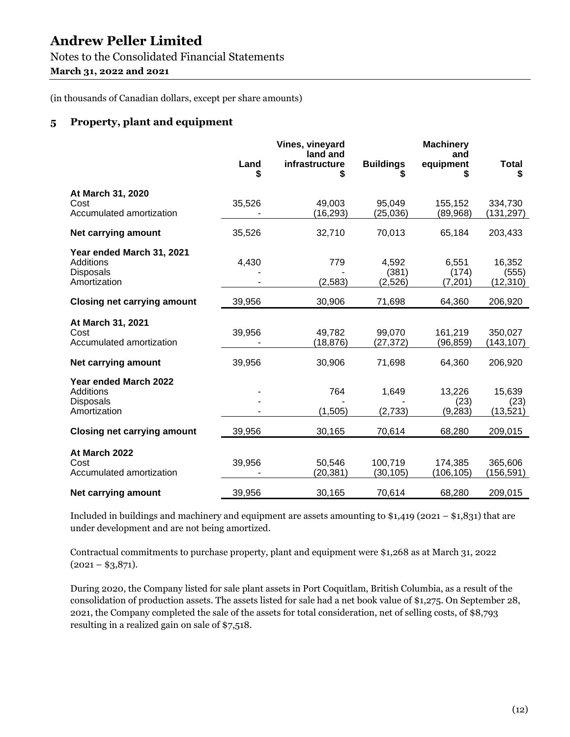# Andrew Peller Limited

Notes to the Consolidated Financial Statements

**March 31, 2022 and 2021**

(in thousands of Canadian dollars, except per share amounts)

## 5 Property, plant and equipment

| | Land $ | Vines, vineyard land and infrastructure $ | Buildings $ | Machinery and equipment $ | Total $ |
|---|---|---|---|---|---|
| **At March 31, 2020** | | | | | |
| Cost | 35,526 | 49,003 | 95,049 | 155,152 | 334,730 |
| Accumulated amortization | - | (16,293) | (25,036) | (89,968) | (131,297) |
| **Net carrying amount** | 35,526 | 32,710 | 70,013 | 65,184 | 203,433 |
| **Year ended March 31, 2021** | | | | | |
| Additions | 4,430 | 779 | 4,592 | 6,551 | 16,352 |
| Disposals | - | - | (381) | (174) | (555) |
| Amortization | - | (2,583) | (2,526) | (7,201) | (12,310) |
| **Closing net carrying amount** | 39,956 | 30,906 | 71,698 | 64,360 | 206,920 |
| **At March 31, 2021** | | | | | |
| Cost | 39,956 | 49,782 | 99,070 | 161,219 | 350,027 |
| Accumulated amortization | - | (18,876) | (27,372) | (96,859) | (143,107) |
| **Net carrying amount** | 39,956 | 30,906 | 71,698 | 64,360 | 206,920 |
| **Year ended March 2022** | | | | | |
| Additions | - | 764 | 1,649 | 13,226 | 15,639 |
| Disposals | - | - | - | (23) | (23) |
| Amortization | - | (1,505) | (2,733) | (9,283) | (13,521) |
| **Closing net carrying amount** | 39,956 | 30,165 | 70,614 | 68,280 | 209,015 |
| **At March 2022** | | | | | |
| Cost | 39,956 | 50,546 | 100,719 | 174,385 | 365,606 |
| Accumulated amortization | - | (20,381) | (30,105) | (106,105) | (156,591) |
| **Net carrying amount** | 39,956 | 30,165 | 70,614 | 68,280 | 209,015 |

Included in buildings and machinery and equipment are assets amounting to $1,419 (2021 – $1,831) that are under development and are not being amortized.

Contractual commitments to purchase property, plant and equipment were $1,268 as at March 31, 2022 (2021 – $3,871).

During 2020, the Company listed for sale plant assets in Port Coquitlam, British Columbia, as a result of the consolidation of production assets. The assets listed for sale had a net book value of $1,275. On September 28, 2021, the Company completed the sale of the assets for total consideration, net of selling costs, of $8,793 resulting in a realized gain on sale of $7,518.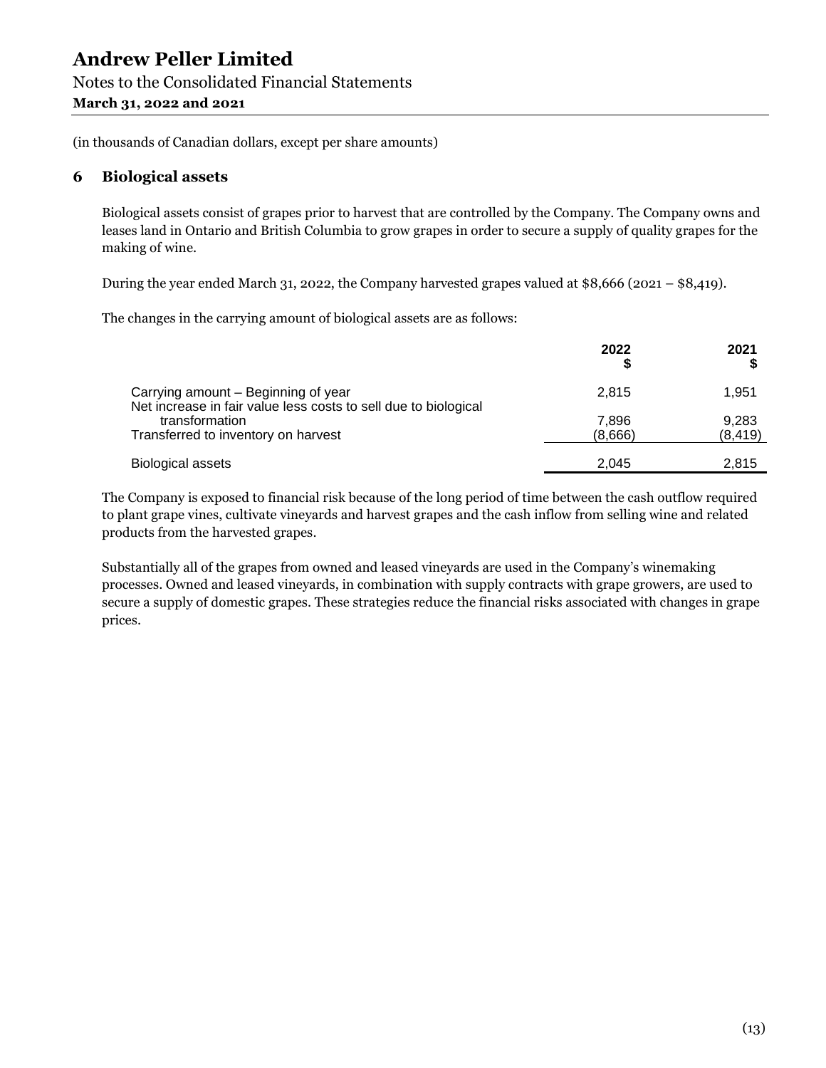(in thousands of Canadian dollars, except per share amounts)

## 6 Biological assets

Biological assets consist of grapes prior to harvest that are controlled by the Company. The Company owns and leases land in Ontario and British Columbia to grow grapes in order to secure a supply of quality grapes for the making of wine.

During the year ended March 31, 2022, the Company harvested grapes valued at $8,666 (2021 – $8,419).

The changes in the carrying amount of biological assets are as follows:

| | 2022 $ | 2021 $ |
|---|---|---|
| Carrying amount – Beginning of year | 2,815 | 1,951 |
| Net increase in fair value less costs to sell due to biological transformation | 7,896 | 9,283 |
| Transferred to inventory on harvest | (8,666) | (8,419) |
| Biological assets | 2,045 | 2,815 |

The Company is exposed to financial risk because of the long period of time between the cash outflow required to plant grape vines, cultivate vineyards and harvest grapes and the cash inflow from selling wine and related products from the harvested grapes.

Substantially all of the grapes from owned and leased vineyards are used in the Company's winemaking processes. Owned and leased vineyards, in combination with supply contracts with grape growers, are used to secure a supply of domestic grapes. These strategies reduce the financial risks associated with changes in grape prices.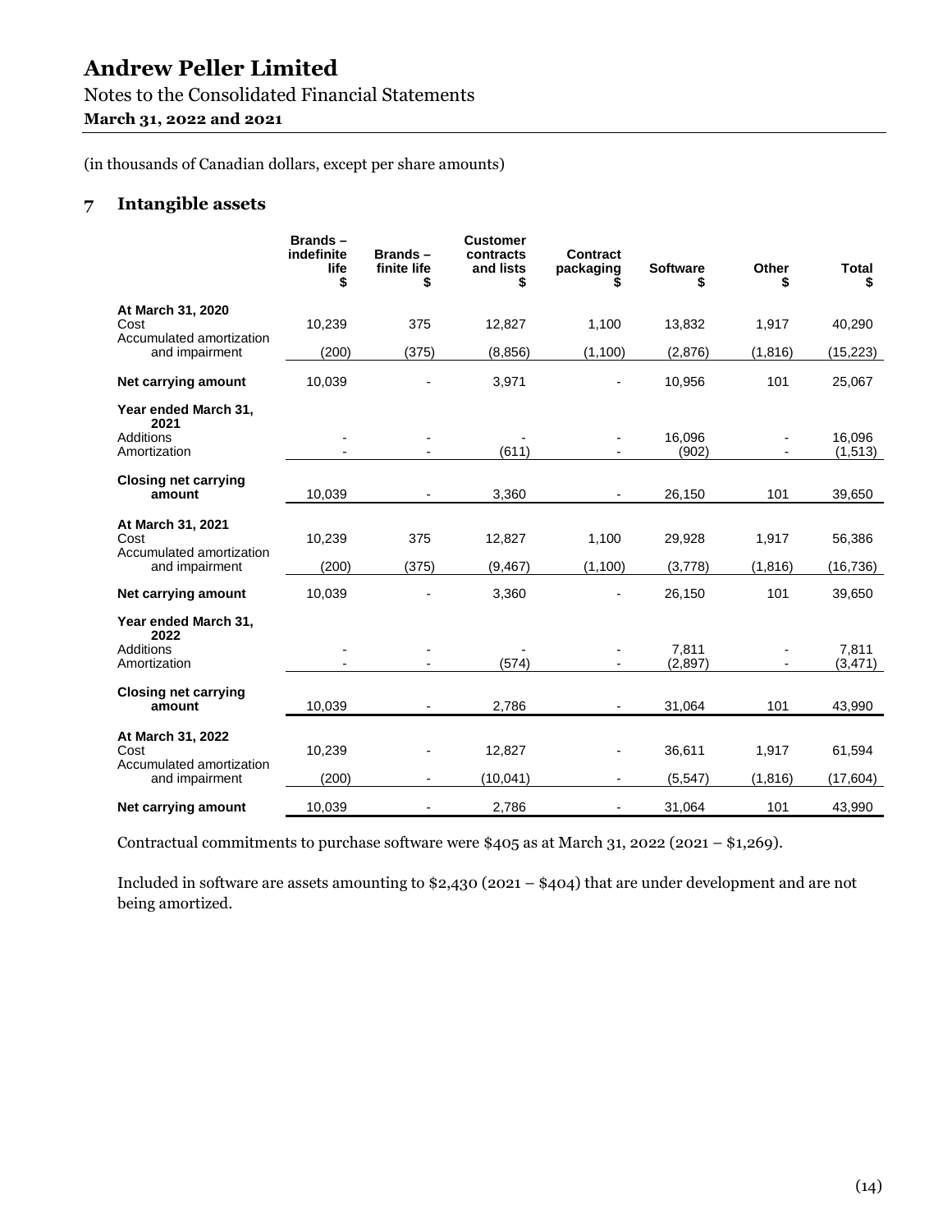# Andrew Peller Limited

Notes to the Consolidated Financial Statements

**March 31, 2022 and 2021**

(in thousands of Canadian dollars, except per share amounts)

## 7 Intangible assets

| | Brands – indefinite life $ | Brands – finite life $ | Customer contracts and lists $ | Contract packaging $ | Software $ | Other $ | Total $ |
|---|---|---|---|---|---|---|---|
| **At March 31, 2020** | | | | | | | |
| Cost | 10,239 | 375 | 12,827 | 1,100 | 13,832 | 1,917 | 40,290 |
| Accumulated amortization and impairment | (200) | (375) | (8,856) | (1,100) | (2,876) | (1,816) | (15,223) |
| **Net carrying amount** | 10,039 | - | 3,971 | - | 10,956 | 101 | 25,067 |
| **Year ended March 31, 2021** | | | | | | | |
| Additions | - | - | - | - | 16,096 | - | 16,096 |
| Amortization | - | - | (611) | - | (902) | - | (1,513) |
| **Closing net carrying amount** | 10,039 | - | 3,360 | - | 26,150 | 101 | 39,650 |
| **At March 31, 2021** | | | | | | | |
| Cost | 10,239 | 375 | 12,827 | 1,100 | 29,928 | 1,917 | 56,386 |
| Accumulated amortization and impairment | (200) | (375) | (9,467) | (1,100) | (3,778) | (1,816) | (16,736) |
| **Net carrying amount** | 10,039 | - | 3,360 | - | 26,150 | 101 | 39,650 |
| **Year ended March 31, 2022** | | | | | | | |
| Additions | - | - | - | - | 7,811 | - | 7,811 |
| Amortization | - | - | (574) | - | (2,897) | - | (3,471) |
| **Closing net carrying amount** | 10,039 | - | 2,786 | - | 31,064 | 101 | 43,990 |
| **At March 31, 2022** | | | | | | | |
| Cost | 10,239 | - | 12,827 | - | 36,611 | 1,917 | 61,594 |
| Accumulated amortization and impairment | (200) | - | (10,041) | - | (5,547) | (1,816) | (17,604) |
| **Net carrying amount** | 10,039 | - | 2,786 | - | 31,064 | 101 | 43,990 |

Contractual commitments to purchase software were $405 as at March 31, 2022 (2021 – $1,269).

Included in software are assets amounting to $2,430 (2021 – $404) that are under development and are not being amortized.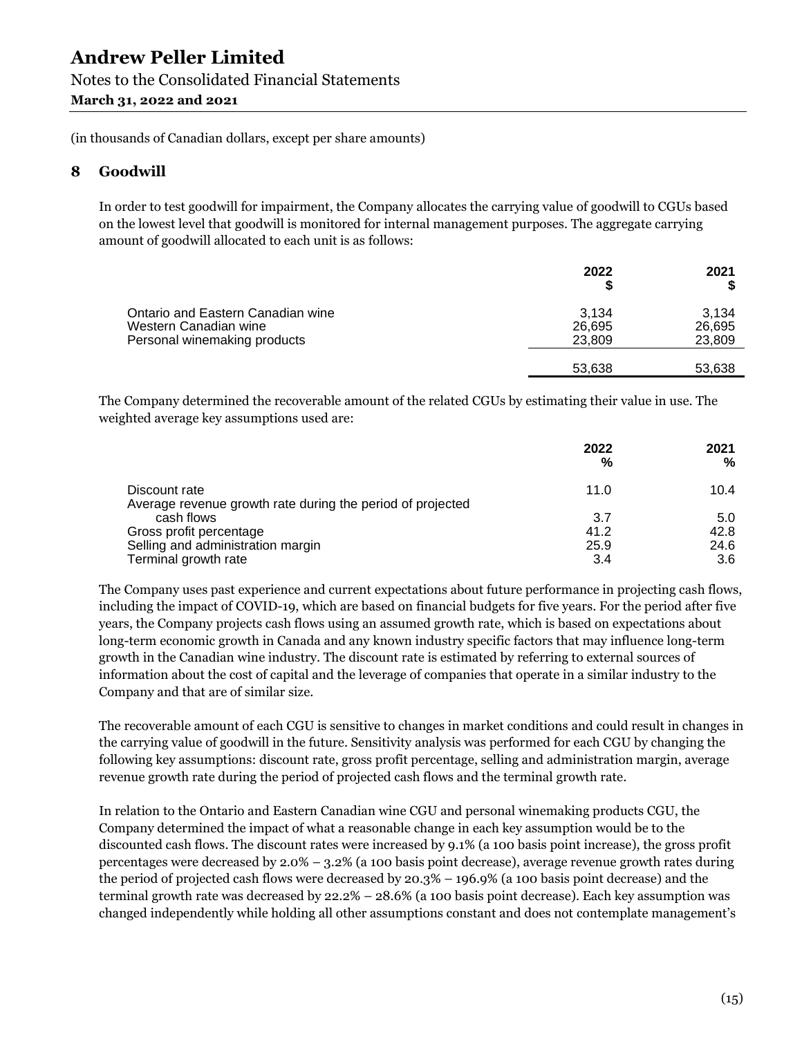# Andrew Peller Limited

Notes to the Consolidated Financial Statements

**March 31, 2022 and 2021**

(in thousands of Canadian dollars, except per share amounts)

## 8 Goodwill

In order to test goodwill for impairment, the Company allocates the carrying value of goodwill to CGUs based on the lowest level that goodwill is monitored for internal management purposes. The aggregate carrying amount of goodwill allocated to each unit is as follows:

| | 2022 $ | 2021 $ |
|---|---|---|
| Ontario and Eastern Canadian wine | 3,134 | 3,134 |
| Western Canadian wine | 26,695 | 26,695 |
| Personal winemaking products | 23,809 | 23,809 |
| | 53,638 | 53,638 |

The Company determined the recoverable amount of the related CGUs by estimating their value in use. The weighted average key assumptions used are:

| | 2022 % | 2021 % |
|---|---|---|
| Discount rate | 11.0 | 10.4 |
| Average revenue growth rate during the period of projected cash flows | 3.7 | 5.0 |
| Gross profit percentage | 41.2 | 42.8 |
| Selling and administration margin | 25.9 | 24.6 |
| Terminal growth rate | 3.4 | 3.6 |

The Company uses past experience and current expectations about future performance in projecting cash flows, including the impact of COVID-19, which are based on financial budgets for five years. For the period after five years, the Company projects cash flows using an assumed growth rate, which is based on expectations about long-term economic growth in Canada and any known industry specific factors that may influence long-term growth in the Canadian wine industry. The discount rate is estimated by referring to external sources of information about the cost of capital and the leverage of companies that operate in a similar industry to the Company and that are of similar size.

The recoverable amount of each CGU is sensitive to changes in market conditions and could result in changes in the carrying value of goodwill in the future. Sensitivity analysis was performed for each CGU by changing the following key assumptions: discount rate, gross profit percentage, selling and administration margin, average revenue growth rate during the period of projected cash flows and the terminal growth rate.

In relation to the Ontario and Eastern Canadian wine CGU and personal winemaking products CGU, the Company determined the impact of what a reasonable change in each key assumption would be to the discounted cash flows. The discount rates were increased by 9.1% (a 100 basis point increase), the gross profit percentages were decreased by 2.0% – 3.2% (a 100 basis point decrease), average revenue growth rates during the period of projected cash flows were decreased by 20.3% – 196.9% (a 100 basis point decrease) and the terminal growth rate was decreased by 22.2% – 28.6% (a 100 basis point decrease). Each key assumption was changed independently while holding all other assumptions constant and does not contemplate management's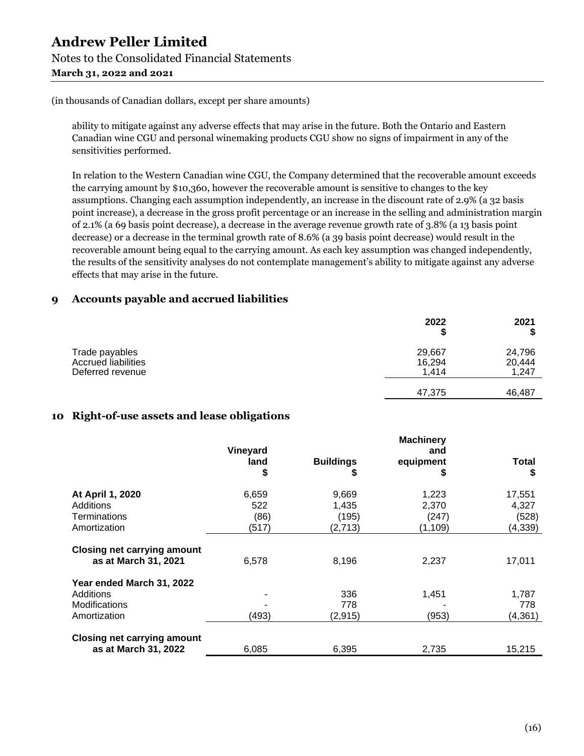(in thousands of Canadian dollars, except per share amounts)

ability to mitigate against any adverse effects that may arise in the future. Both the Ontario and Eastern Canadian wine CGU and personal winemaking products CGU show no signs of impairment in any of the sensitivities performed.

In relation to the Western Canadian wine CGU, the Company determined that the recoverable amount exceeds the carrying amount by $10,360, however the recoverable amount is sensitive to changes to the key assumptions. Changing each assumption independently, an increase in the discount rate of 2.9% (a 32 basis point increase), a decrease in the gross profit percentage or an increase in the selling and administration margin of 2.1% (a 69 basis point decrease), a decrease in the average revenue growth rate of 3.8% (a 13 basis point decrease) or a decrease in the terminal growth rate of 8.6% (a 39 basis point decrease) would result in the recoverable amount being equal to the carrying amount. As each key assumption was changed independently, the results of the sensitivity analyses do not contemplate management's ability to mitigate against any adverse effects that may arise in the future.

## 9 Accounts payable and accrued liabilities

| | 2022 $ | 2021 $ |
|---|---|---|
| Trade payables | 29,667 | 24,796 |
| Accrued liabilities | 16,294 | 20,444 |
| Deferred revenue | 1,414 | 1,247 |
| | 47,375 | 46,487 |

## 10 Right-of-use assets and lease obligations

| | Vineyard land $ | Buildings $ | Machinery and equipment $ | Total $ |
|---|---|---|---|---|
| **At April 1, 2020** | 6,659 | 9,669 | 1,223 | 17,551 |
| Additions | 522 | 1,435 | 2,370 | 4,327 |
| Terminations | (86) | (195) | (247) | (528) |
| Amortization | (517) | (2,713) | (1,109) | (4,339) |
| **Closing net carrying amount as at March 31, 2021** | 6,578 | 8,196 | 2,237 | 17,011 |
| **Year ended March 31, 2022** | | | | |
| Additions | - | 336 | 1,451 | 1,787 |
| Modifications | - | 778 | - | 778 |
| Amortization | (493) | (2,915) | (953) | (4,361) |
| **Closing net carrying amount as at March 31, 2022** | 6,085 | 6,395 | 2,735 | 15,215 |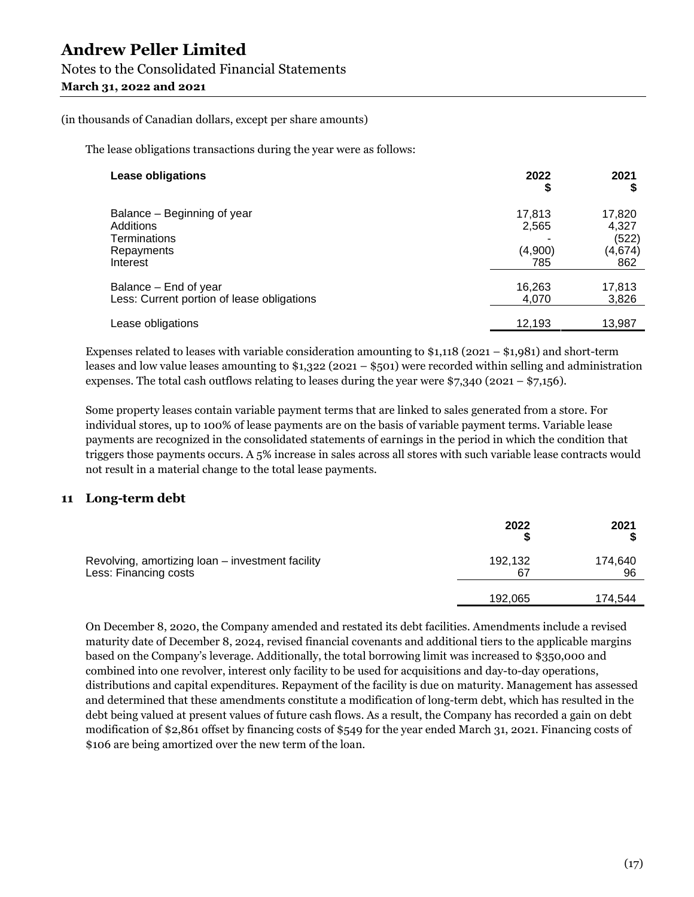(in thousands of Canadian dollars, except per share amounts)

The lease obligations transactions during the year were as follows:

| Lease obligations | 2022<br>$ | 2021<br>$ |
|---|---|---|
| Balance – Beginning of year | 17,813 | 17,820 |
| Additions | 2,565 | 4,327 |
| Terminations | - | (522) |
| Repayments | (4,900) | (4,674) |
| Interest | 785 | 862 |
| Balance – End of year | 16,263 | 17,813 |
| Less: Current portion of lease obligations | 4,070 | 3,826 |
| Lease obligations | 12,193 | 13,987 |

Expenses related to leases with variable consideration amounting to $1,118 (2021 – $1,981) and short-term leases and low value leases amounting to $1,322 (2021 – $501) were recorded within selling and administration expenses. The total cash outflows relating to leases during the year were $7,340 (2021 – $7,156).

Some property leases contain variable payment terms that are linked to sales generated from a store. For individual stores, up to 100% of lease payments are on the basis of variable payment terms. Variable lease payments are recognized in the consolidated statements of earnings in the period in which the condition that triggers those payments occurs. A 5% increase in sales across all stores with such variable lease contracts would not result in a material change to the total lease payments.

## 11 Long-term debt

| | 2022<br>$ | 2021<br>$ |
|---|---|---|
| Revolving, amortizing loan – investment facility | 192,132 | 174,640 |
| Less: Financing costs | 67 | 96 |
| | 192,065 | 174,544 |

On December 8, 2020, the Company amended and restated its debt facilities. Amendments include a revised maturity date of December 8, 2024, revised financial covenants and additional tiers to the applicable margins based on the Company's leverage. Additionally, the total borrowing limit was increased to $350,000 and combined into one revolver, interest only facility to be used for acquisitions and day-to-day operations, distributions and capital expenditures. Repayment of the facility is due on maturity. Management has assessed and determined that these amendments constitute a modification of long-term debt, which has resulted in the debt being valued at present values of future cash flows. As a result, the Company has recorded a gain on debt modification of $2,861 offset by financing costs of $549 for the year ended March 31, 2021. Financing costs of $106 are being amortized over the new term of the loan.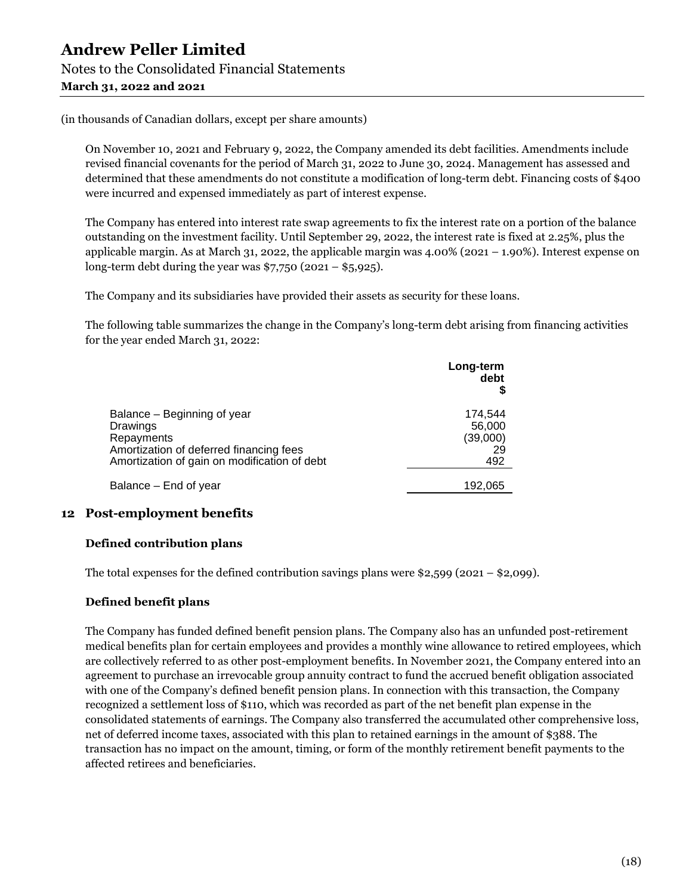(in thousands of Canadian dollars, except per share amounts)

On November 10, 2021 and February 9, 2022, the Company amended its debt facilities. Amendments include revised financial covenants for the period of March 31, 2022 to June 30, 2024. Management has assessed and determined that these amendments do not constitute a modification of long-term debt. Financing costs of $400 were incurred and expensed immediately as part of interest expense.

The Company has entered into interest rate swap agreements to fix the interest rate on a portion of the balance outstanding on the investment facility. Until September 29, 2022, the interest rate is fixed at 2.25%, plus the applicable margin. As at March 31, 2022, the applicable margin was 4.00% (2021 – 1.90%). Interest expense on long-term debt during the year was $7,750 (2021 – $5,925).

The Company and its subsidiaries have provided their assets as security for these loans.

The following table summarizes the change in the Company's long-term debt arising from financing activities for the year ended March 31, 2022:

| | Long-term debt $ |
|---|---|
| Balance – Beginning of year | 174,544 |
| Drawings | 56,000 |
| Repayments | (39,000) |
| Amortization of deferred financing fees | 29 |
| Amortization of gain on modification of debt | 492 |
| Balance – End of year | 192,065 |

## 12 Post-employment benefits

### Defined contribution plans

The total expenses for the defined contribution savings plans were $2,599 (2021 – $2,099).

### Defined benefit plans

The Company has funded defined benefit pension plans. The Company also has an unfunded post-retirement medical benefits plan for certain employees and provides a monthly wine allowance to retired employees, which are collectively referred to as other post-employment benefits. In November 2021, the Company entered into an agreement to purchase an irrevocable group annuity contract to fund the accrued benefit obligation associated with one of the Company's defined benefit pension plans. In connection with this transaction, the Company recognized a settlement loss of $110, which was recorded as part of the net benefit plan expense in the consolidated statements of earnings. The Company also transferred the accumulated other comprehensive loss, net of deferred income taxes, associated with this plan to retained earnings in the amount of $388. The transaction has no impact on the amount, timing, or form of the monthly retirement benefit payments to the affected retirees and beneficiaries.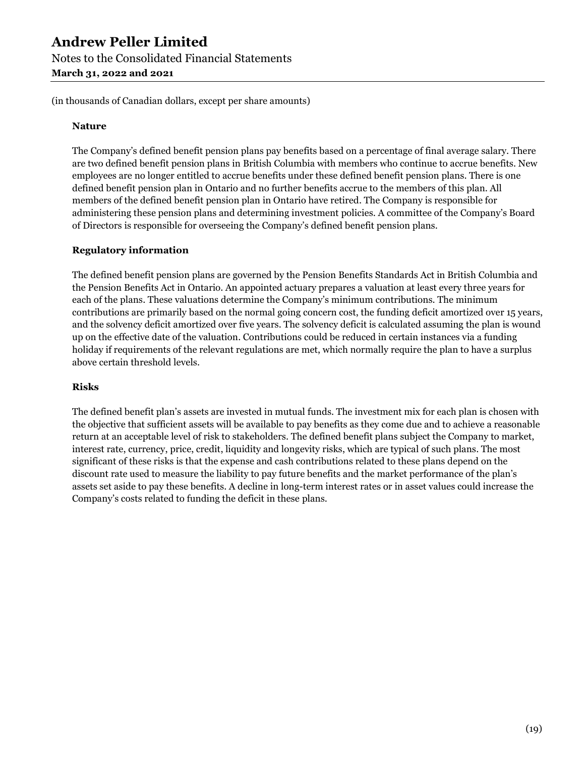(in thousands of Canadian dollars, except per share amounts)

**Nature**

The Company's defined benefit pension plans pay benefits based on a percentage of final average salary. There are two defined benefit pension plans in British Columbia with members who continue to accrue benefits. New employees are no longer entitled to accrue benefits under these defined benefit pension plans. There is one defined benefit pension plan in Ontario and no further benefits accrue to the members of this plan. All members of the defined benefit pension plan in Ontario have retired. The Company is responsible for administering these pension plans and determining investment policies. A committee of the Company's Board of Directors is responsible for overseeing the Company's defined benefit pension plans.

**Regulatory information**

The defined benefit pension plans are governed by the Pension Benefits Standards Act in British Columbia and the Pension Benefits Act in Ontario. An appointed actuary prepares a valuation at least every three years for each of the plans. These valuations determine the Company's minimum contributions. The minimum contributions are primarily based on the normal going concern cost, the funding deficit amortized over 15 years, and the solvency deficit amortized over five years. The solvency deficit is calculated assuming the plan is wound up on the effective date of the valuation. Contributions could be reduced in certain instances via a funding holiday if requirements of the relevant regulations are met, which normally require the plan to have a surplus above certain threshold levels.

**Risks**

The defined benefit plan's assets are invested in mutual funds. The investment mix for each plan is chosen with the objective that sufficient assets will be available to pay benefits as they come due and to achieve a reasonable return at an acceptable level of risk to stakeholders. The defined benefit plans subject the Company to market, interest rate, currency, price, credit, liquidity and longevity risks, which are typical of such plans. The most significant of these risks is that the expense and cash contributions related to these plans depend on the discount rate used to measure the liability to pay future benefits and the market performance of the plan's assets set aside to pay these benefits. A decline in long-term interest rates or in asset values could increase the Company's costs related to funding the deficit in these plans.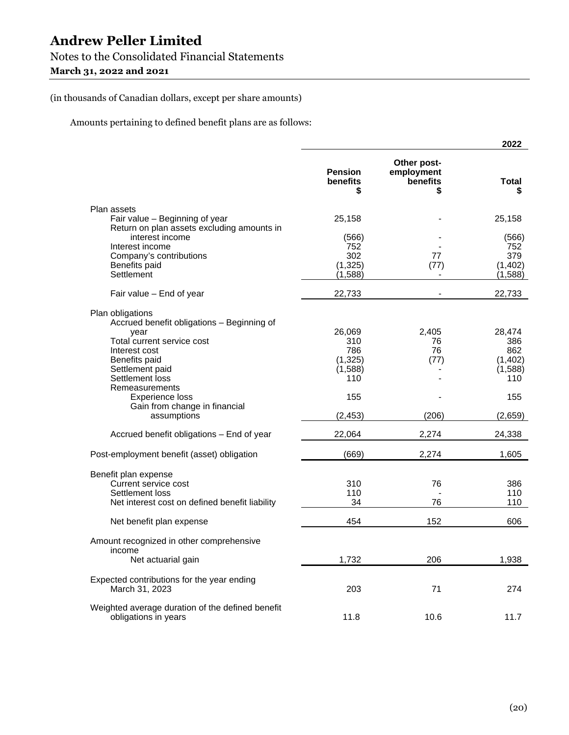# Andrew Peller Limited

## Notes to the Consolidated Financial Statements

**March 31, 2022 and 2021**

(in thousands of Canadian dollars, except per share amounts)

Amounts pertaining to defined benefit plans are as follows:

| | | | **2022** |
|---|---|---|---|
| | **Pension benefits $** | **Other post-employment benefits $** | **Total $** |
| Plan assets | | | |
| Fair value – Beginning of year | 25,158 | - | 25,158 |
| Return on plan assets excluding amounts in interest income | (566) | - | (566) |
| Interest income | 752 | - | 752 |
| Company's contributions | 302 | 77 | 379 |
| Benefits paid | (1,325) | (77) | (1,402) |
| Settlement | (1,588) | - | (1,588) |
| Fair value – End of year | 22,733 | - | 22,733 |
| Plan obligations | | | |
| Accrued benefit obligations – Beginning of year | 26,069 | 2,405 | 28,474 |
| Total current service cost | 310 | 76 | 386 |
| Interest cost | 786 | 76 | 862 |
| Benefits paid | (1,325) | (77) | (1,402) |
| Settlement paid | (1,588) | - | (1,588) |
| Settlement loss | 110 | - | 110 |
| Remeasurements | | | |
| Experience loss | 155 | - | 155 |
| Gain from change in financial assumptions | (2,453) | (206) | (2,659) |
| Accrued benefit obligations – End of year | 22,064 | 2,274 | 24,338 |
| Post-employment benefit (asset) obligation | (669) | 2,274 | 1,605 |
| Benefit plan expense | | | |
| Current service cost | 310 | 76 | 386 |
| Settlement loss | 110 | - | 110 |
| Net interest cost on defined benefit liability | 34 | 76 | 110 |
| Net benefit plan expense | 454 | 152 | 606 |
| Amount recognized in other comprehensive income | | | |
| Net actuarial gain | 1,732 | 206 | 1,938 |
| Expected contributions for the year ending March 31, 2023 | 203 | 71 | 274 |
| Weighted average duration of the defined benefit obligations in years | 11.8 | 10.6 | 11.7 |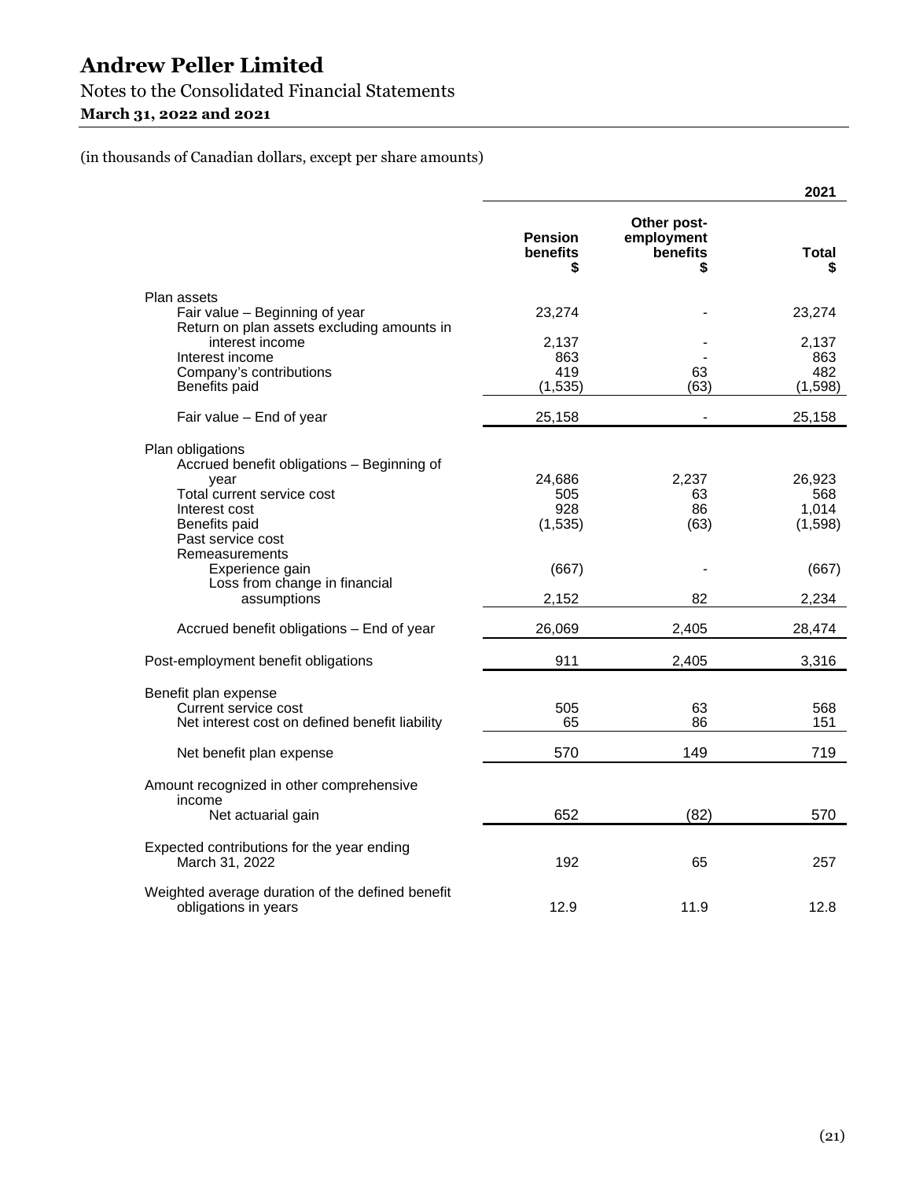# Andrew Peller Limited

## Notes to the Consolidated Financial Statements

**March 31, 2022 and 2021**

(in thousands of Canadian dollars, except per share amounts)

| | | | 2021 |
|---|---|---|---|
| | Pension benefits $ | Other post-employment benefits $ | Total $ |
| Plan assets | | | |
| Fair value – Beginning of year | 23,274 | - | 23,274 |
| Return on plan assets excluding amounts in interest income | 2,137 | - | 2,137 |
| Interest income | 863 | - | 863 |
| Company's contributions | 419 | 63 | 482 |
| Benefits paid | (1,535) | (63) | (1,598) |
| Fair value – End of year | 25,158 | - | 25,158 |
| Plan obligations | | | |
| Accrued benefit obligations – Beginning of year | 24,686 | 2,237 | 26,923 |
| Total current service cost | 505 | 63 | 568 |
| Interest cost | 928 | 86 | 1,014 |
| Benefits paid | (1,535) | (63) | (1,598) |
| Past service cost | | | |
| Remeasurements | | | |
| Experience gain | (667) | - | (667) |
| Loss from change in financial assumptions | 2,152 | 82 | 2,234 |
| Accrued benefit obligations – End of year | 26,069 | 2,405 | 28,474 |
| Post-employment benefit obligations | 911 | 2,405 | 3,316 |
| Benefit plan expense | | | |
| Current service cost | 505 | 63 | 568 |
| Net interest cost on defined benefit liability | 65 | 86 | 151 |
| Net benefit plan expense | 570 | 149 | 719 |
| Amount recognized in other comprehensive income | | | |
| Net actuarial gain | 652 | (82) | 570 |
| Expected contributions for the year ending March 31, 2022 | 192 | 65 | 257 |
| Weighted average duration of the defined benefit obligations in years | 12.9 | 11.9 | 12.8 |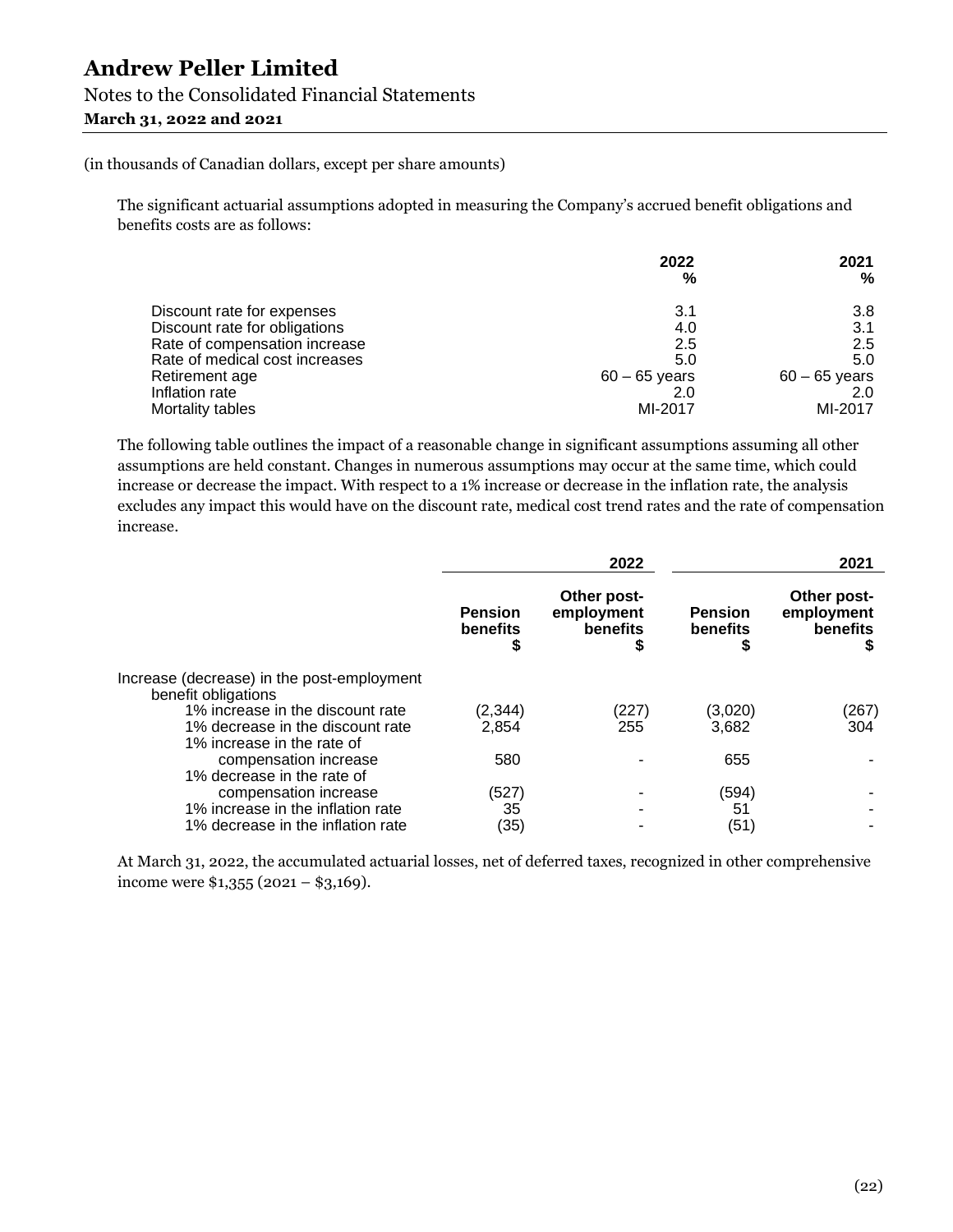(in thousands of Canadian dollars, except per share amounts)

The significant actuarial assumptions adopted in measuring the Company's accrued benefit obligations and benefits costs are as follows:

| | 2022 % | 2021 % |
|---|---|---|
| Discount rate for expenses | 3.1 | 3.8 |
| Discount rate for obligations | 4.0 | 3.1 |
| Rate of compensation increase | 2.5 | 2.5 |
| Rate of medical cost increases | 5.0 | 5.0 |
| Retirement age | 60 – 65 years | 60 – 65 years |
| Inflation rate | 2.0 | 2.0 |
| Mortality tables | MI-2017 | MI-2017 |

The following table outlines the impact of a reasonable change in significant assumptions assuming all other assumptions are held constant. Changes in numerous assumptions may occur at the same time, which could increase or decrease the impact. With respect to a 1% increase or decrease in the inflation rate, the analysis excludes any impact this would have on the discount rate, medical cost trend rates and the rate of compensation increase.

| | 2022 | | 2021 | |
|---|---|---|---|---|
| | Pension benefits $ | Other post-employment benefits $ | Pension benefits $ | Other post-employment benefits $ |
| Increase (decrease) in the post-employment benefit obligations | | | | |
| 1% increase in the discount rate | (2,344) | (227) | (3,020) | (267) |
| 1% decrease in the discount rate | 2,854 | 255 | 3,682 | 304 |
| 1% increase in the rate of compensation increase | 580 | - | 655 | - |
| 1% decrease in the rate of compensation increase | (527) | - | (594) | - |
| 1% increase in the inflation rate | 35 | - | 51 | - |
| 1% decrease in the inflation rate | (35) | - | (51) | - |

At March 31, 2022, the accumulated actuarial losses, net of deferred taxes, recognized in other comprehensive income were $1,355 (2021 – $3,169).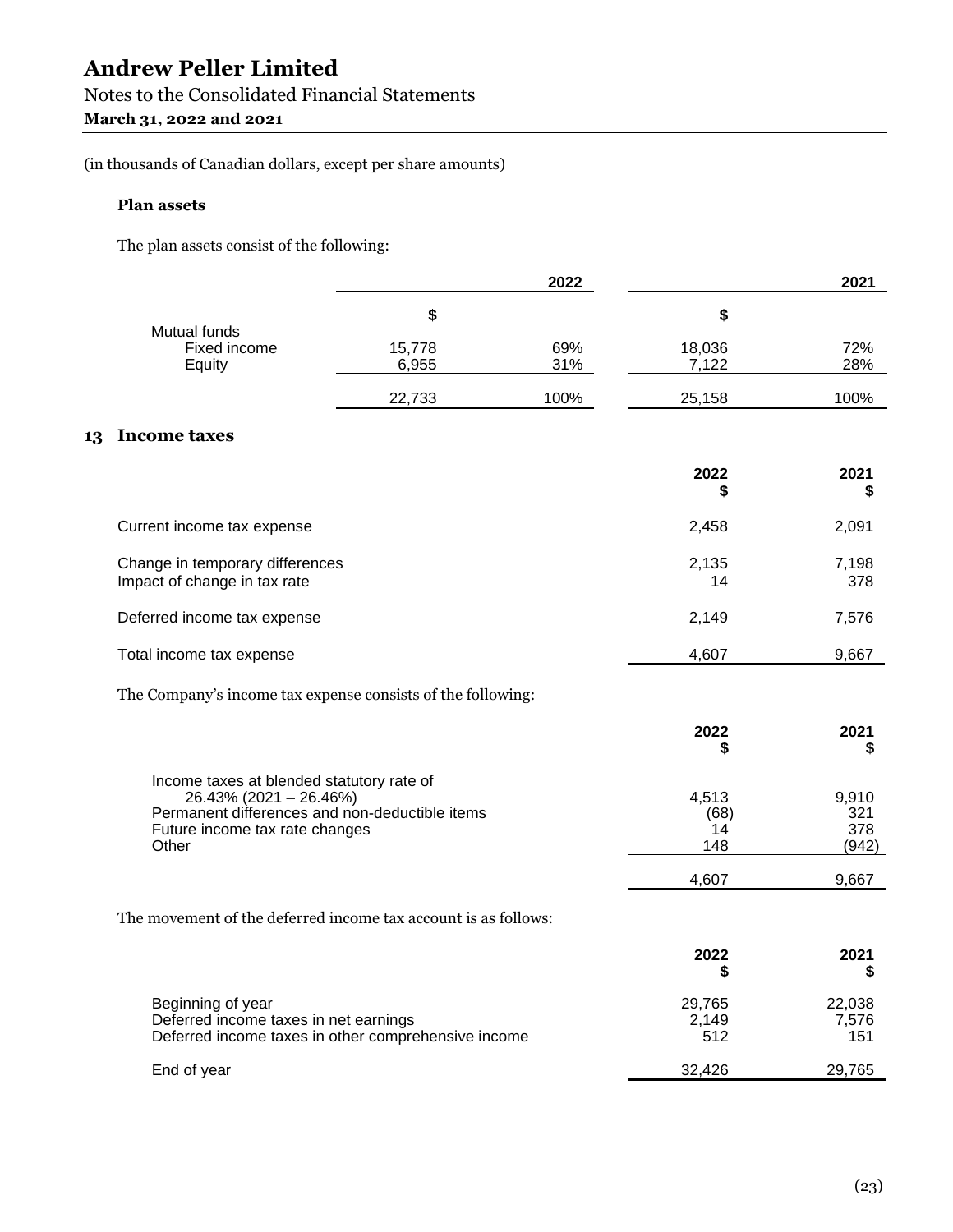(in thousands of Canadian dollars, except per share amounts)

**Plan assets**

The plan assets consist of the following:

| | 2022 | | 2021 | |
|---|---|---|---|---|
| | $ | | $ | |
| Mutual funds | | | | |
| Fixed income | 15,778 | 69% | 18,036 | 72% |
| Equity | 6,955 | 31% | 7,122 | 28% |
| | 22,733 | 100% | 25,158 | 100% |

## 13 Income taxes

| | 2022 $ | 2021 $ |
|---|---|---|
| Current income tax expense | 2,458 | 2,091 |
| Change in temporary differences | 2,135 | 7,198 |
| Impact of change in tax rate | 14 | 378 |
| Deferred income tax expense | 2,149 | 7,576 |
| Total income tax expense | 4,607 | 9,667 |

The Company's income tax expense consists of the following:

| | 2022 $ | 2021 $ |
|---|---|---|
| Income taxes at blended statutory rate of 26.43% (2021 – 26.46%) | 4,513 | 9,910 |
| Permanent differences and non-deductible items | (68) | 321 |
| Future income tax rate changes | 14 | 378 |
| Other | 148 | (942) |
| | 4,607 | 9,667 |

The movement of the deferred income tax account is as follows:

| | 2022 $ | 2021 $ |
|---|---|---|
| Beginning of year | 29,765 | 22,038 |
| Deferred income taxes in net earnings | 2,149 | 7,576 |
| Deferred income taxes in other comprehensive income | 512 | 151 |
| End of year | 32,426 | 29,765 |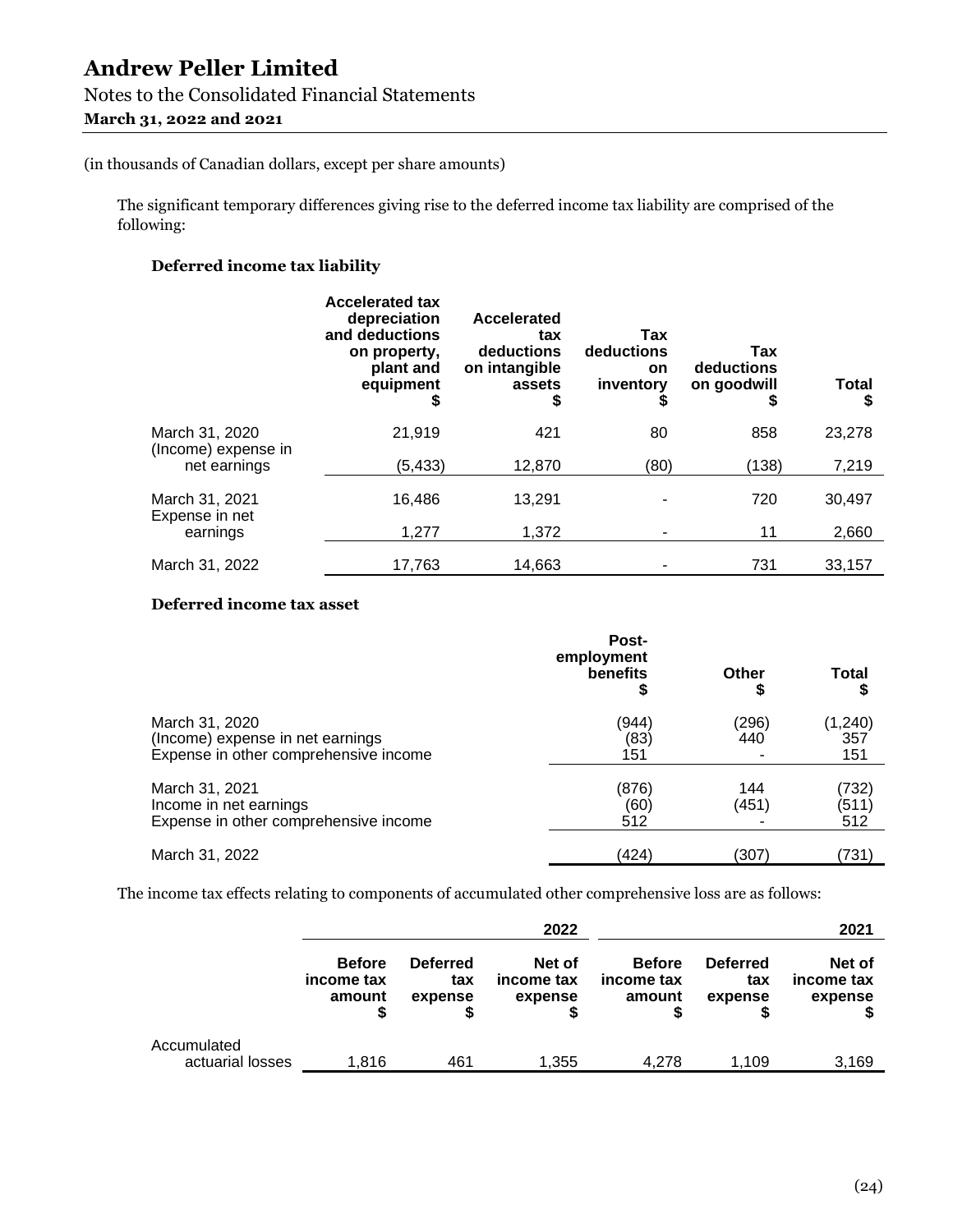(in thousands of Canadian dollars, except per share amounts)

The significant temporary differences giving rise to the deferred income tax liability are comprised of the following:

**Deferred income tax liability**

| | Accelerated tax depreciation and deductions on property, plant and equipment $ | Accelerated tax deductions on intangible assets $ | Tax deductions on inventory $ | Tax deductions on goodwill $ | Total $ |
|---|---|---|---|---|---|
| March 31, 2020 | 21,919 | 421 | 80 | 858 | 23,278 |
| (Income) expense in net earnings | (5,433) | 12,870 | (80) | (138) | 7,219 |
| March 31, 2021 | 16,486 | 13,291 | - | 720 | 30,497 |
| Expense in net earnings | 1,277 | 1,372 | - | 11 | 2,660 |
| March 31, 2022 | 17,763 | 14,663 | - | 731 | 33,157 |

**Deferred income tax asset**

| | Post-employment benefits $ | Other $ | Total $ |
|---|---|---|---|
| March 31, 2020 | (944) | (296) | (1,240) |
| (Income) expense in net earnings | (83) | 440 | 357 |
| Expense in other comprehensive income | 151 | - | 151 |
| March 31, 2021 | (876) | 144 | (732) |
| Income in net earnings | (60) | (451) | (511) |
| Expense in other comprehensive income | 512 | - | 512 |
| March 31, 2022 | (424) | (307) | (731) |

The income tax effects relating to components of accumulated other comprehensive loss are as follows:

| | | | 2022 | | | 2021 |
|---|---|---|---|---|---|---|
| | Before income tax amount $ | Deferred tax expense $ | Net of income tax expense $ | Before income tax amount $ | Deferred tax expense $ | Net of income tax expense $ |
| Accumulated actuarial losses | 1,816 | 461 | 1,355 | 4,278 | 1,109 | 3,169 |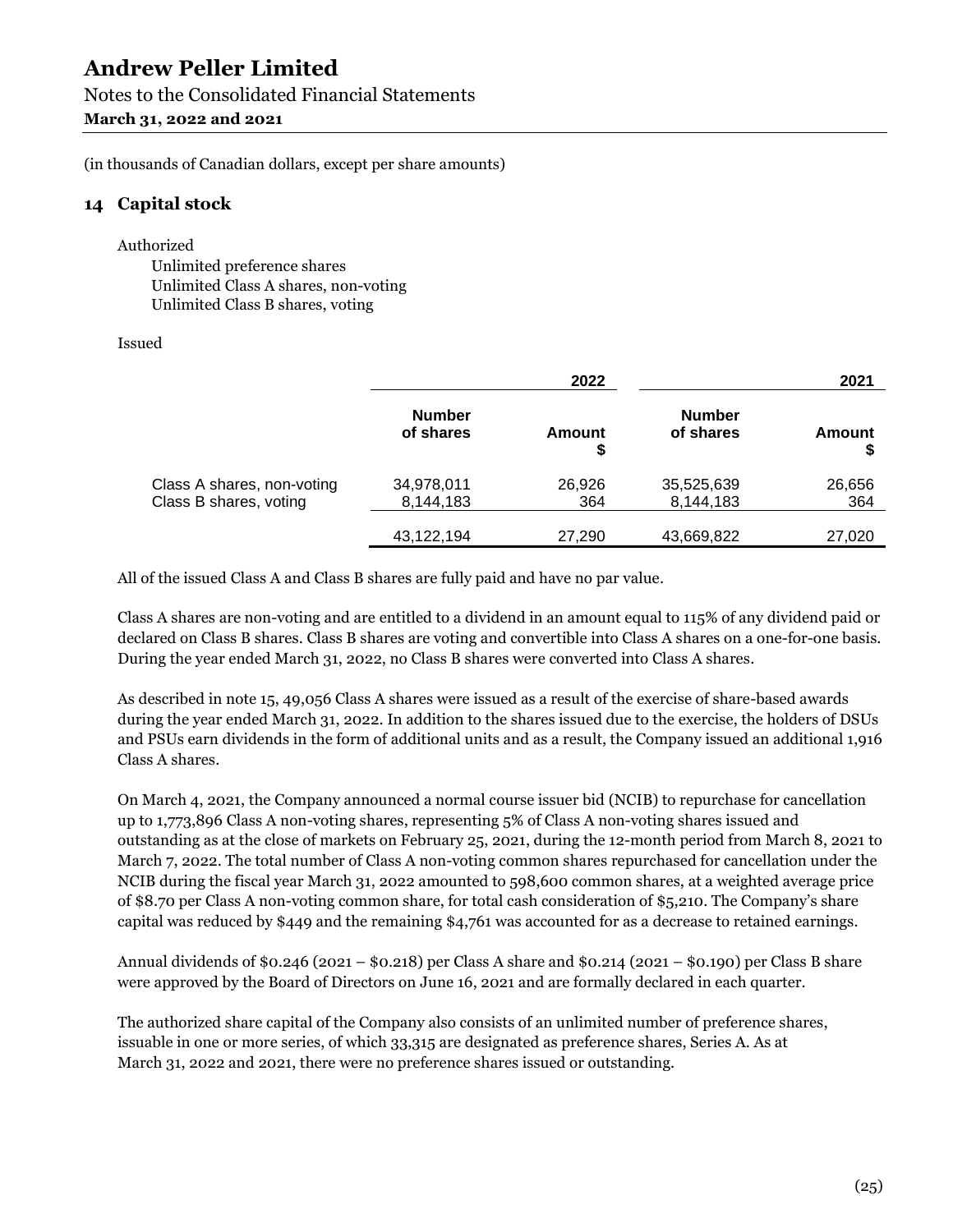(in thousands of Canadian dollars, except per share amounts)

## 14 Capital stock

Authorized

Unlimited preference shares
Unlimited Class A shares, non-voting
Unlimited Class B shares, voting

Issued

| | 2022 | | 2021 | |
|---|---|---|---|---|
| | Number of shares | Amount $ | Number of shares | Amount $ |
| Class A shares, non-voting | 34,978,011 | 26,926 | 35,525,639 | 26,656 |
| Class B shares, voting | 8,144,183 | 364 | 8,144,183 | 364 |
| | 43,122,194 | 27,290 | 43,669,822 | 27,020 |

All of the issued Class A and Class B shares are fully paid and have no par value.

Class A shares are non-voting and are entitled to a dividend in an amount equal to 115% of any dividend paid or declared on Class B shares. Class B shares are voting and convertible into Class A shares on a one-for-one basis. During the year ended March 31, 2022, no Class B shares were converted into Class A shares.

As described in note 15, 49,056 Class A shares were issued as a result of the exercise of share-based awards during the year ended March 31, 2022. In addition to the shares issued due to the exercise, the holders of DSUs and PSUs earn dividends in the form of additional units and as a result, the Company issued an additional 1,916 Class A shares.

On March 4, 2021, the Company announced a normal course issuer bid (NCIB) to repurchase for cancellation up to 1,773,896 Class A non-voting shares, representing 5% of Class A non-voting shares issued and outstanding as at the close of markets on February 25, 2021, during the 12-month period from March 8, 2021 to March 7, 2022. The total number of Class A non-voting common shares repurchased for cancellation under the NCIB during the fiscal year March 31, 2022 amounted to 598,600 common shares, at a weighted average price of $8.70 per Class A non-voting common share, for total cash consideration of $5,210. The Company's share capital was reduced by $449 and the remaining $4,761 was accounted for as a decrease to retained earnings.

Annual dividends of $0.246 (2021 – $0.218) per Class A share and $0.214 (2021 – $0.190) per Class B share were approved by the Board of Directors on June 16, 2021 and are formally declared in each quarter.

The authorized share capital of the Company also consists of an unlimited number of preference shares, issuable in one or more series, of which 33,315 are designated as preference shares, Series A. As at March 31, 2022 and 2021, there were no preference shares issued or outstanding.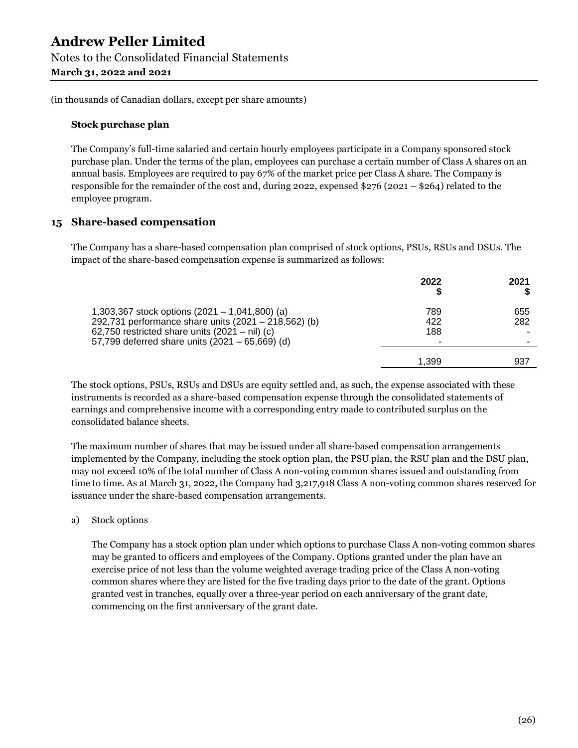(in thousands of Canadian dollars, except per share amounts)

**Stock purchase plan**

The Company's full-time salaried and certain hourly employees participate in a Company sponsored stock purchase plan. Under the terms of the plan, employees can purchase a certain number of Class A shares on an annual basis. Employees are required to pay 67% of the market price per Class A share. The Company is responsible for the remainder of the cost and, during 2022, expensed $276 (2021 – $264) related to the employee program.

## 15 Share-based compensation

The Company has a share-based compensation plan comprised of stock options, PSUs, RSUs and DSUs. The impact of the share-based compensation expense is summarized as follows:

| | 2022 $ | 2021 $ |
|---|---|---|
| 1,303,367 stock options (2021 – 1,041,800) (a) | 789 | 655 |
| 292,731 performance share units (2021 – 218,562) (b) | 422 | 282 |
| 62,750 restricted share units (2021 – nil) (c) | 188 | - |
| 57,799 deferred share units (2021 – 65,669) (d) | - | - |
| | 1,399 | 937 |

The stock options, PSUs, RSUs and DSUs are equity settled and, as such, the expense associated with these instruments is recorded as a share-based compensation expense through the consolidated statements of earnings and comprehensive income with a corresponding entry made to contributed surplus on the consolidated balance sheets.

The maximum number of shares that may be issued under all share-based compensation arrangements implemented by the Company, including the stock option plan, the PSU plan, the RSU plan and the DSU plan, may not exceed 10% of the total number of Class A non-voting common shares issued and outstanding from time to time. As at March 31, 2022, the Company had 3,217,918 Class A non-voting common shares reserved for issuance under the share-based compensation arrangements.

a) Stock options

The Company has a stock option plan under which options to purchase Class A non-voting common shares may be granted to officers and employees of the Company. Options granted under the plan have an exercise price of not less than the volume weighted average trading price of the Class A non-voting common shares where they are listed for the five trading days prior to the date of the grant. Options granted vest in tranches, equally over a three-year period on each anniversary of the grant date, commencing on the first anniversary of the grant date.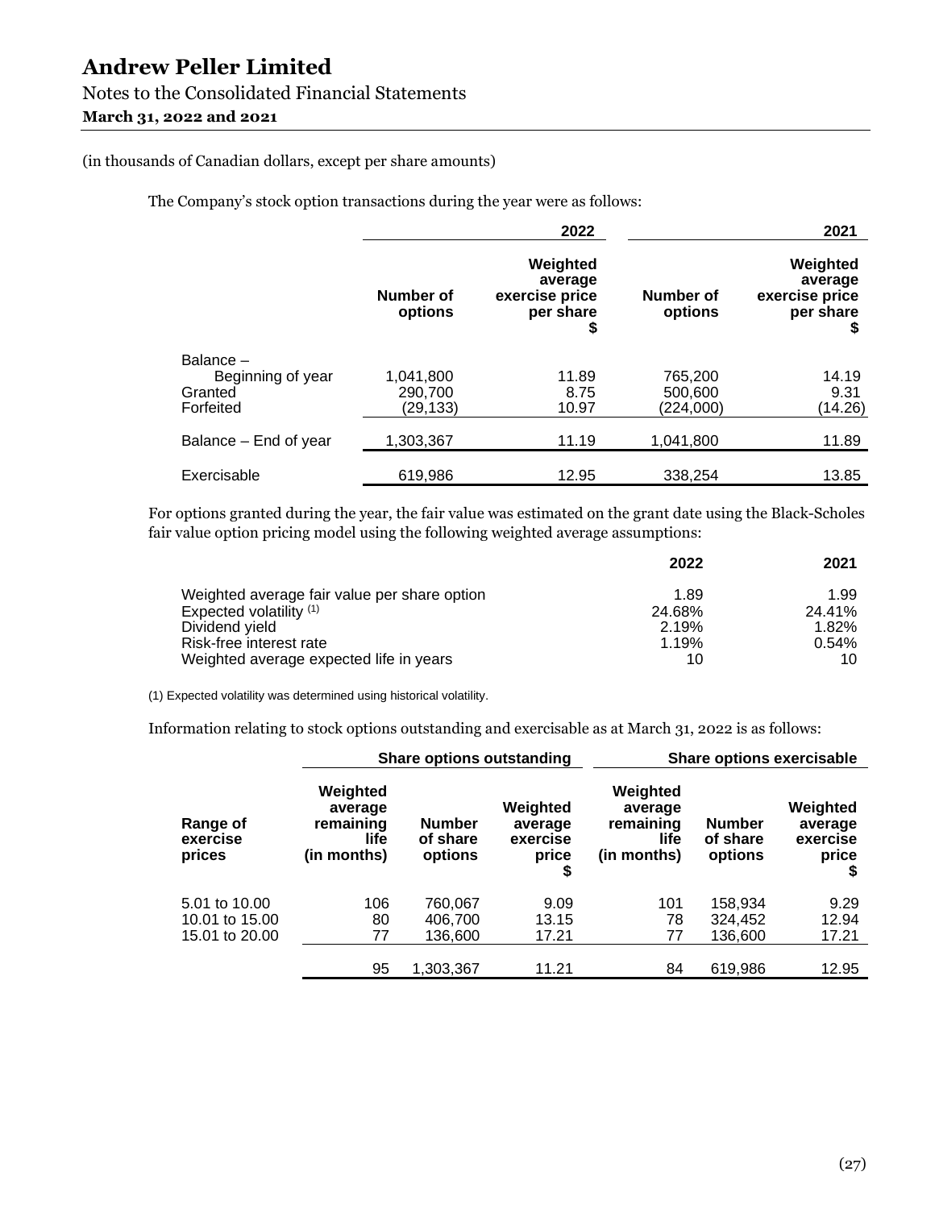(in thousands of Canadian dollars, except per share amounts)

The Company's stock option transactions during the year were as follows:

| | 2022 | | 2021 | |
|---|---|---|---|---|
| | Number of options | Weighted average exercise price per share $ | Number of options | Weighted average exercise price per share $ |
| Balance – Beginning of year | 1,041,800 | 11.89 | 765,200 | 14.19 |
| Granted | 290,700 | 8.75 | 500,600 | 9.31 |
| Forfeited | (29,133) | 10.97 | (224,000) | (14.26) |
| Balance – End of year | 1,303,367 | 11.19 | 1,041,800 | 11.89 |
| Exercisable | 619,986 | 12.95 | 338,254 | 13.85 |

For options granted during the year, the fair value was estimated on the grant date using the Black-Scholes fair value option pricing model using the following weighted average assumptions:

| | 2022 | 2021 |
|---|---|---|
| Weighted average fair value per share option | 1.89 | 1.99 |
| Expected volatility [1] | 24.68% | 24.41% |
| Dividend yield | 2.19% | 1.82% |
| Risk-free interest rate | 1.19% | 0.54% |
| Weighted average expected life in years | 10 | 10 |

(1) Expected volatility was determined using historical volatility.

Information relating to stock options outstanding and exercisable as at March 31, 2022 is as follows:

| | Share options outstanding | | | Share options exercisable | | |
|---|---|---|---|---|---|---|
| Range of exercise prices | Weighted average remaining life (in months) | Number of share options | Weighted average exercise price $ | Weighted average remaining life (in months) | Number of share options | Weighted average exercise price $ |
| 5.01 to 10.00 | 106 | 760,067 | 9.09 | 101 | 158,934 | 9.29 |
| 10.01 to 15.00 | 80 | 406,700 | 13.15 | 78 | 324,452 | 12.94 |
| 15.01 to 20.00 | 77 | 136,600 | 17.21 | 77 | 136,600 | 17.21 |
| | 95 | 1,303,367 | 11.21 | 84 | 619,986 | 12.95 |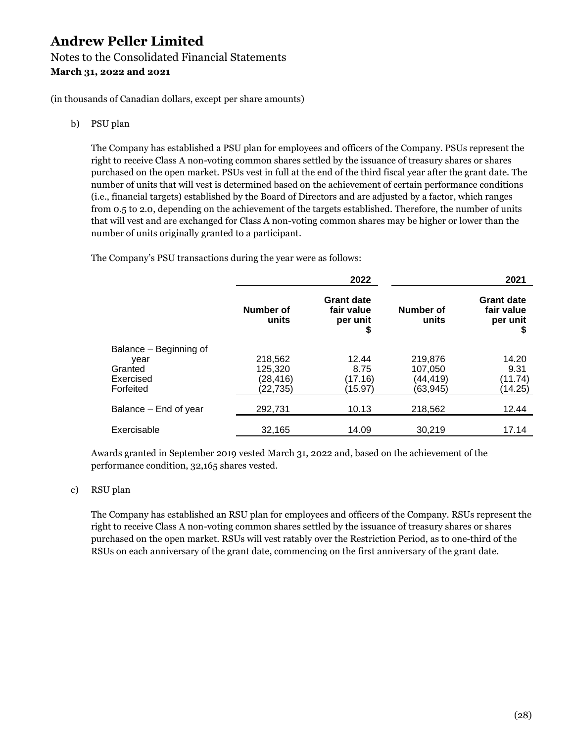(in thousands of Canadian dollars, except per share amounts)

b) PSU plan

The Company has established a PSU plan for employees and officers of the Company. PSUs represent the right to receive Class A non-voting common shares settled by the issuance of treasury shares or shares purchased on the open market. PSUs vest in full at the end of the third fiscal year after the grant date. The number of units that will vest is determined based on the achievement of certain performance conditions (i.e., financial targets) established by the Board of Directors and are adjusted by a factor, which ranges from 0.5 to 2.0, depending on the achievement of the targets established. Therefore, the number of units that will vest and are exchanged for Class A non-voting common shares may be higher or lower than the number of units originally granted to a participant.

The Company's PSU transactions during the year were as follows:

| | 2022 | | 2021 | |
|---|---|---|---|---|
| | Number of units | Grant date fair value per unit $ | Number of units | Grant date fair value per unit $ |
| Balance – Beginning of year | 218,562 | 12.44 | 219,876 | 14.20 |
| Granted | 125,320 | 8.75 | 107,050 | 9.31 |
| Exercised | (28,416) | (17.16) | (44,419) | (11.74) |
| Forfeited | (22,735) | (15.97) | (63,945) | (14.25) |
| Balance – End of year | 292,731 | 10.13 | 218,562 | 12.44 |
| Exercisable | 32,165 | 14.09 | 30,219 | 17.14 |

Awards granted in September 2019 vested March 31, 2022 and, based on the achievement of the performance condition, 32,165 shares vested.

c) RSU plan

The Company has established an RSU plan for employees and officers of the Company. RSUs represent the right to receive Class A non-voting common shares settled by the issuance of treasury shares or shares purchased on the open market. RSUs will vest ratably over the Restriction Period, as to one-third of the RSUs on each anniversary of the grant date, commencing on the first anniversary of the grant date.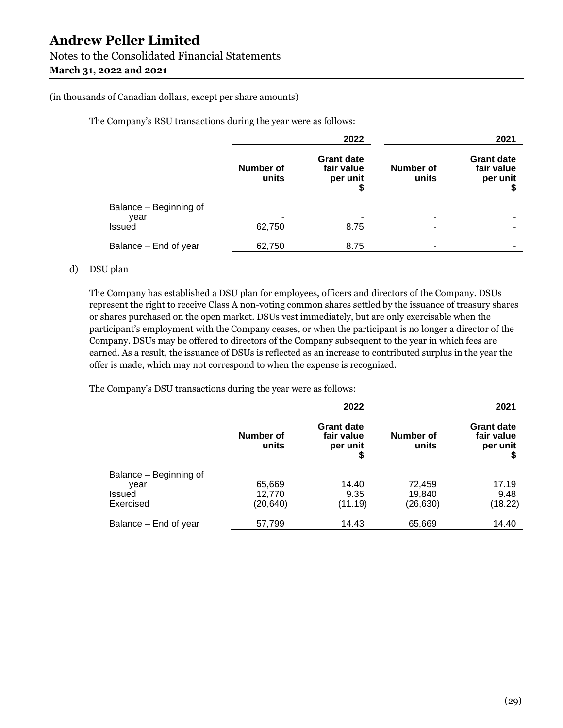(in thousands of Canadian dollars, except per share amounts)

The Company's RSU transactions during the year were as follows:

| | 2022 | | 2021 | |
|---|---|---|---|---|
| | Number of units | Grant date fair value per unit $ | Number of units | Grant date fair value per unit $ |
| Balance – Beginning of year | - | - | - | - |
| Issued | 62,750 | 8.75 | - | - |
| Balance – End of year | 62,750 | 8.75 | - | - |

d) DSU plan

The Company has established a DSU plan for employees, officers and directors of the Company. DSUs represent the right to receive Class A non-voting common shares settled by the issuance of treasury shares or shares purchased on the open market. DSUs vest immediately, but are only exercisable when the participant's employment with the Company ceases, or when the participant is no longer a director of the Company. DSUs may be offered to directors of the Company subsequent to the year in which fees are earned. As a result, the issuance of DSUs is reflected as an increase to contributed surplus in the year the offer is made, which may not correspond to when the expense is recognized.

The Company's DSU transactions during the year were as follows:

| | 2022 | | 2021 | |
|---|---|---|---|---|
| | Number of units | Grant date fair value per unit $ | Number of units | Grant date fair value per unit $ |
| Balance – Beginning of year | 65,669 | 14.40 | 72,459 | 17.19 |
| Issued | 12,770 | 9.35 | 19,840 | 9.48 |
| Exercised | (20,640) | (11.19) | (26,630) | (18.22) |
| Balance – End of year | 57,799 | 14.43 | 65,669 | 14.40 |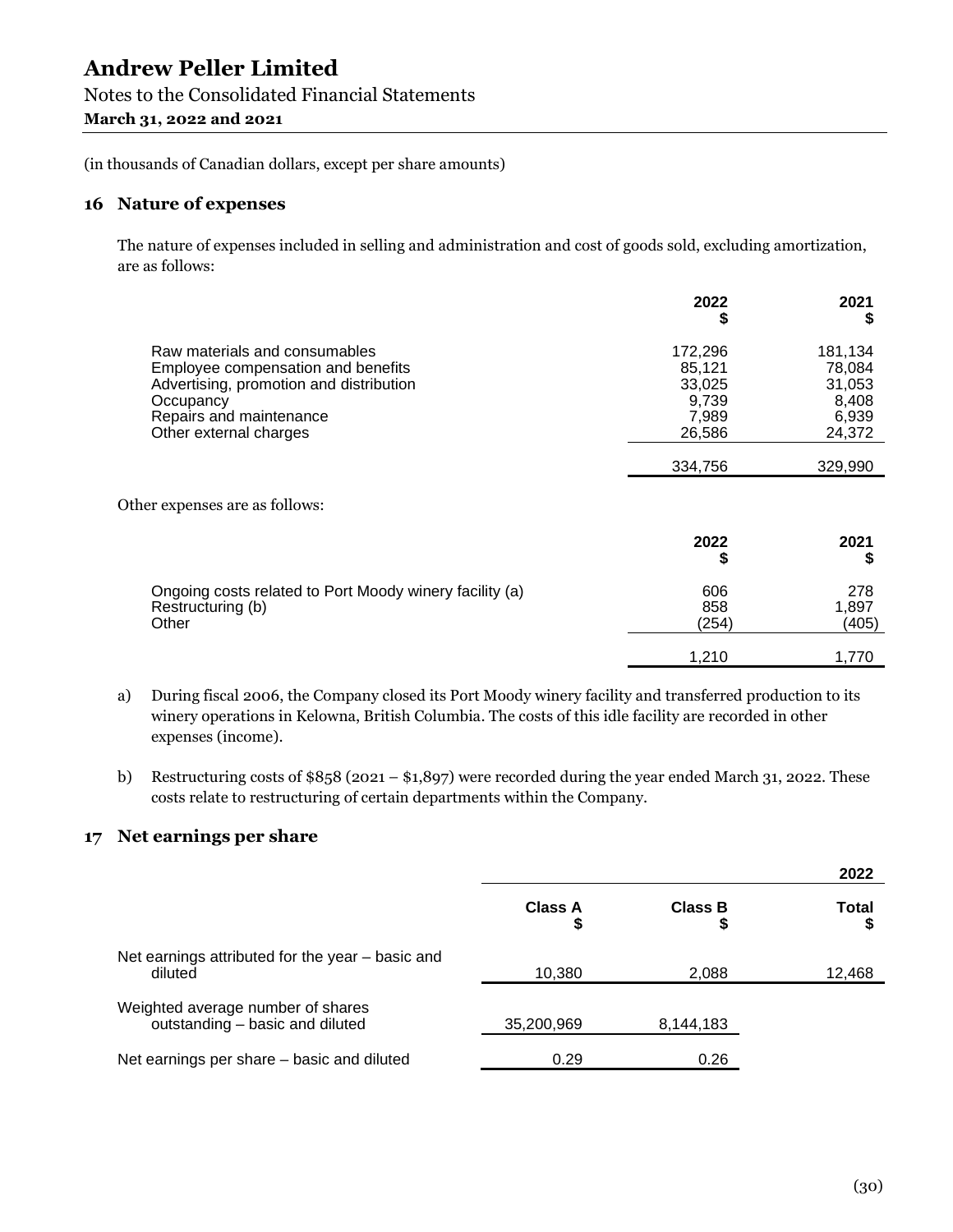(in thousands of Canadian dollars, except per share amounts)

## 16 Nature of expenses

The nature of expenses included in selling and administration and cost of goods sold, excluding amortization, are as follows:

| | 2022<br>$ | 2021<br>$ |
|---|---|---|
| Raw materials and consumables | 172,296 | 181,134 |
| Employee compensation and benefits | 85,121 | 78,084 |
| Advertising, promotion and distribution | 33,025 | 31,053 |
| Occupancy | 9,739 | 8,408 |
| Repairs and maintenance | 7,989 | 6,939 |
| Other external charges | 26,586 | 24,372 |
| | 334,756 | 329,990 |

Other expenses are as follows:

| | 2022<br>$ | 2021<br>$ |
|---|---|---|
| Ongoing costs related to Port Moody winery facility (a) | 606 | 278 |
| Restructuring (b) | 858 | 1,897 |
| Other | (254) | (405) |
| | 1,210 | 1,770 |

a) During fiscal 2006, the Company closed its Port Moody winery facility and transferred production to its winery operations in Kelowna, British Columbia. The costs of this idle facility are recorded in other expenses (income).

b) Restructuring costs of $858 (2021 – $1,897) were recorded during the year ended March 31, 2022. These costs relate to restructuring of certain departments within the Company.

## 17 Net earnings per share

| | | | 2022 |
|---|---|---|---|
| | Class A<br>$ | Class B<br>$ | Total<br>$ |
| Net earnings attributed for the year – basic and diluted | 10,380 | 2,088 | 12,468 |
| Weighted average number of shares outstanding – basic and diluted | 35,200,969 | 8,144,183 | |
| Net earnings per share – basic and diluted | 0.29 | 0.26 | |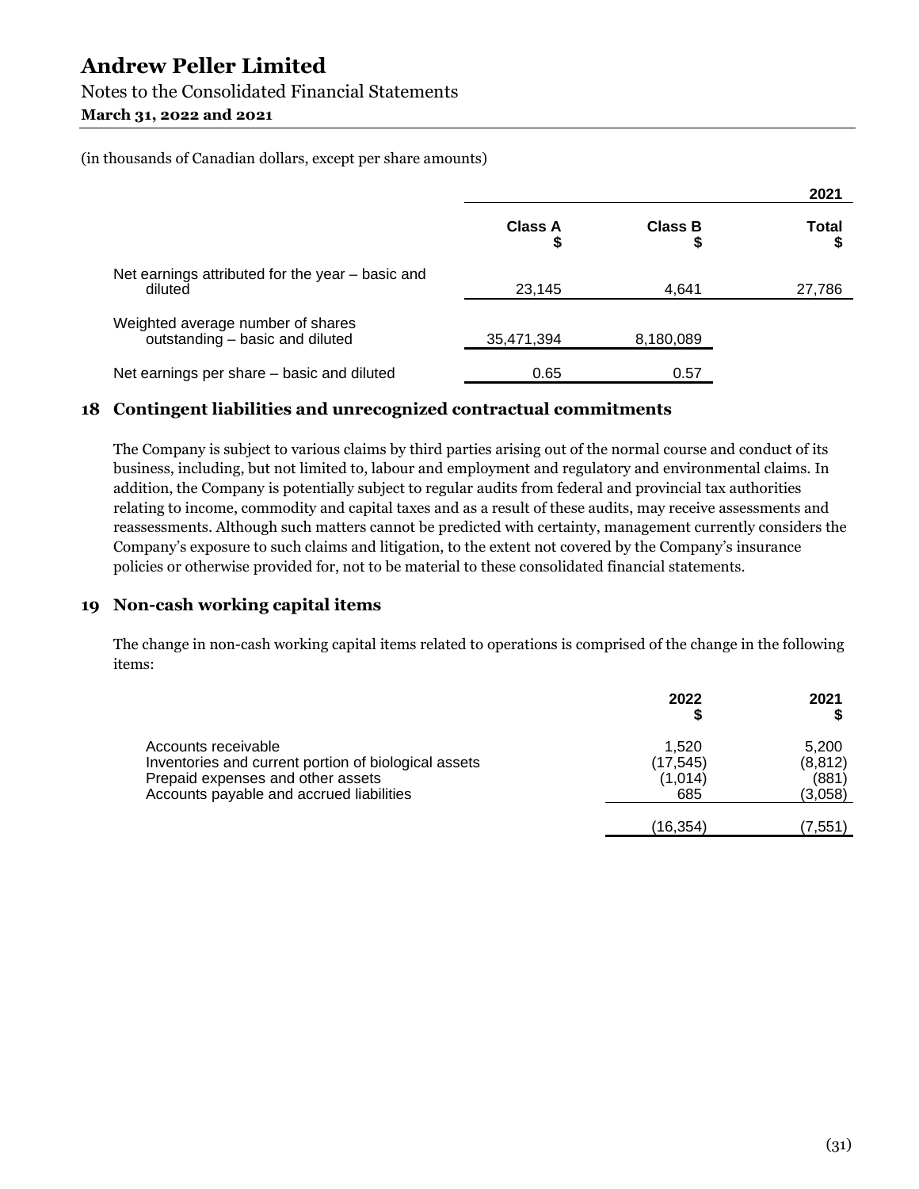(in thousands of Canadian dollars, except per share amounts)

| | | | 2021 |
|---|---|---|---|
| | Class A $ | Class B $ | Total $ |
| Net earnings attributed for the year – basic and diluted | 23,145 | 4,641 | 27,786 |
| Weighted average number of shares outstanding – basic and diluted | 35,471,394 | 8,180,089 | |
| Net earnings per share – basic and diluted | 0.65 | 0.57 | |

## 18 Contingent liabilities and unrecognized contractual commitments

The Company is subject to various claims by third parties arising out of the normal course and conduct of its business, including, but not limited to, labour and employment and regulatory and environmental claims. In addition, the Company is potentially subject to regular audits from federal and provincial tax authorities relating to income, commodity and capital taxes and as a result of these audits, may receive assessments and reassessments. Although such matters cannot be predicted with certainty, management currently considers the Company's exposure to such claims and litigation, to the extent not covered by the Company's insurance policies or otherwise provided for, not to be material to these consolidated financial statements.

## 19 Non-cash working capital items

The change in non-cash working capital items related to operations is comprised of the change in the following items:

| | 2022 $ | 2021 $ |
|---|---|---|
| Accounts receivable | 1,520 | 5,200 |
| Inventories and current portion of biological assets | (17,545) | (8,812) |
| Prepaid expenses and other assets | (1,014) | (881) |
| Accounts payable and accrued liabilities | 685 | (3,058) |
| | (16,354) | (7,551) |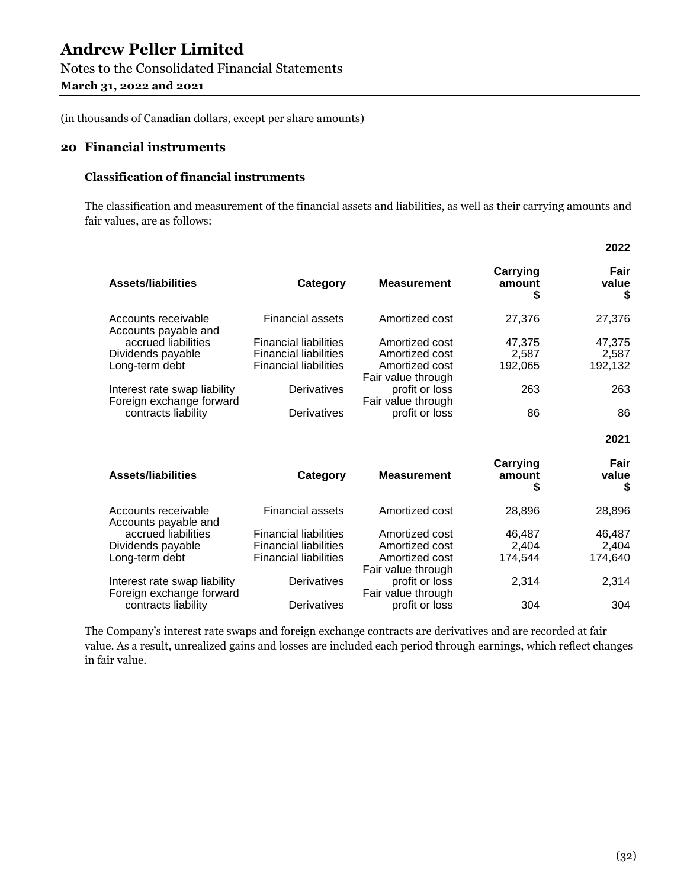# Andrew Peller Limited

Notes to the Consolidated Financial Statements

**March 31, 2022 and 2021**

(in thousands of Canadian dollars, except per share amounts)

## 20 Financial instruments

### Classification of financial instruments

The classification and measurement of the financial assets and liabilities, as well as their carrying amounts and fair values, are as follows:

| | | | 2022 | |
|---|---|---|---|---|
| **Assets/liabilities** | **Category** | **Measurement** | **Carrying amount $** | **Fair value $** |
| Accounts receivable | Financial assets | Amortized cost | 27,376 | 27,376 |
| Accounts payable and accrued liabilities | Financial liabilities | Amortized cost | 47,375 | 47,375 |
| Dividends payable | Financial liabilities | Amortized cost | 2,587 | 2,587 |
| Long-term debt | Financial liabilities | Amortized cost | 192,065 | 192,132 |
| Interest rate swap liability | Derivatives | Fair value through profit or loss | 263 | 263 |
| Foreign exchange forward contracts liability | Derivatives | Fair value through profit or loss | 86 | 86 |

| | | | 2021 | |
|---|---|---|---|---|
| **Assets/liabilities** | **Category** | **Measurement** | **Carrying amount $** | **Fair value $** |
| Accounts receivable | Financial assets | Amortized cost | 28,896 | 28,896 |
| Accounts payable and accrued liabilities | Financial liabilities | Amortized cost | 46,487 | 46,487 |
| Dividends payable | Financial liabilities | Amortized cost | 2,404 | 2,404 |
| Long-term debt | Financial liabilities | Amortized cost | 174,544 | 174,640 |
| Interest rate swap liability | Derivatives | Fair value through profit or loss | 2,314 | 2,314 |
| Foreign exchange forward contracts liability | Derivatives | Fair value through profit or loss | 304 | 304 |

The Company's interest rate swaps and foreign exchange contracts are derivatives and are recorded at fair value. As a result, unrealized gains and losses are included each period through earnings, which reflect changes in fair value.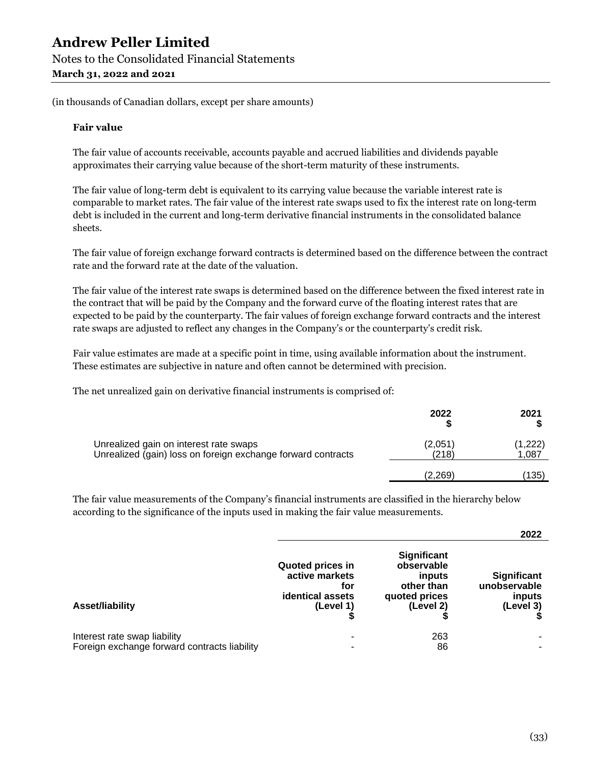(in thousands of Canadian dollars, except per share amounts)

**Fair value**

The fair value of accounts receivable, accounts payable and accrued liabilities and dividends payable approximates their carrying value because of the short-term maturity of these instruments.

The fair value of long-term debt is equivalent to its carrying value because the variable interest rate is comparable to market rates. The fair value of the interest rate swaps used to fix the interest rate on long-term debt is included in the current and long-term derivative financial instruments in the consolidated balance sheets.

The fair value of foreign exchange forward contracts is determined based on the difference between the contract rate and the forward rate at the date of the valuation.

The fair value of the interest rate swaps is determined based on the difference between the fixed interest rate in the contract that will be paid by the Company and the forward curve of the floating interest rates that are expected to be paid by the counterparty. The fair values of foreign exchange forward contracts and the interest rate swaps are adjusted to reflect any changes in the Company's or the counterparty's credit risk.

Fair value estimates are made at a specific point in time, using available information about the instrument. These estimates are subjective in nature and often cannot be determined with precision.

The net unrealized gain on derivative financial instruments is comprised of:

| | 2022<br>$ | 2021<br>$ |
|---|---|---|
| Unrealized gain on interest rate swaps | (2,051) | (1,222) |
| Unrealized (gain) loss on foreign exchange forward contracts | (218) | 1,087 |
| | (2,269) | (135) |

The fair value measurements of the Company's financial instruments are classified in the hierarchy below according to the significance of the inputs used in making the fair value measurements.

| | | | 2022 |
|---|---|---|---|
| **Asset/liability** | **Quoted prices in active markets for identical assets (Level 1)<br>$** | **Significant observable inputs other than quoted prices (Level 2)<br>$** | **Significant unobservable inputs (Level 3)<br>$** |
| Interest rate swap liability | - | 263 | - |
| Foreign exchange forward contracts liability | - | 86 | - |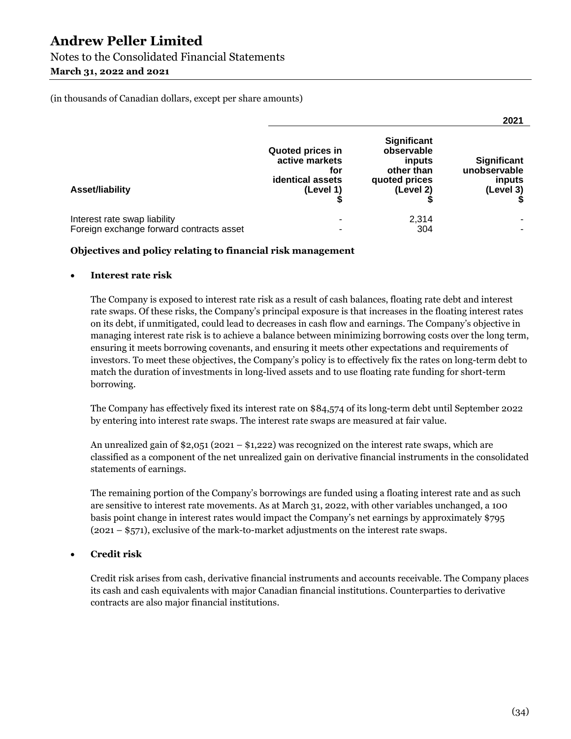(in thousands of Canadian dollars, except per share amounts)

| | | | 2021 |
|---|---|---|---|
| Asset/liability | Quoted prices in active markets for identical assets (Level 1) $ | Significant observable inputs other than quoted prices (Level 2) $ | Significant unobservable inputs (Level 3) $ |
| Interest rate swap liability | - | 2,314 | - |
| Foreign exchange forward contracts asset | - | 304 | - |

**Objectives and policy relating to financial risk management**

- **Interest rate risk**

  The Company is exposed to interest rate risk as a result of cash balances, floating rate debt and interest rate swaps. Of these risks, the Company's principal exposure is that increases in the floating interest rates on its debt, if unmitigated, could lead to decreases in cash flow and earnings. The Company's objective in managing interest rate risk is to achieve a balance between minimizing borrowing costs over the long term, ensuring it meets borrowing covenants, and ensuring it meets other expectations and requirements of investors. To meet these objectives, the Company's policy is to effectively fix the rates on long-term debt to match the duration of investments in long-lived assets and to use floating rate funding for short-term borrowing.

  The Company has effectively fixed its interest rate on $84,574 of its long-term debt until September 2022 by entering into interest rate swaps. The interest rate swaps are measured at fair value.

  An unrealized gain of $2,051 (2021 – $1,222) was recognized on the interest rate swaps, which are classified as a component of the net unrealized gain on derivative financial instruments in the consolidated statements of earnings.

  The remaining portion of the Company's borrowings are funded using a floating interest rate and as such are sensitive to interest rate movements. As at March 31, 2022, with other variables unchanged, a 100 basis point change in interest rates would impact the Company's net earnings by approximately $795 (2021 – $571), exclusive of the mark-to-market adjustments on the interest rate swaps.

- **Credit risk**

  Credit risk arises from cash, derivative financial instruments and accounts receivable. The Company places its cash and cash equivalents with major Canadian financial institutions. Counterparties to derivative contracts are also major financial institutions.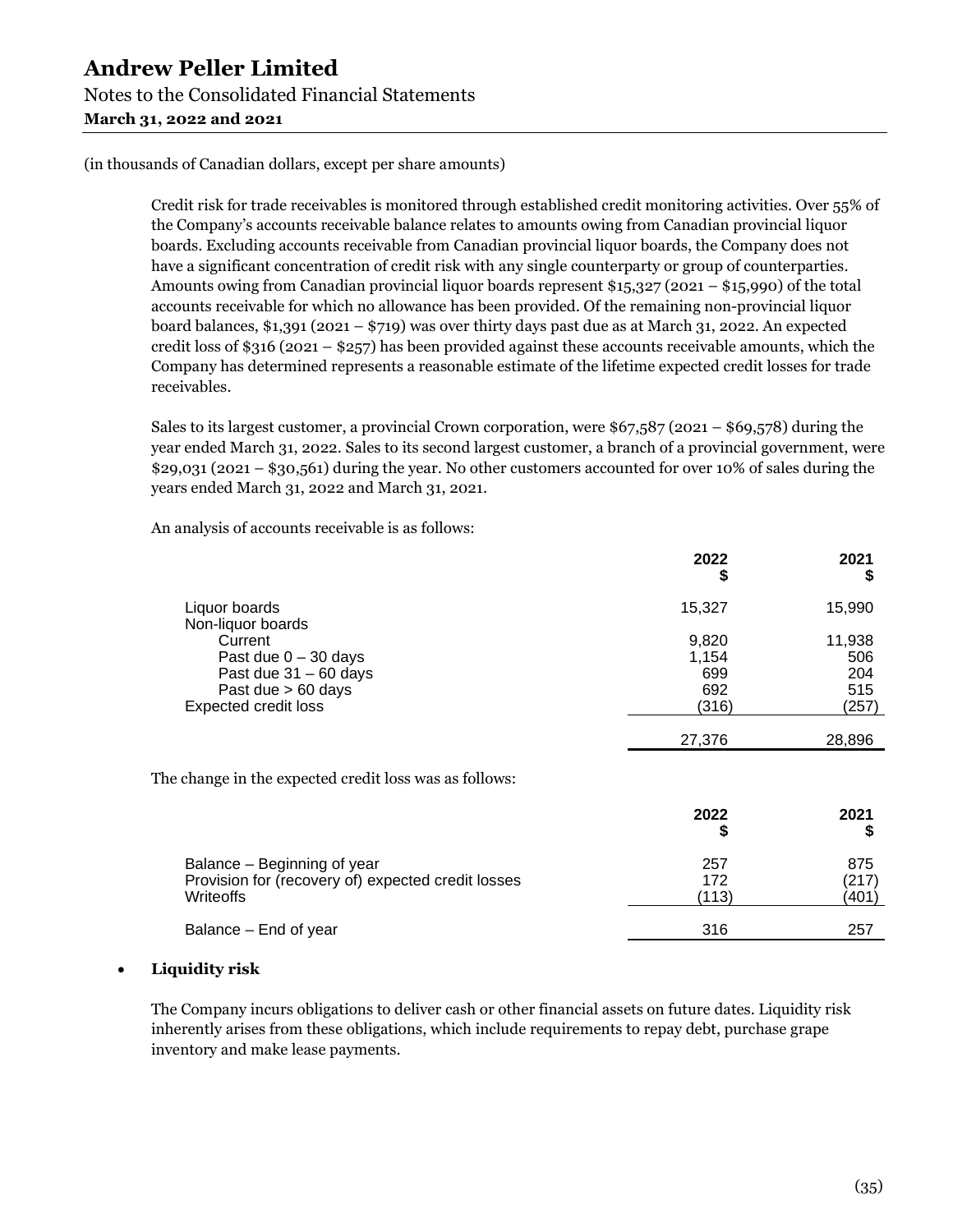(in thousands of Canadian dollars, except per share amounts)

Credit risk for trade receivables is monitored through established credit monitoring activities. Over 55% of the Company's accounts receivable balance relates to amounts owing from Canadian provincial liquor boards. Excluding accounts receivable from Canadian provincial liquor boards, the Company does not have a significant concentration of credit risk with any single counterparty or group of counterparties. Amounts owing from Canadian provincial liquor boards represent $15,327 (2021 – $15,990) of the total accounts receivable for which no allowance has been provided. Of the remaining non-provincial liquor board balances, $1,391 (2021 – $719) was over thirty days past due as at March 31, 2022. An expected credit loss of $316 (2021 – $257) has been provided against these accounts receivable amounts, which the Company has determined represents a reasonable estimate of the lifetime expected credit losses for trade receivables.

Sales to its largest customer, a provincial Crown corporation, were $67,587 (2021 – $69,578) during the year ended March 31, 2022. Sales to its second largest customer, a branch of a provincial government, were $29,031 (2021 – $30,561) during the year. No other customers accounted for over 10% of sales during the years ended March 31, 2022 and March 31, 2021.

An analysis of accounts receivable is as follows:

| | 2022<br>$ | 2021<br>$ |
|---|---|---|
| Liquor boards | 15,327 | 15,990 |
| Non-liquor boards | | |
| Current | 9,820 | 11,938 |
| Past due 0 – 30 days | 1,154 | 506 |
| Past due 31 – 60 days | 699 | 204 |
| Past due > 60 days | 692 | 515 |
| Expected credit loss | (316) | (257) |
| | 27,376 | 28,896 |

The change in the expected credit loss was as follows:

| | 2022<br>$ | 2021<br>$ |
|---|---|---|
| Balance – Beginning of year | 257 | 875 |
| Provision for (recovery of) expected credit losses | 172 | (217) |
| Writeoffs | (113) | (401) |
| Balance – End of year | 316 | 257 |

- **Liquidity risk**

The Company incurs obligations to deliver cash or other financial assets on future dates. Liquidity risk inherently arises from these obligations, which include requirements to repay debt, purchase grape inventory and make lease payments.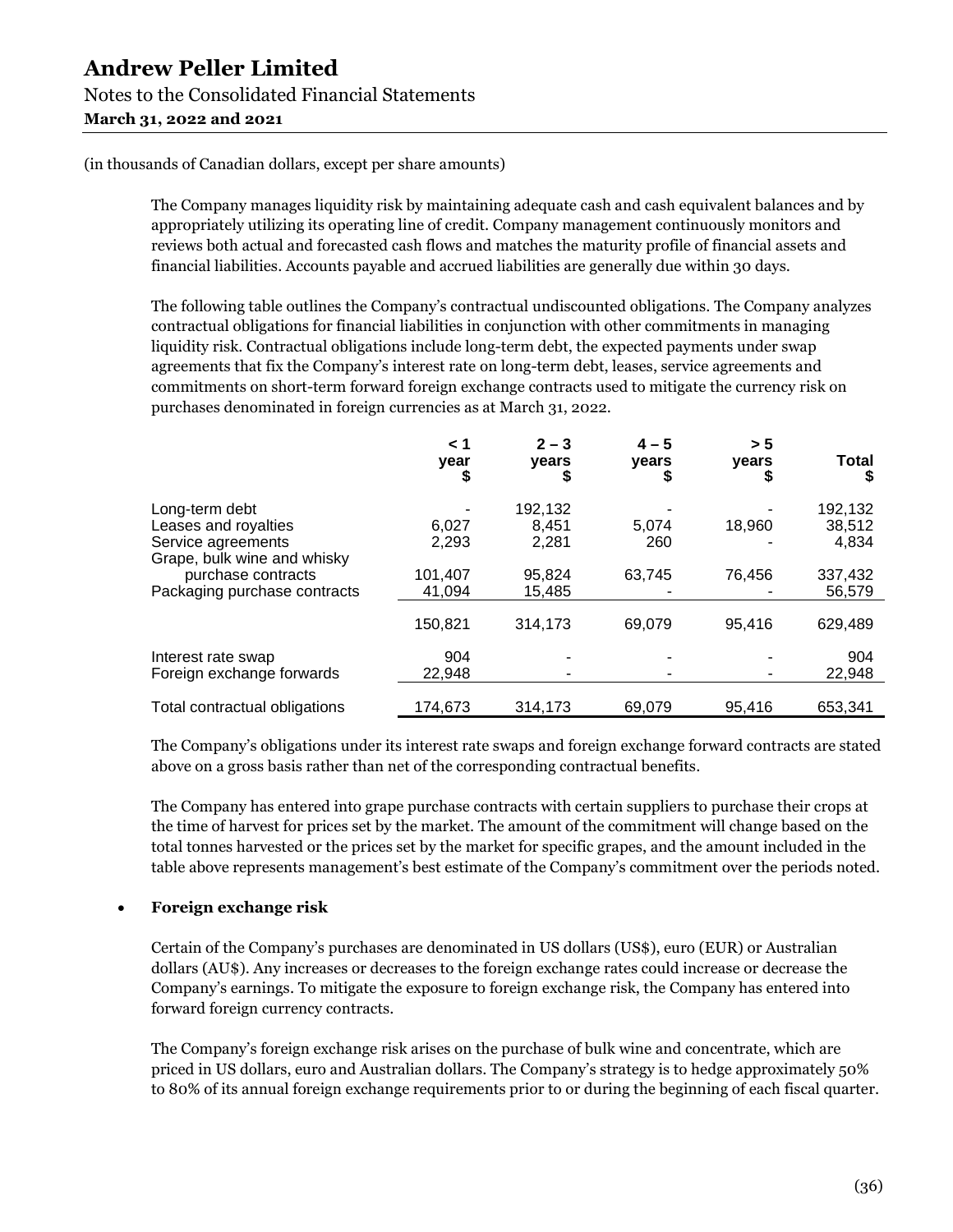(in thousands of Canadian dollars, except per share amounts)

The Company manages liquidity risk by maintaining adequate cash and cash equivalent balances and by appropriately utilizing its operating line of credit. Company management continuously monitors and reviews both actual and forecasted cash flows and matches the maturity profile of financial assets and financial liabilities. Accounts payable and accrued liabilities are generally due within 30 days.

The following table outlines the Company's contractual undiscounted obligations. The Company analyzes contractual obligations for financial liabilities in conjunction with other commitments in managing liquidity risk. Contractual obligations include long-term debt, the expected payments under swap agreements that fix the Company's interest rate on long-term debt, leases, service agreements and commitments on short-term forward foreign exchange contracts used to mitigate the currency risk on purchases denominated in foreign currencies as at March 31, 2022.

| | < 1 year $ | 2 – 3 years $ | 4 – 5 years $ | > 5 years $ | Total $ |
|---|---|---|---|---|---|
| Long-term debt | - | 192,132 | - | - | 192,132 |
| Leases and royalties | 6,027 | 8,451 | 5,074 | 18,960 | 38,512 |
| Service agreements | 2,293 | 2,281 | 260 | - | 4,834 |
| Grape, bulk wine and whisky purchase contracts | 101,407 | 95,824 | 63,745 | 76,456 | 337,432 |
| Packaging purchase contracts | 41,094 | 15,485 | - | - | 56,579 |
| | 150,821 | 314,173 | 69,079 | 95,416 | 629,489 |
| Interest rate swap | 904 | - | - | - | 904 |
| Foreign exchange forwards | 22,948 | - | - | - | 22,948 |
| Total contractual obligations | 174,673 | 314,173 | 69,079 | 95,416 | 653,341 |

The Company's obligations under its interest rate swaps and foreign exchange forward contracts are stated above on a gross basis rather than net of the corresponding contractual benefits.

The Company has entered into grape purchase contracts with certain suppliers to purchase their crops at the time of harvest for prices set by the market. The amount of the commitment will change based on the total tonnes harvested or the prices set by the market for specific grapes, and the amount included in the table above represents management's best estimate of the Company's commitment over the periods noted.

- **Foreign exchange risk**

Certain of the Company's purchases are denominated in US dollars (US$), euro (EUR) or Australian dollars (AU$). Any increases or decreases to the foreign exchange rates could increase or decrease the Company's earnings. To mitigate the exposure to foreign exchange risk, the Company has entered into forward foreign currency contracts.

The Company's foreign exchange risk arises on the purchase of bulk wine and concentrate, which are priced in US dollars, euro and Australian dollars. The Company's strategy is to hedge approximately 50% to 80% of its annual foreign exchange requirements prior to or during the beginning of each fiscal quarter.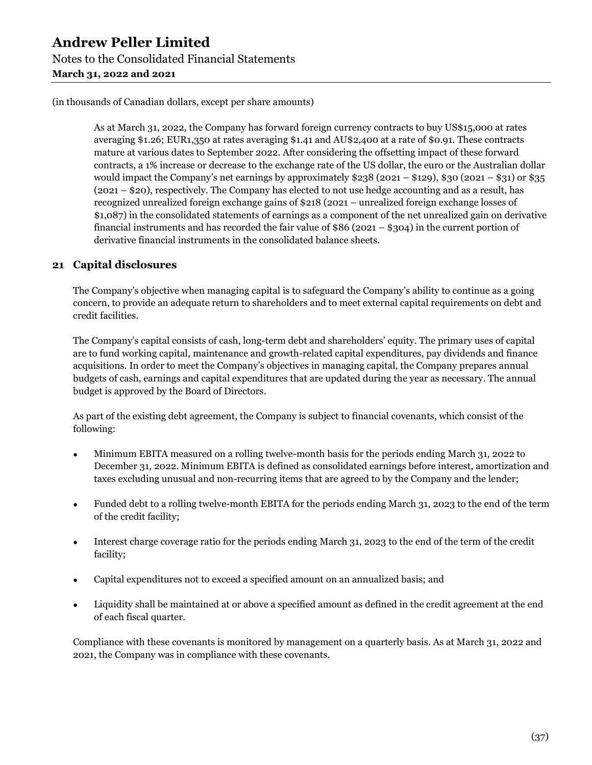(in thousands of Canadian dollars, except per share amounts)

As at March 31, 2022, the Company has forward foreign currency contracts to buy US$15,000 at rates averaging $1.26; EUR1,350 at rates averaging $1.41 and AU$2,400 at a rate of $0.91. These contracts mature at various dates to September 2022. After considering the offsetting impact of these forward contracts, a 1% increase or decrease to the exchange rate of the US dollar, the euro or the Australian dollar would impact the Company's net earnings by approximately $238 (2021 – $129), $30 (2021 – $31) or $35 (2021 – $20), respectively. The Company has elected to not use hedge accounting and as a result, has recognized unrealized foreign exchange gains of $218 (2021 – unrealized foreign exchange losses of $1,087) in the consolidated statements of earnings as a component of the net unrealized gain on derivative financial instruments and has recorded the fair value of $86 (2021 – $304) in the current portion of derivative financial instruments in the consolidated balance sheets.

## 21 Capital disclosures

The Company's objective when managing capital is to safeguard the Company's ability to continue as a going concern, to provide an adequate return to shareholders and to meet external capital requirements on debt and credit facilities.

The Company's capital consists of cash, long-term debt and shareholders' equity. The primary uses of capital are to fund working capital, maintenance and growth-related capital expenditures, pay dividends and finance acquisitions. In order to meet the Company's objectives in managing capital, the Company prepares annual budgets of cash, earnings and capital expenditures that are updated during the year as necessary. The annual budget is approved by the Board of Directors.

As part of the existing debt agreement, the Company is subject to financial covenants, which consist of the following:

- Minimum EBITA measured on a rolling twelve-month basis for the periods ending March 31, 2022 to December 31, 2022. Minimum EBITA is defined as consolidated earnings before interest, amortization and taxes excluding unusual and non-recurring items that are agreed to by the Company and the lender;
- Funded debt to a rolling twelve-month EBITA for the periods ending March 31, 2023 to the end of the term of the credit facility;
- Interest charge coverage ratio for the periods ending March 31, 2023 to the end of the term of the credit facility;
- Capital expenditures not to exceed a specified amount on an annualized basis; and
- Liquidity shall be maintained at or above a specified amount as defined in the credit agreement at the end of each fiscal quarter.

Compliance with these covenants is monitored by management on a quarterly basis. As at March 31, 2022 and 2021, the Company was in compliance with these covenants.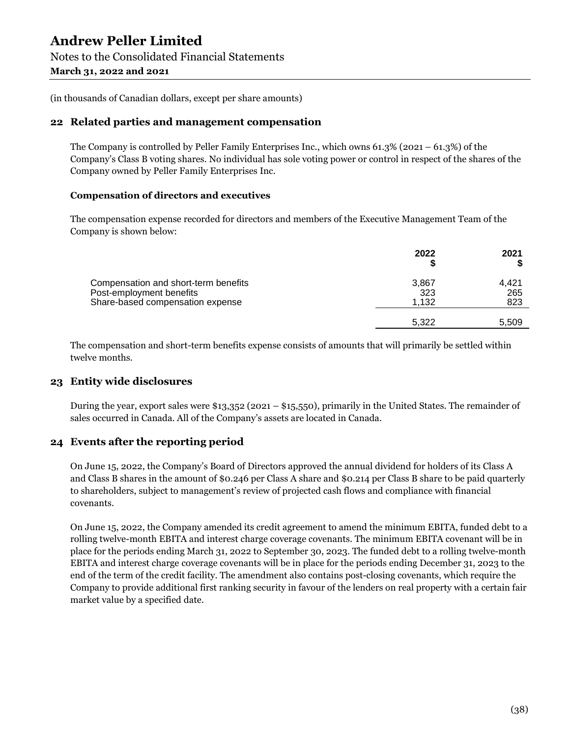# Andrew Peller Limited

Notes to the Consolidated Financial Statements

**March 31, 2022 and 2021**

(in thousands of Canadian dollars, except per share amounts)

## 22 Related parties and management compensation

The Company is controlled by Peller Family Enterprises Inc., which owns 61.3% (2021 – 61.3%) of the Company's Class B voting shares. No individual has sole voting power or control in respect of the shares of the Company owned by Peller Family Enterprises Inc.

### Compensation of directors and executives

The compensation expense recorded for directors and members of the Executive Management Team of the Company is shown below:

| | 2022 $ | 2021 $ |
|---|---|---|
| Compensation and short-term benefits | 3,867 | 4,421 |
| Post-employment benefits | 323 | 265 |
| Share-based compensation expense | 1,132 | 823 |
| | 5,322 | 5,509 |

The compensation and short-term benefits expense consists of amounts that will primarily be settled within twelve months.

## 23 Entity wide disclosures

During the year, export sales were $13,352 (2021 – $15,550), primarily in the United States. The remainder of sales occurred in Canada. All of the Company's assets are located in Canada.

## 24 Events after the reporting period

On June 15, 2022, the Company's Board of Directors approved the annual dividend for holders of its Class A and Class B shares in the amount of $0.246 per Class A share and $0.214 per Class B share to be paid quarterly to shareholders, subject to management's review of projected cash flows and compliance with financial covenants.

On June 15, 2022, the Company amended its credit agreement to amend the minimum EBITA, funded debt to a rolling twelve-month EBITA and interest charge coverage covenants. The minimum EBITA covenant will be in place for the periods ending March 31, 2022 to September 30, 2023. The funded debt to a rolling twelve-month EBITA and interest charge coverage covenants will be in place for the periods ending December 31, 2023 to the end of the term of the credit facility. The amendment also contains post-closing covenants, which require the Company to provide additional first ranking security in favour of the lenders on real property with a certain fair market value by a specified date.